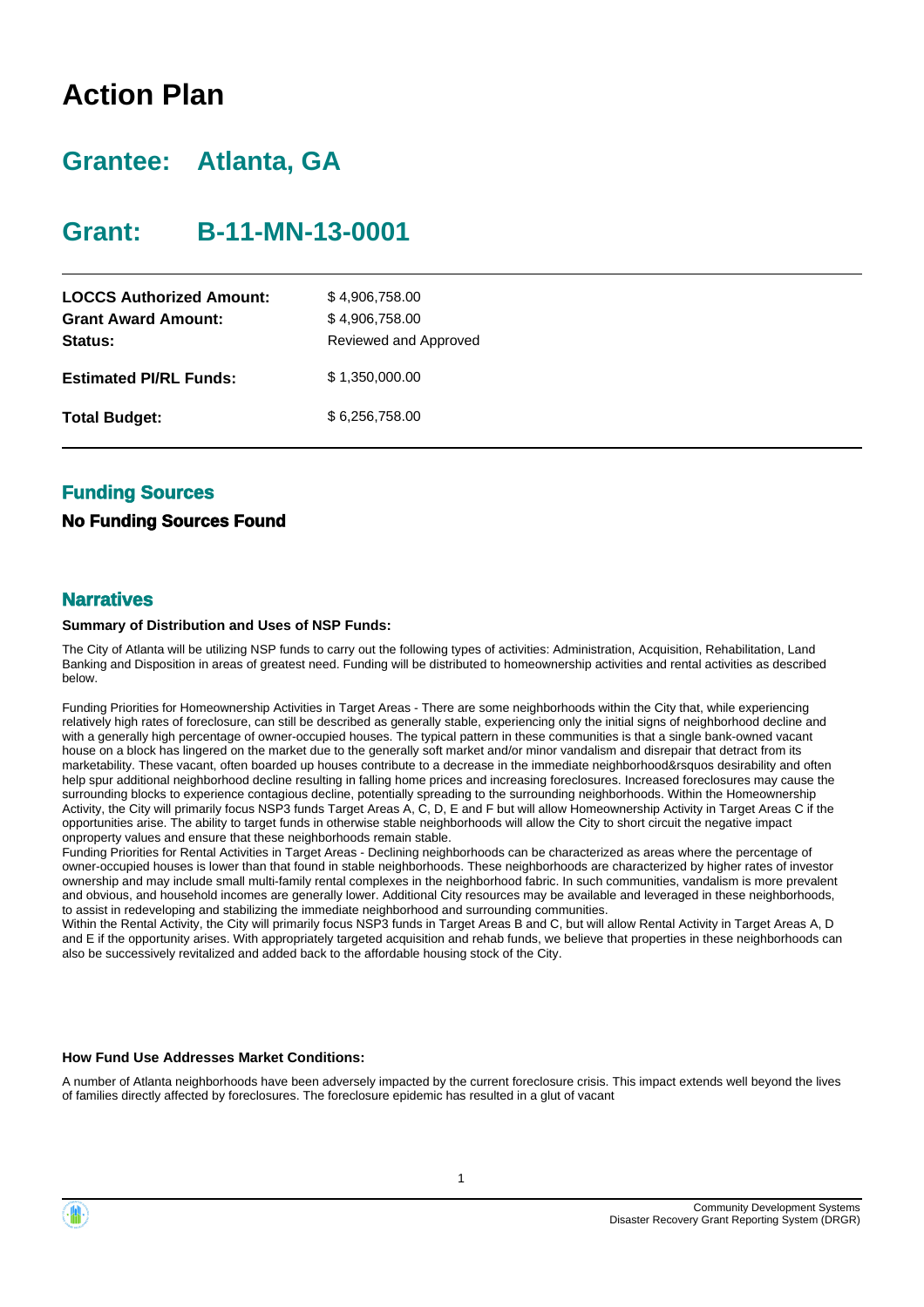# Action Plan

## Grantee: Atlanta, GA

## Grant: B-11-MN-13-0001

| | |
|---|---|
| **LOCCS Authorized Amount:** | $ 4,906,758.00 |
| **Grant Award Amount:** | $ 4,906,758.00 |
| **Status:** | Reviewed and Approved |
| **Estimated PI/RL Funds:** | $ 1,350,000.00 |
| **Total Budget:** | $ 6,256,758.00 |

### Funding Sources

**No Funding Sources Found**

### Narratives

**Summary of Distribution and Uses of NSP Funds:**

The City of Atlanta will be utilizing NSP funds to carry out the following types of activities: Administration, Acquisition, Rehabilitation, Land Banking and Disposition in areas of greatest need. Funding will be distributed to homeownership activities and rental activities as described below.

Funding Priorities for Homeownership Activities in Target Areas - There are some neighborhoods within the City that, while experiencing relatively high rates of foreclosure, can still be described as generally stable, experiencing only the initial signs of neighborhood decline and with a generally high percentage of owner-occupied houses. The typical pattern in these communities is that a single bank-owned vacant house on a block has lingered on the market due to the generally soft market and/or minor vandalism and disrepair that detract from its marketability. These vacant, often boarded up houses contribute to a decrease in the immediate neighborhood&rsquos desirability and often help spur additional neighborhood decline resulting in falling home prices and increasing foreclosures. Increased foreclosures may cause the surrounding blocks to experience contagious decline, potentially spreading to the surrounding neighborhoods. Within the Homeownership Activity, the City will primarily focus NSP3 funds Target Areas A, C, D, E and F but will allow Homeownership Activity in Target Areas C if the opportunities arise. The ability to target funds in otherwise stable neighborhoods will allow the City to short circuit the negative impact onproperty values and ensure that these neighborhoods remain stable.
Funding Priorities for Rental Activities in Target Areas - Declining neighborhoods can be characterized as areas where the percentage of owner-occupied houses is lower than that found in stable neighborhoods. These neighborhoods are characterized by higher rates of investor ownership and may include small multi-family rental complexes in the neighborhood fabric. In such communities, vandalism is more prevalent and obvious, and household incomes are generally lower. Additional City resources may be available and leveraged in these neighborhoods, to assist in redeveloping and stabilizing the immediate neighborhood and surrounding communities.
Within the Rental Activity, the City will primarily focus NSP3 funds in Target Areas B and C, but will allow Rental Activity in Target Areas A, D and E if the opportunity arises. With appropriately targeted acquisition and rehab funds, we believe that properties in these neighborhoods can also be successively revitalized and added back to the affordable housing stock of the City.

**How Fund Use Addresses Market Conditions:**

A number of Atlanta neighborhoods have been adversely impacted by the current foreclosure crisis. This impact extends well beyond the lives of families directly affected by foreclosures. The foreclosure epidemic has resulted in a glut of vacant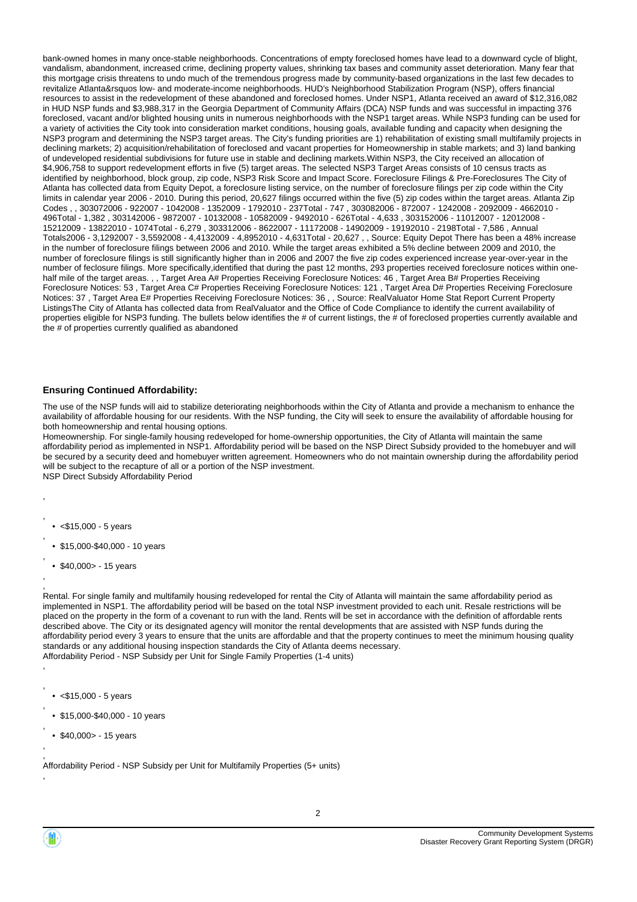bank-owned homes in many once-stable neighborhoods. Concentrations of empty foreclosed homes have lead to a downward cycle of blight, vandalism, abandonment, increased crime, declining property values, shrinking tax bases and community asset deterioration. Many fear that this mortgage crisis threatens to undo much of the tremendous progress made by community-based organizations in the last few decades to revitalize Atlanta&rsquos low- and moderate-income neighborhoods. HUD's Neighborhood Stabilization Program (NSP), offers financial resources to assist in the redevelopment of these abandoned and foreclosed homes. Under NSP1, Atlanta received an award of $12,316,082 in HUD NSP funds and $3,988,317 in the Georgia Department of Community Affairs (DCA) NSP funds and was successful in impacting 376 foreclosed, vacant and/or blighted housing units in numerous neighborhoods with the NSP1 target areas. While NSP3 funding can be used for a variety of activities the City took into consideration market conditions, housing goals, available funding and capacity when designing the NSP3 program and determining the NSP3 target areas. The City's funding priorities are 1) rehabilitation of existing small multifamily projects in declining markets; 2) acquisition/rehabilitation of foreclosed and vacant properties for Homeownership in stable markets; and 3) land banking of undeveloped residential subdivisions for future use in stable and declining markets.Within NSP3, the City received an allocation of $4,906,758 to support redevelopment efforts in five (5) target areas. The selected NSP3 Target Areas consists of 10 census tracts as identified by neighborhood, block group, zip code, NSP3 Risk Score and Impact Score. Foreclosure Filings & Pre-Foreclosures The City of Atlanta has collected data from Equity Depot, a foreclosure listing service, on the number of foreclosure filings per zip code within the City limits in calendar year 2006 - 2010. During this period, 20,627 filings occurred within the five (5) zip codes within the target areas. Atlanta Zip Codes , , 303072006 - 922007 - 1042008 - 1352009 - 1792010 - 237Total - 747 , 303082006 - 872007 - 1242008 - 2092009 - 4662010 - 496Total - 1,382 , 303142006 - 9872007 - 10132008 - 10582009 - 9492010 - 626Total - 4,633 , 303152006 - 11012007 - 12012008 - 15212009 - 13822010 - 1074Total - 6,279 , 303312006 - 8622007 - 11172008 - 14902009 - 19192010 - 2198Total - 7,586 , Annual Totals2006 - 3,1292007 - 3,5592008 - 4,4132009 - 4,8952010 - 4,631Total - 20,627 , , Source: Equity Depot There has been a 48% increase in the number of foreclosure filings between 2006 and 2010. While the target areas exhibited a 5% decline between 2009 and 2010, the number of foreclosure filings is still significantly higher than in 2006 and 2007 the five zip codes experienced increase year-over-year in the number of feclosure filings. More specifically,identified that during the past 12 months, 293 properties received foreclosure notices within one-half mile of the target areas. , , Target Area A# Properties Receiving Foreclosure Notices: 46 , Target Area B# Properties Receiving Foreclosure Notices: 53 , Target Area C# Properties Receiving Foreclosure Notices: 121 , Target Area D# Properties Receiving Foreclosure Notices: 37 , Target Area E# Properties Receiving Foreclosure Notices: 36 , , Source: RealValuator Home Stat Report Current Property ListingsThe City of Atlanta has collected data from RealValuator and the Office of Code Compliance to identify the current availability of properties eligible for NSP3 funding. The bullets below identifies the # of current listings, the # of foreclosed properties currently available and the # of properties currently qualified as abandoned

### Ensuring Continued Affordability:

The use of the NSP funds will aid to stabilize deteriorating neighborhoods within the City of Atlanta and provide a mechanism to enhance the availability of affordable housing for our residents. With the NSP funding, the City will seek to ensure the availability of affordable housing for both homeownership and rental housing options.

Homeownership. For single-family housing redeveloped for home-ownership opportunities, the City of Atlanta will maintain the same affordability period as implemented in NSP1. Affordability period will be based on the NSP Direct Subsidy provided to the homebuyer and will be secured by a security deed and homebuyer written agreement. Homeowners who do not maintain ownership during the affordability period will be subject to the recapture of all or a portion of the NSP investment.

NSP Direct Subsidy Affordability Period

,

,

- <$15,000 - 5 years

,

- $15,000-$40,000 - 10 years

,

- $40,000> - 15 years

,

,

Rental. For single family and multifamily housing redeveloped for rental the City of Atlanta will maintain the same affordability period as implemented in NSP1. The affordability period will be based on the total NSP investment provided to each unit. Resale restrictions will be placed on the property in the form of a covenant to run with the land. Rents will be set in accordance with the definition of affordable rents described above. The City or its designated agency will monitor the rental developments that are assisted with NSP funds during the affordability period every 3 years to ensure that the units are affordable and that the property continues to meet the minimum housing quality standards or any additional housing inspection standards the City of Atlanta deems necessary.

Affordability Period - NSP Subsidy per Unit for Single Family Properties (1-4 units)

,

,

- <$15,000 - 5 years

,

- $15,000-$40,000 - 10 years

,

- $40,000> - 15 years

,

,

Affordability Period - NSP Subsidy per Unit for Multifamily Properties (5+ units)

,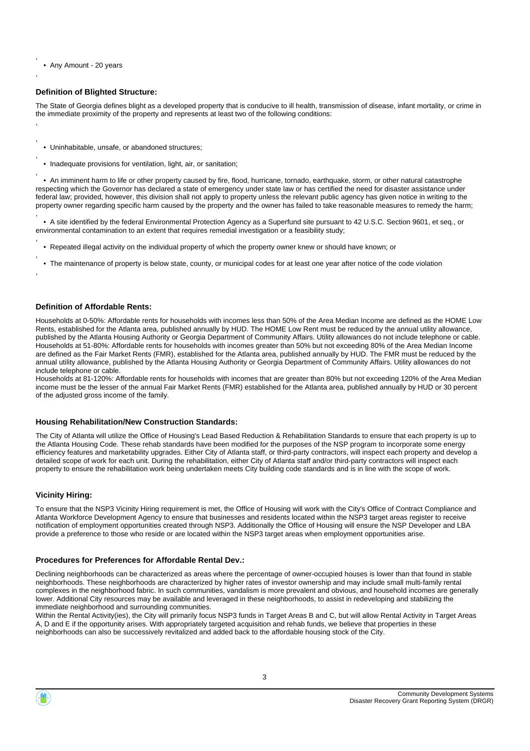- Any Amount - 20 years

### Definition of Blighted Structure:

The State of Georgia defines blight as a developed property that is conducive to ill health, transmission of disease, infant mortality, or crime in the immediate proximity of the property and represents at least two of the following conditions:

- Uninhabitable, unsafe, or abandoned structures;
- Inadequate provisions for ventilation, light, air, or sanitation;
- An imminent harm to life or other property caused by fire, flood, hurricane, tornado, earthquake, storm, or other natural catastrophe respecting which the Governor has declared a state of emergency under state law or has certified the need for disaster assistance under federal law; provided, however, this division shall not apply to property unless the relevant public agency has given notice in writing to the property owner regarding specific harm caused by the property and the owner has failed to take reasonable measures to remedy the harm;
- A site identified by the federal Environmental Protection Agency as a Superfund site pursuant to 42 U.S.C. Section 9601, et seq., or environmental contamination to an extent that requires remedial investigation or a feasibility study;
- Repeated illegal activity on the individual property of which the property owner knew or should have known; or
- The maintenance of property is below state, county, or municipal codes for at least one year after notice of the code violation

### Definition of Affordable Rents:

Households at 0-50%: Affordable rents for households with incomes less than 50% of the Area Median Income are defined as the HOME Low Rents, established for the Atlanta area, published annually by HUD. The HOME Low Rent must be reduced by the annual utility allowance, published by the Atlanta Housing Authority or Georgia Department of Community Affairs. Utility allowances do not include telephone or cable. Households at 51-80%: Affordable rents for households with incomes greater than 50% but not exceeding 80% of the Area Median Income are defined as the Fair Market Rents (FMR), established for the Atlanta area, published annually by HUD. The FMR must be reduced by the annual utility allowance, published by the Atlanta Housing Authority or Georgia Department of Community Affairs. Utility allowances do not include telephone or cable.
Households at 81-120%: Affordable rents for households with incomes that are greater than 80% but not exceeding 120% of the Area Median income must be the lesser of the annual Fair Market Rents (FMR) established for the Atlanta area, published annually by HUD or 30 percent of the adjusted gross income of the family.

### Housing Rehabilitation/New Construction Standards:

The City of Atlanta will utilize the Office of Housing's Lead Based Reduction & Rehabilitation Standards to ensure that each property is up to the Atlanta Housing Code. These rehab standards have been modified for the purposes of the NSP program to incorporate some energy efficiency features and marketability upgrades. Either City of Atlanta staff, or third-party contractors, will inspect each property and develop a detailed scope of work for each unit. During the rehabilitation, either City of Atlanta staff and/or third-party contractors will inspect each property to ensure the rehabilitation work being undertaken meets City building code standards and is in line with the scope of work.

### Vicinity Hiring:

To ensure that the NSP3 Vicinity Hiring requirement is met, the Office of Housing will work with the City's Office of Contract Compliance and Atlanta Workforce Development Agency to ensure that businesses and residents located within the NSP3 target areas register to receive notification of employment opportunities created through NSP3. Additionally the Office of Housing will ensure the NSP Developer and LBA provide a preference to those who reside or are located within the NSP3 target areas when employment opportunities arise.

### Procedures for Preferences for Affordable Rental Dev.:

Declining neighborhoods can be characterized as areas where the percentage of owner-occupied houses is lower than that found in stable neighborhoods. These neighborhoods are characterized by higher rates of investor ownership and may include small multi-family rental complexes in the neighborhood fabric. In such communities, vandalism is more prevalent and obvious, and household incomes are generally lower. Additional City resources may be available and leveraged in these neighborhoods, to assist in redeveloping and stabilizing the immediate neighborhood and surrounding communities.
Within the Rental Activity(ies), the City will primarily focus NSP3 funds in Target Areas B and C, but will allow Rental Activity in Target Areas A, D and E if the opportunity arises. With appropriately targeted acquisition and rehab funds, we believe that properties in these neighborhoods can also be successively revitalized and added back to the affordable housing stock of the City.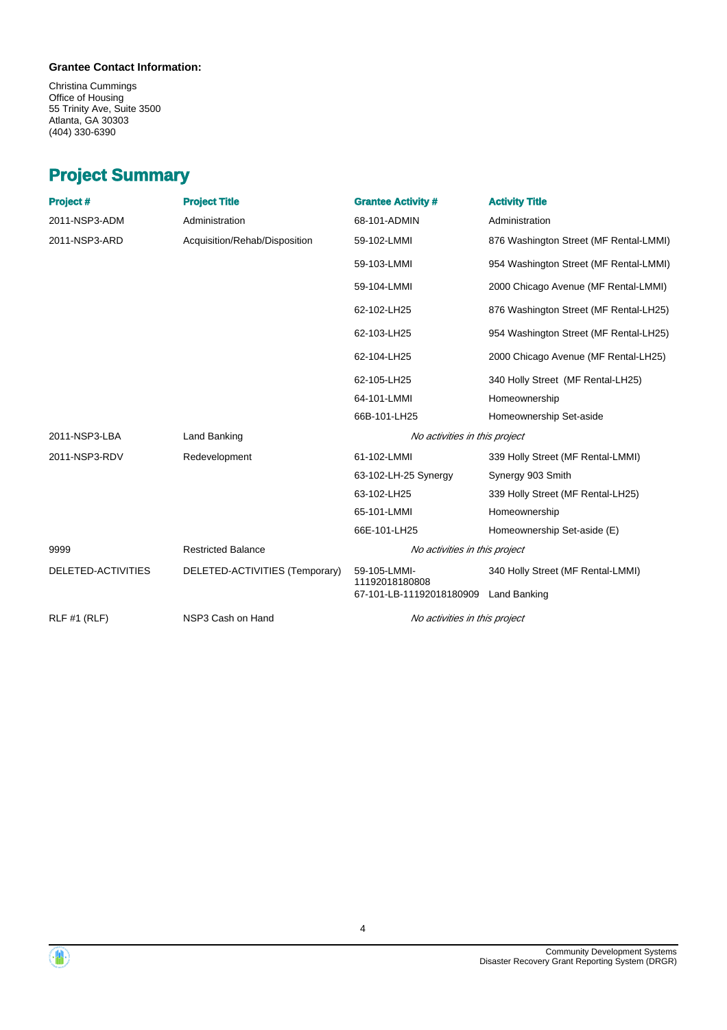**Grantee Contact Information:**

Christina Cummings
Office of Housing
55 Trinity Ave, Suite 3500
Atlanta, GA 30303
(404) 330-6390

## Project Summary

| Project # | Project Title | Grantee Activity # | Activity Title |
|---|---|---|---|
| 2011-NSP3-ADM | Administration | 68-101-ADMIN | Administration |
| 2011-NSP3-ARD | Acquisition/Rehab/Disposition | 59-102-LMMI | 876 Washington Street (MF Rental-LMMI) |
| | | 59-103-LMMI | 954 Washington Street (MF Rental-LMMI) |
| | | 59-104-LMMI | 2000 Chicago Avenue (MF Rental-LMMI) |
| | | 62-102-LH25 | 876 Washington Street (MF Rental-LH25) |
| | | 62-103-LH25 | 954 Washington Street (MF Rental-LH25) |
| | | 62-104-LH25 | 2000 Chicago Avenue (MF Rental-LH25) |
| | | 62-105-LH25 | 340 Holly Street (MF Rental-LH25) |
| | | 64-101-LMMI | Homeownership |
| | | 66B-101-LH25 | Homeownership Set-aside |
| 2011-NSP3-LBA | Land Banking | *No activities in this project* | |
| 2011-NSP3-RDV | Redevelopment | 61-102-LMMI | 339 Holly Street (MF Rental-LMMI) |
| | | 63-102-LH-25 Synergy | Synergy 903 Smith |
| | | 63-102-LH25 | 339 Holly Street (MF Rental-LH25) |
| | | 65-101-LMMI | Homeownership |
| | | 66E-101-LH25 | Homeownership Set-aside (E) |
| 9999 | Restricted Balance | *No activities in this project* | |
| DELETED-ACTIVITIES | DELETED-ACTIVITIES (Temporary) | 59-105-LMMI-11192018180808 | 340 Holly Street (MF Rental-LMMI) |
| | | 67-101-LB-11192018180909 | Land Banking |
| RLF #1 (RLF) | NSP3 Cash on Hand | *No activities in this project* | |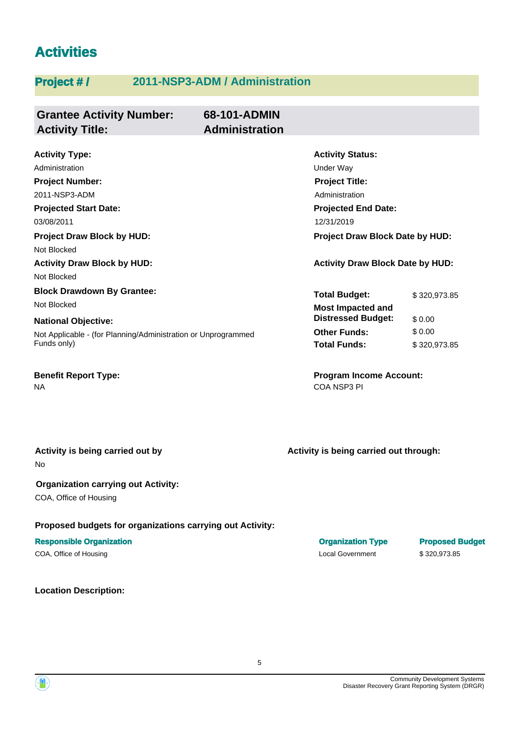# Activities

## Project # / 2011-NSP3-ADM / Administration

**Grantee Activity Number:** 68-101-ADMIN
**Activity Title:** Administration

**Activity Type:**
Administration

**Activity Status:**
Under Way

**Project Number:**
2011-NSP3-ADM

**Project Title:**
Administration

**Projected Start Date:**
03/08/2011

**Projected End Date:**
12/31/2019

**Project Draw Block by HUD:**
Not Blocked

**Project Draw Block Date by HUD:**

**Activity Draw Block by HUD:**
Not Blocked

**Activity Draw Block Date by HUD:**

**Block Drawdown By Grantee:**
Not Blocked

**National Objective:**
Not Applicable - (for Planning/Administration or Unprogrammed Funds only)

| | |
|---|---|
| **Total Budget:** | $ 320,973.85 |
| **Most Impacted and Distressed Budget:** | $ 0.00 |
| **Other Funds:** | $ 0.00 |
| **Total Funds:** | $ 320,973.85 |

**Benefit Report Type:**
NA

**Program Income Account:**
COA NSP3 PI

**Activity is being carried out by**
No

**Activity is being carried out through:**

**Organization carrying out Activity:**
COA, Office of Housing

**Proposed budgets for organizations carrying out Activity:**

| Responsible Organization | Organization Type | Proposed Budget |
|---|---|---|
| COA, Office of Housing | Local Government | $ 320,973.85 |

**Location Description:**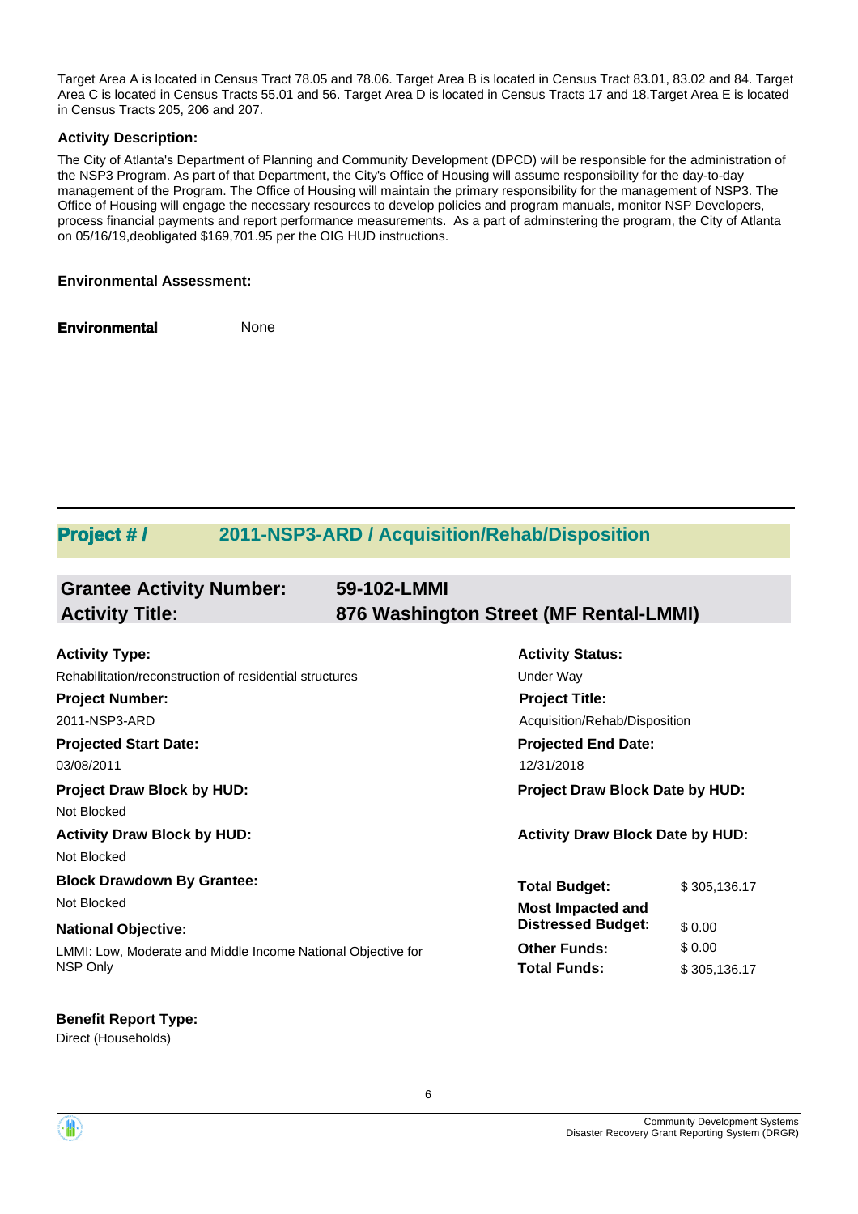Target Area A is located in Census Tract 78.05 and 78.06. Target Area B is located in Census Tract 83.01, 83.02 and 84. Target Area C is located in Census Tracts 55.01 and 56. Target Area D is located in Census Tracts 17 and 18.Target Area E is located in Census Tracts 205, 206 and 207.

### Activity Description:

The City of Atlanta's Department of Planning and Community Development (DPCD) will be responsible for the administration of the NSP3 Program. As part of that Department, the City's Office of Housing will assume responsibility for the day-to-day management of the Program. The Office of Housing will maintain the primary responsibility for the management of NSP3. The Office of Housing will engage the necessary resources to develop policies and program manuals, monitor NSP Developers, process financial payments and report performance measurements. As a part of adminstering the program, the City of Atlanta on 05/16/19,deobligated $169,701.95 per the OIG HUD instructions.

### Environmental Assessment:

**Environmental** None

## Project # / 2011-NSP3-ARD / Acquisition/Rehab/Disposition

### Grantee Activity Number: 59-102-LMMI
### Activity Title: 876 Washington Street (MF Rental-LMMI)

**Activity Type:**
Rehabilitation/reconstruction of residential structures

**Activity Status:**
Under Way

**Project Number:**
2011-NSP3-ARD

**Project Title:**
Acquisition/Rehab/Disposition

**Projected Start Date:**
03/08/2011

**Projected End Date:**
12/31/2018

**Project Draw Block by HUD:**
Not Blocked

**Project Draw Block Date by HUD:**

**Activity Draw Block by HUD:**
Not Blocked

**Activity Draw Block Date by HUD:**

**Block Drawdown By Grantee:**
Not Blocked

**National Objective:**
LMMI: Low, Moderate and Middle Income National Objective for NSP Only

| | |
|---|---|
| **Total Budget:** | $ 305,136.17 |
| **Most Impacted and Distressed Budget:** | $ 0.00 |
| **Other Funds:** | $ 0.00 |
| **Total Funds:** | $ 305,136.17 |

**Benefit Report Type:**
Direct (Households)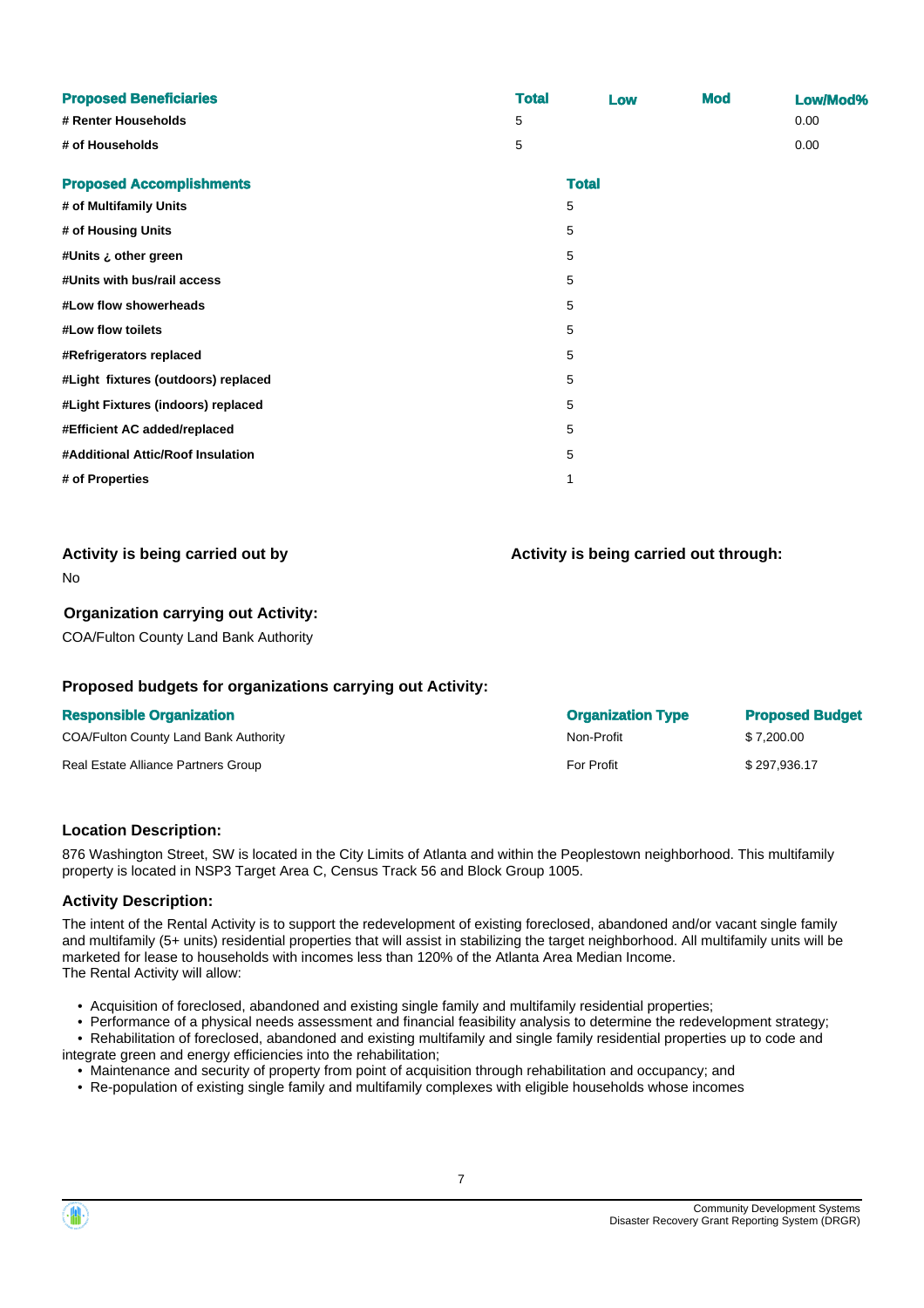| Proposed Beneficiaries | Total | Low | Mod | Low/Mod% |
| --- | --- | --- | --- | --- |
| # Renter Households | 5 | | | 0.00 |
| # of Households | 5 | | | 0.00 |

| Proposed Accomplishments | Total |
| --- | --- |
| # of Multifamily Units | 5 |
| # of Housing Units | 5 |
| #Units ¿ other green | 5 |
| #Units with bus/rail access | 5 |
| #Low flow showerheads | 5 |
| #Low flow toilets | 5 |
| #Refrigerators replaced | 5 |
| #Light fixtures (outdoors) replaced | 5 |
| #Light Fixtures (indoors) replaced | 5 |
| #Efficient AC added/replaced | 5 |
| #Additional Attic/Roof Insulation | 5 |
| # of Properties | 1 |

### Activity is being carried out by

No

### Activity is being carried out through:

### Organization carrying out Activity:

COA/Fulton County Land Bank Authority

### Proposed budgets for organizations carrying out Activity:

| Responsible Organization | Organization Type | Proposed Budget |
| --- | --- | --- |
| COA/Fulton County Land Bank Authority | Non-Profit | $ 7,200.00 |
| Real Estate Alliance Partners Group | For Profit | $ 297,936.17 |

### Location Description:

876 Washington Street, SW is located in the City Limits of Atlanta and within the Peoplestown neighborhood. This multifamily property is located in NSP3 Target Area C, Census Track 56 and Block Group 1005.

### Activity Description:

The intent of the Rental Activity is to support the redevelopment of existing foreclosed, abandoned and/or vacant single family and multifamily (5+ units) residential properties that will assist in stabilizing the target neighborhood. All multifamily units will be marketed for lease to households with incomes less than 120% of the Atlanta Area Median Income.
The Rental Activity will allow:

- Acquisition of foreclosed, abandoned and existing single family and multifamily residential properties;
- Performance of a physical needs assessment and financial feasibility analysis to determine the redevelopment strategy;
- Rehabilitation of foreclosed, abandoned and existing multifamily and single family residential properties up to code and integrate green and energy efficiencies into the rehabilitation;
- Maintenance and security of property from point of acquisition through rehabilitation and occupancy; and
- Re-population of existing single family and multifamily complexes with eligible households whose incomes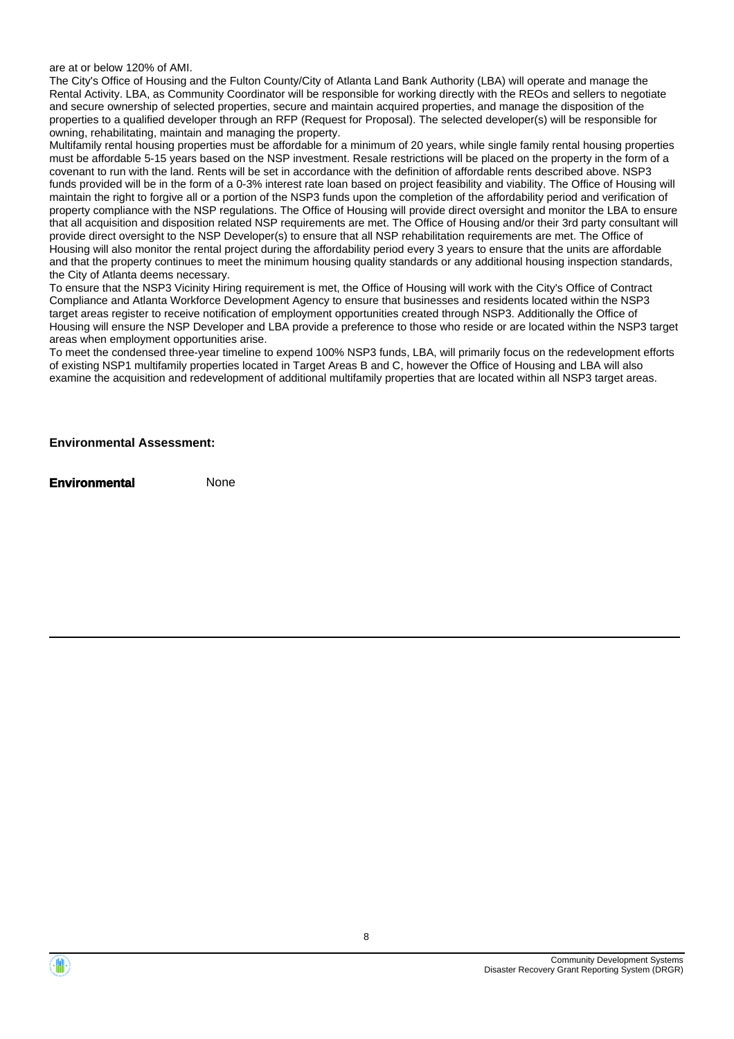are at or below 120% of AMI.

The City's Office of Housing and the Fulton County/City of Atlanta Land Bank Authority (LBA) will operate and manage the Rental Activity. LBA, as Community Coordinator will be responsible for working directly with the REOs and sellers to negotiate and secure ownership of selected properties, secure and maintain acquired properties, and manage the disposition of the properties to a qualified developer through an RFP (Request for Proposal). The selected developer(s) will be responsible for owning, rehabilitating, maintain and managing the property.

Multifamily rental housing properties must be affordable for a minimum of 20 years, while single family rental housing properties must be affordable 5-15 years based on the NSP investment. Resale restrictions will be placed on the property in the form of a covenant to run with the land. Rents will be set in accordance with the definition of affordable rents described above. NSP3 funds provided will be in the form of a 0-3% interest rate loan based on project feasibility and viability. The Office of Housing will maintain the right to forgive all or a portion of the NSP3 funds upon the completion of the affordability period and verification of property compliance with the NSP regulations. The Office of Housing will provide direct oversight and monitor the LBA to ensure that all acquisition and disposition related NSP requirements are met. The Office of Housing and/or their 3rd party consultant will provide direct oversight to the NSP Developer(s) to ensure that all NSP rehabilitation requirements are met. The Office of Housing will also monitor the rental project during the affordability period every 3 years to ensure that the units are affordable and that the property continues to meet the minimum housing quality standards or any additional housing inspection standards, the City of Atlanta deems necessary.

To ensure that the NSP3 Vicinity Hiring requirement is met, the Office of Housing will work with the City's Office of Contract Compliance and Atlanta Workforce Development Agency to ensure that businesses and residents located within the NSP3 target areas register to receive notification of employment opportunities created through NSP3. Additionally the Office of Housing will ensure the NSP Developer and LBA provide a preference to those who reside or are located within the NSP3 target areas when employment opportunities arise.

To meet the condensed three-year timeline to expend 100% NSP3 funds, LBA, will primarily focus on the redevelopment efforts of existing NSP1 multifamily properties located in Target Areas B and C, however the Office of Housing and LBA will also examine the acquisition and redevelopment of additional multifamily properties that are located within all NSP3 target areas.

**Environmental Assessment:**

**Environmental** None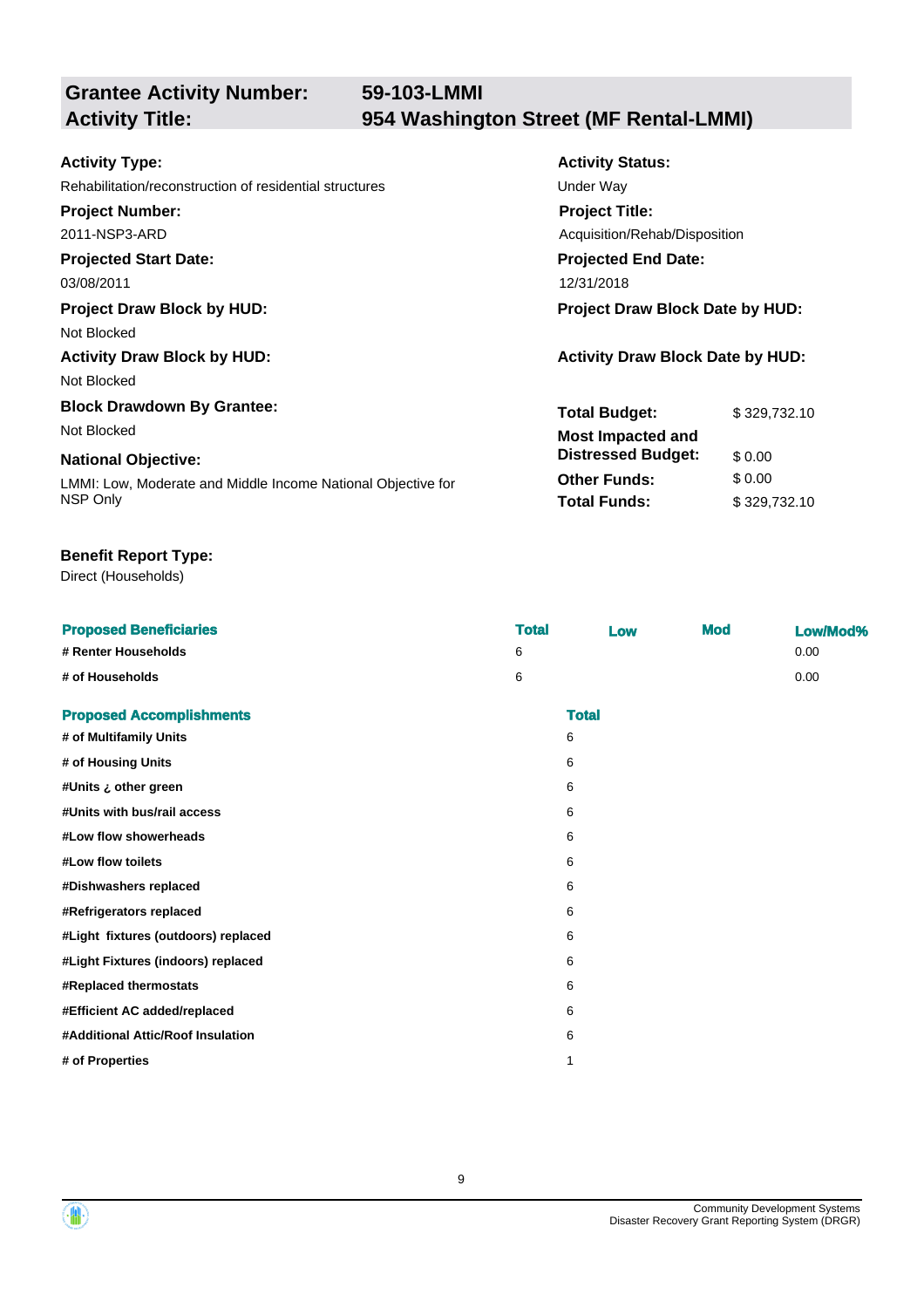## Grantee Activity Number: 59-103-LMMI
## Activity Title: 954 Washington Street (MF Rental-LMMI)

**Activity Type:**
Rehabilitation/reconstruction of residential structures

**Activity Status:**
Under Way

**Project Number:**
2011-NSP3-ARD

**Project Title:**
Acquisition/Rehab/Disposition

**Projected Start Date:**
03/08/2011

**Projected End Date:**
12/31/2018

**Project Draw Block by HUD:**
Not Blocked

**Project Draw Block Date by HUD:**

**Activity Draw Block by HUD:**
Not Blocked

**Activity Draw Block Date by HUD:**

**Block Drawdown By Grantee:**
Not Blocked

**National Objective:**
LMMI: Low, Moderate and Middle Income National Objective for NSP Only

| | |
|---|---|
| **Total Budget:** | $ 329,732.10 |
| **Most Impacted and Distressed Budget:** | $ 0.00 |
| **Other Funds:** | $ 0.00 |
| **Total Funds:** | $ 329,732.10 |

**Benefit Report Type:**
Direct (Households)

| Proposed Beneficiaries | Total | Low | Mod | Low/Mod% |
|---|---|---|---|---|
| # Renter Households | 6 | | | 0.00 |
| # of Households | 6 | | | 0.00 |

| Proposed Accomplishments | Total |
|---|---|
| # of Multifamily Units | 6 |
| # of Housing Units | 6 |
| #Units ¿ other green | 6 |
| #Units with bus/rail access | 6 |
| #Low flow showerheads | 6 |
| #Low flow toilets | 6 |
| #Dishwashers replaced | 6 |
| #Refrigerators replaced | 6 |
| #Light fixtures (outdoors) replaced | 6 |
| #Light Fixtures (indoors) replaced | 6 |
| #Replaced thermostats | 6 |
| #Efficient AC added/replaced | 6 |
| #Additional Attic/Roof Insulation | 6 |
| # of Properties | 1 |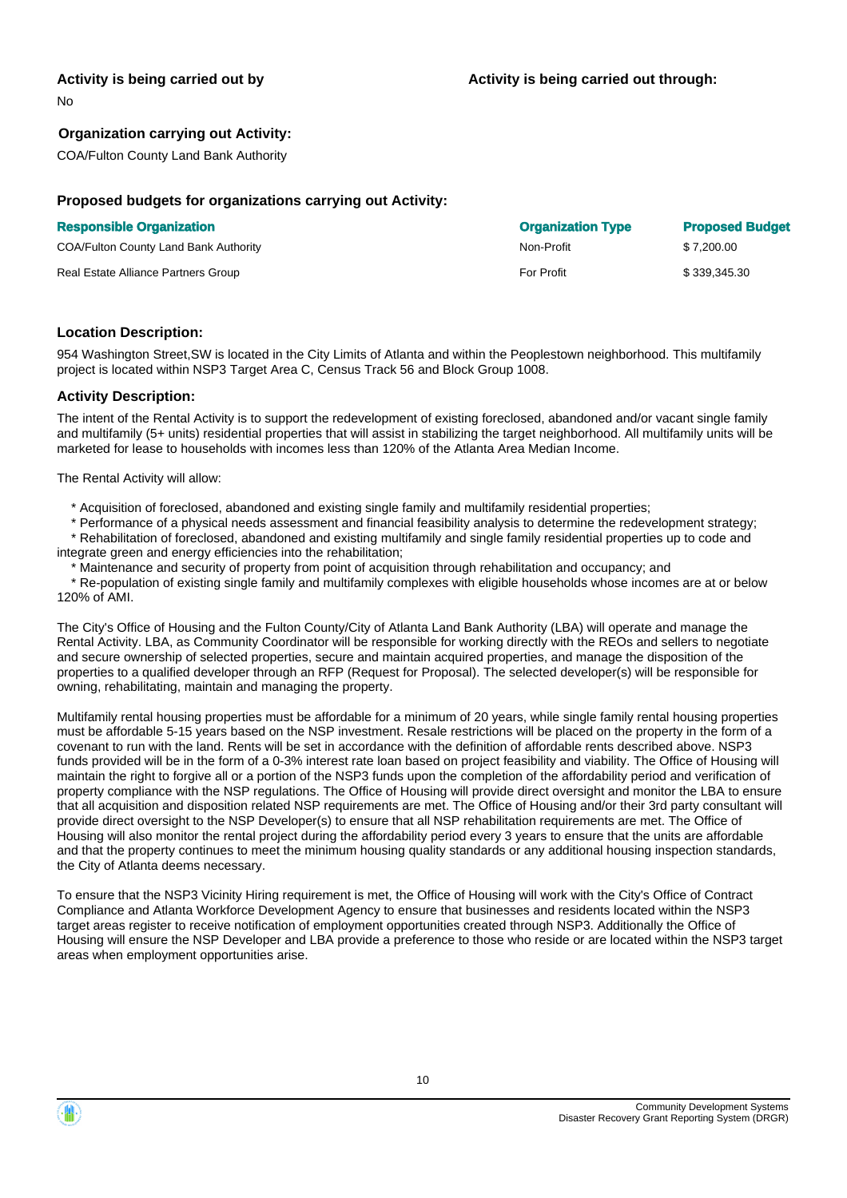**Activity is being carried out by**

No

**Activity is being carried out through:**

**Organization carrying out Activity:**

COA/Fulton County Land Bank Authority

**Proposed budgets for organizations carrying out Activity:**

| Responsible Organization | Organization Type | Proposed Budget |
| --- | --- | --- |
| COA/Fulton County Land Bank Authority | Non-Profit | $ 7,200.00 |
| Real Estate Alliance Partners Group | For Profit | $ 339,345.30 |

**Location Description:**

954 Washington Street,SW is located in the City Limits of Atlanta and within the Peoplestown neighborhood. This multifamily project is located within NSP3 Target Area C, Census Track 56 and Block Group 1008.

**Activity Description:**

The intent of the Rental Activity is to support the redevelopment of existing foreclosed, abandoned and/or vacant single family and multifamily (5+ units) residential properties that will assist in stabilizing the target neighborhood. All multifamily units will be marketed for lease to households with incomes less than 120% of the Atlanta Area Median Income.

The Rental Activity will allow:

* Acquisition of foreclosed, abandoned and existing single family and multifamily residential properties;
* Performance of a physical needs assessment and financial feasibility analysis to determine the redevelopment strategy;
* Rehabilitation of foreclosed, abandoned and existing multifamily and single family residential properties up to code and integrate green and energy efficiencies into the rehabilitation;
* Maintenance and security of property from point of acquisition through rehabilitation and occupancy; and
* Re-population of existing single family and multifamily complexes with eligible households whose incomes are at or below 120% of AMI.

The City's Office of Housing and the Fulton County/City of Atlanta Land Bank Authority (LBA) will operate and manage the Rental Activity. LBA, as Community Coordinator will be responsible for working directly with the REOs and sellers to negotiate and secure ownership of selected properties, secure and maintain acquired properties, and manage the disposition of the properties to a qualified developer through an RFP (Request for Proposal). The selected developer(s) will be responsible for owning, rehabilitating, maintain and managing the property.

Multifamily rental housing properties must be affordable for a minimum of 20 years, while single family rental housing properties must be affordable 5-15 years based on the NSP investment. Resale restrictions will be placed on the property in the form of a covenant to run with the land. Rents will be set in accordance with the definition of affordable rents described above. NSP3 funds provided will be in the form of a 0-3% interest rate loan based on project feasibility and viability. The Office of Housing will maintain the right to forgive all or a portion of the NSP3 funds upon the completion of the affordability period and verification of property compliance with the NSP regulations. The Office of Housing will provide direct oversight and monitor the LBA to ensure that all acquisition and disposition related NSP requirements are met. The Office of Housing and/or their 3rd party consultant will provide direct oversight to the NSP Developer(s) to ensure that all NSP rehabilitation requirements are met. The Office of Housing will also monitor the rental project during the affordability period every 3 years to ensure that the units are affordable and that the property continues to meet the minimum housing quality standards or any additional housing inspection standards, the City of Atlanta deems necessary.

To ensure that the NSP3 Vicinity Hiring requirement is met, the Office of Housing will work with the City's Office of Contract Compliance and Atlanta Workforce Development Agency to ensure that businesses and residents located within the NSP3 target areas register to receive notification of employment opportunities created through NSP3. Additionally the Office of Housing will ensure the NSP Developer and LBA provide a preference to those who reside or are located within the NSP3 target areas when employment opportunities arise.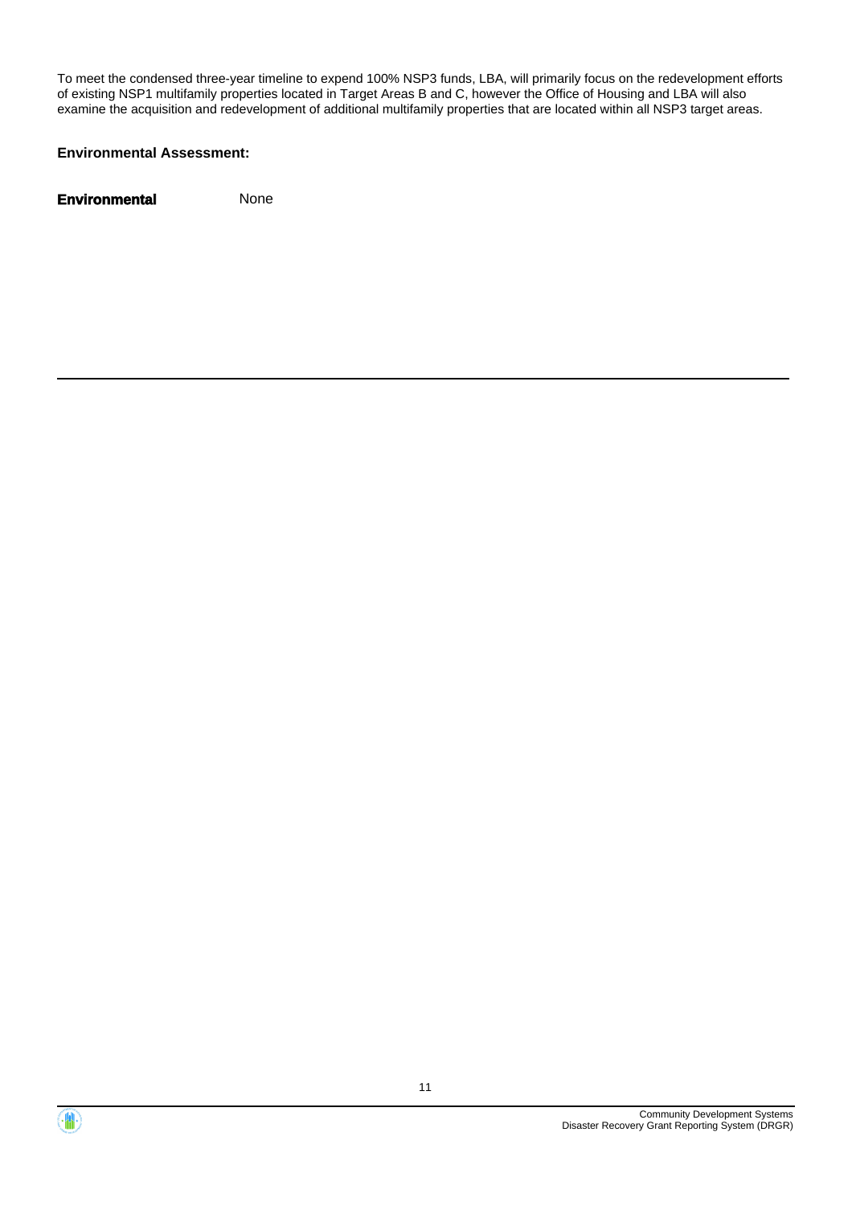To meet the condensed three-year timeline to expend 100% NSP3 funds, LBA, will primarily focus on the redevelopment efforts of existing NSP1 multifamily properties located in Target Areas B and C, however the Office of Housing and LBA will also examine the acquisition and redevelopment of additional multifamily properties that are located within all NSP3 target areas.

**Environmental Assessment:**

**Environmental** None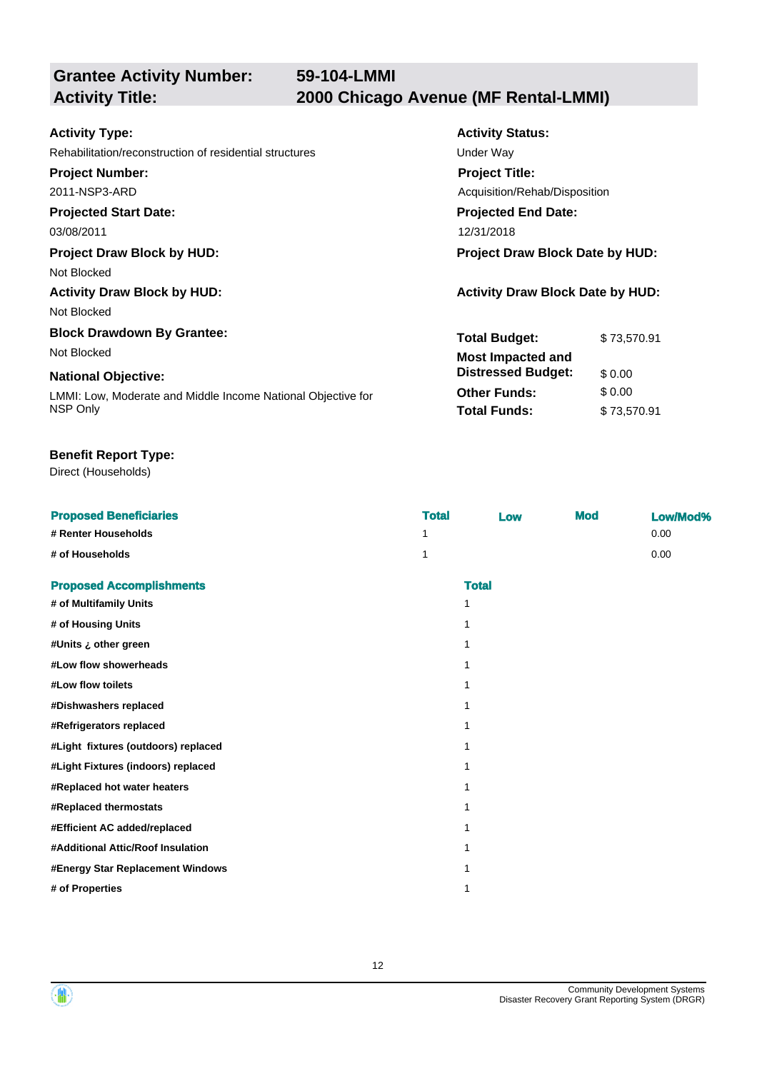## Grantee Activity Number: 59-104-LMMI
## Activity Title: 2000 Chicago Avenue (MF Rental-LMMI)

**Activity Type:**
Rehabilitation/reconstruction of residential structures

**Activity Status:**
Under Way

**Project Number:**
2011-NSP3-ARD

**Project Title:**
Acquisition/Rehab/Disposition

**Projected Start Date:**
03/08/2011

**Projected End Date:**
12/31/2018

**Project Draw Block by HUD:**
Not Blocked

**Project Draw Block Date by HUD:**

**Activity Draw Block by HUD:**
Not Blocked

**Activity Draw Block Date by HUD:**

**Block Drawdown By Grantee:**
Not Blocked

**National Objective:**
LMMI: Low, Moderate and Middle Income National Objective for NSP Only

| | |
|---|---|
| **Total Budget:** | $ 73,570.91 |
| **Most Impacted and Distressed Budget:** | $ 0.00 |
| **Other Funds:** | $ 0.00 |
| **Total Funds:** | $ 73,570.91 |

**Benefit Report Type:**
Direct (Households)

| Proposed Beneficiaries | Total | Low | Mod | Low/Mod% |
|---|---|---|---|---|
| # Renter Households | 1 | | | 0.00 |
| # of Households | 1 | | | 0.00 |

| Proposed Accomplishments | Total |
|---|---|
| # of Multifamily Units | 1 |
| # of Housing Units | 1 |
| #Units ¿ other green | 1 |
| #Low flow showerheads | 1 |
| #Low flow toilets | 1 |
| #Dishwashers replaced | 1 |
| #Refrigerators replaced | 1 |
| #Light fixtures (outdoors) replaced | 1 |
| #Light Fixtures (indoors) replaced | 1 |
| #Replaced hot water heaters | 1 |
| #Replaced thermostats | 1 |
| #Efficient AC added/replaced | 1 |
| #Additional Attic/Roof Insulation | 1 |
| #Energy Star Replacement Windows | 1 |
| # of Properties | 1 |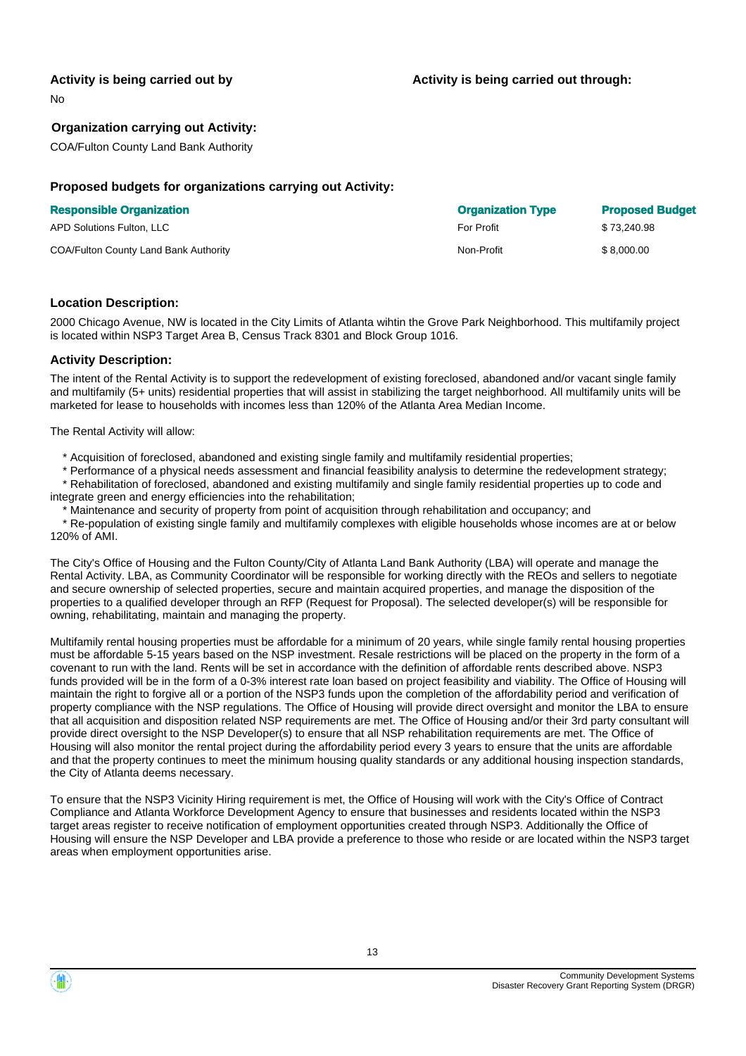**Activity is being carried out by**

No

**Activity is being carried out through:**

**Organization carrying out Activity:**

COA/Fulton County Land Bank Authority

**Proposed budgets for organizations carrying out Activity:**

| Responsible Organization | Organization Type | Proposed Budget |
| --- | --- | --- |
| APD Solutions Fulton, LLC | For Profit | $ 73,240.98 |
| COA/Fulton County Land Bank Authority | Non-Profit | $ 8,000.00 |

**Location Description:**

2000 Chicago Avenue, NW is located in the City Limits of Atlanta wihtin the Grove Park Neighborhood. This multifamily project is located within NSP3 Target Area B, Census Track 8301 and Block Group 1016.

**Activity Description:**

The intent of the Rental Activity is to support the redevelopment of existing foreclosed, abandoned and/or vacant single family and multifamily (5+ units) residential properties that will assist in stabilizing the target neighborhood. All multifamily units will be marketed for lease to households with incomes less than 120% of the Atlanta Area Median Income.

The Rental Activity will allow:

* Acquisition of foreclosed, abandoned and existing single family and multifamily residential properties;
* Performance of a physical needs assessment and financial feasibility analysis to determine the redevelopment strategy;
* Rehabilitation of foreclosed, abandoned and existing multifamily and single family residential properties up to code and integrate green and energy efficiencies into the rehabilitation;
* Maintenance and security of property from point of acquisition through rehabilitation and occupancy; and
* Re-population of existing single family and multifamily complexes with eligible households whose incomes are at or below 120% of AMI.

The City's Office of Housing and the Fulton County/City of Atlanta Land Bank Authority (LBA) will operate and manage the Rental Activity. LBA, as Community Coordinator will be responsible for working directly with the REOs and sellers to negotiate and secure ownership of selected properties, secure and maintain acquired properties, and manage the disposition of the properties to a qualified developer through an RFP (Request for Proposal). The selected developer(s) will be responsible for owning, rehabilitating, maintain and managing the property.

Multifamily rental housing properties must be affordable for a minimum of 20 years, while single family rental housing properties must be affordable 5-15 years based on the NSP investment. Resale restrictions will be placed on the property in the form of a covenant to run with the land. Rents will be set in accordance with the definition of affordable rents described above. NSP3 funds provided will be in the form of a 0-3% interest rate loan based on project feasibility and viability. The Office of Housing will maintain the right to forgive all or a portion of the NSP3 funds upon the completion of the affordability period and verification of property compliance with the NSP regulations. The Office of Housing will provide direct oversight and monitor the LBA to ensure that all acquisition and disposition related NSP requirements are met. The Office of Housing and/or their 3rd party consultant will provide direct oversight to the NSP Developer(s) to ensure that all NSP rehabilitation requirements are met. The Office of Housing will also monitor the rental project during the affordability period every 3 years to ensure that the units are affordable and that the property continues to meet the minimum housing quality standards or any additional housing inspection standards, the City of Atlanta deems necessary.

To ensure that the NSP3 Vicinity Hiring requirement is met, the Office of Housing will work with the City's Office of Contract Compliance and Atlanta Workforce Development Agency to ensure that businesses and residents located within the NSP3 target areas register to receive notification of employment opportunities created through NSP3. Additionally the Office of Housing will ensure the NSP Developer and LBA provide a preference to those who reside or are located within the NSP3 target areas when employment opportunities arise.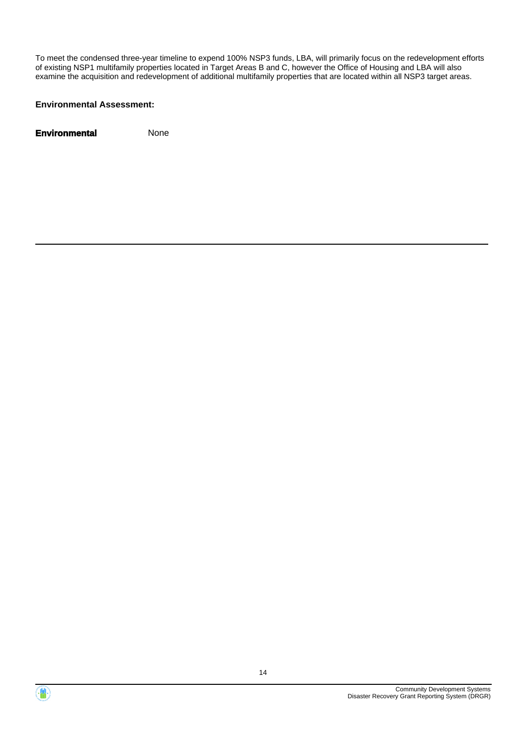To meet the condensed three-year timeline to expend 100% NSP3 funds, LBA, will primarily focus on the redevelopment efforts of existing NSP1 multifamily properties located in Target Areas B and C, however the Office of Housing and LBA will also examine the acquisition and redevelopment of additional multifamily properties that are located within all NSP3 target areas.

**Environmental Assessment:**

**Environmental** None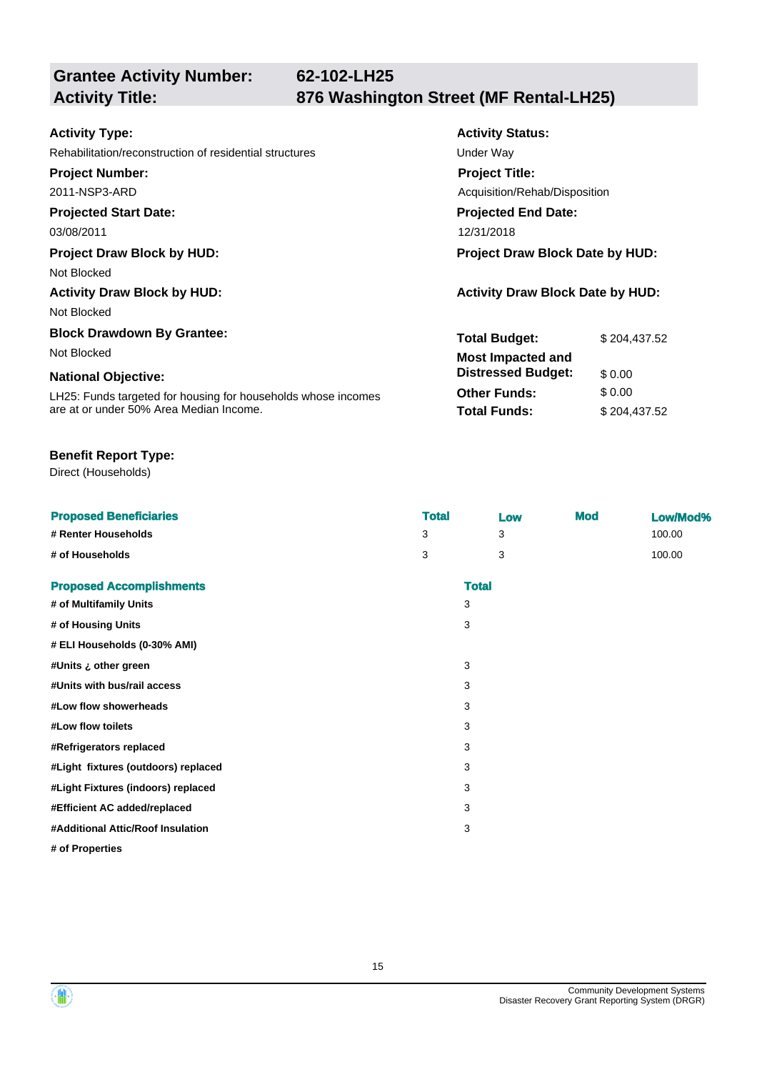**Grantee Activity Number:** 62-102-LH25
**Activity Title:** 876 Washington Street (MF Rental-LH25)

**Activity Type:**
Rehabilitation/reconstruction of residential structures

**Activity Status:**
Under Way

**Project Number:**
2011-NSP3-ARD

**Project Title:**
Acquisition/Rehab/Disposition

**Projected Start Date:**
03/08/2011

**Projected End Date:**
12/31/2018

**Project Draw Block by HUD:**
Not Blocked

**Project Draw Block Date by HUD:**

**Activity Draw Block by HUD:**
Not Blocked

**Activity Draw Block Date by HUD:**

**Block Drawdown By Grantee:**
Not Blocked

**National Objective:**
LH25: Funds targeted for housing for households whose incomes are at or under 50% Area Median Income.

| | |
|---|---|
| **Total Budget:** | $ 204,437.52 |
| **Most Impacted and Distressed Budget:** | $ 0.00 |
| **Other Funds:** | $ 0.00 |
| **Total Funds:** | $ 204,437.52 |

**Benefit Report Type:**
Direct (Households)

| Proposed Beneficiaries | Total | Low | Mod | Low/Mod% |
|---|---|---|---|---|
| # Renter Households | 3 | 3 | | 100.00 |
| # of Households | 3 | 3 | | 100.00 |

| Proposed Accomplishments | Total |
|---|---|
| # of Multifamily Units | 3 |
| # of Housing Units | 3 |
| # ELI Households (0-30% AMI) | |
| #Units ¿ other green | 3 |
| #Units with bus/rail access | 3 |
| #Low flow showerheads | 3 |
| #Low flow toilets | 3 |
| #Refrigerators replaced | 3 |
| #Light fixtures (outdoors) replaced | 3 |
| #Light Fixtures (indoors) replaced | 3 |
| #Efficient AC added/replaced | 3 |
| #Additional Attic/Roof Insulation | 3 |
| # of Properties | |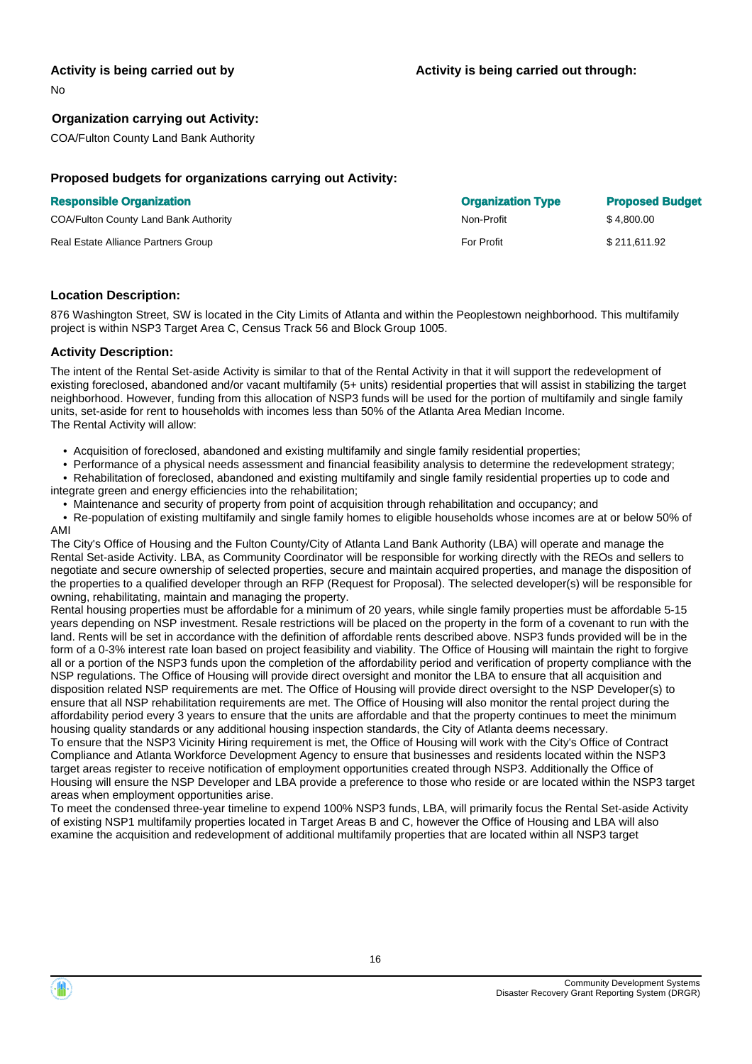**Activity is being carried out by**

No

**Activity is being carried out through:**

**Organization carrying out Activity:**

COA/Fulton County Land Bank Authority

**Proposed budgets for organizations carrying out Activity:**

| Responsible Organization | Organization Type | Proposed Budget |
|---|---|---|
| COA/Fulton County Land Bank Authority | Non-Profit | $ 4,800.00 |
| Real Estate Alliance Partners Group | For Profit | $ 211,611.92 |

**Location Description:**

876 Washington Street, SW is located in the City Limits of Atlanta and within the Peoplestown neighborhood. This multifamily project is within NSP3 Target Area C, Census Track 56 and Block Group 1005.

**Activity Description:**

The intent of the Rental Set-aside Activity is similar to that of the Rental Activity in that it will support the redevelopment of existing foreclosed, abandoned and/or vacant multifamily (5+ units) residential properties that will assist in stabilizing the target neighborhood. However, funding from this allocation of NSP3 funds will be used for the portion of multifamily and single family units, set-aside for rent to households with incomes less than 50% of the Atlanta Area Median Income.
The Rental Activity will allow:

- Acquisition of foreclosed, abandoned and existing multifamily and single family residential properties;
- Performance of a physical needs assessment and financial feasibility analysis to determine the redevelopment strategy;
- Rehabilitation of foreclosed, abandoned and existing multifamily and single family residential properties up to code and integrate green and energy efficiencies into the rehabilitation;
- Maintenance and security of property from point of acquisition through rehabilitation and occupancy; and
- Re-population of existing multifamily and single family homes to eligible households whose incomes are at or below 50% of AMI

The City's Office of Housing and the Fulton County/City of Atlanta Land Bank Authority (LBA) will operate and manage the Rental Set-aside Activity. LBA, as Community Coordinator will be responsible for working directly with the REOs and sellers to negotiate and secure ownership of selected properties, secure and maintain acquired properties, and manage the disposition of the properties to a qualified developer through an RFP (Request for Proposal). The selected developer(s) will be responsible for owning, rehabilitating, maintain and managing the property.
Rental housing properties must be affordable for a minimum of 20 years, while single family properties must be affordable 5-15 years depending on NSP investment. Resale restrictions will be placed on the property in the form of a covenant to run with the land. Rents will be set in accordance with the definition of affordable rents described above. NSP3 funds provided will be in the form of a 0-3% interest rate loan based on project feasibility and viability. The Office of Housing will maintain the right to forgive all or a portion of the NSP3 funds upon the completion of the affordability period and verification of property compliance with the NSP regulations. The Office of Housing will provide direct oversight and monitor the LBA to ensure that all acquisition and disposition related NSP requirements are met. The Office of Housing will provide direct oversight to the NSP Developer(s) to ensure that all NSP rehabilitation requirements are met. The Office of Housing will also monitor the rental project during the affordability period every 3 years to ensure that the units are affordable and that the property continues to meet the minimum housing quality standards or any additional housing inspection standards, the City of Atlanta deems necessary.
To ensure that the NSP3 Vicinity Hiring requirement is met, the Office of Housing will work with the City's Office of Contract Compliance and Atlanta Workforce Development Agency to ensure that businesses and residents located within the NSP3 target areas register to receive notification of employment opportunities created through NSP3. Additionally the Office of Housing will ensure the NSP Developer and LBA provide a preference to those who reside or are located within the NSP3 target areas when employment opportunities arise.
To meet the condensed three-year timeline to expend 100% NSP3 funds, LBA, will primarily focus the Rental Set-aside Activity of existing NSP1 multifamily properties located in Target Areas B and C, however the Office of Housing and LBA will also examine the acquisition and redevelopment of additional multifamily properties that are located within all NSP3 target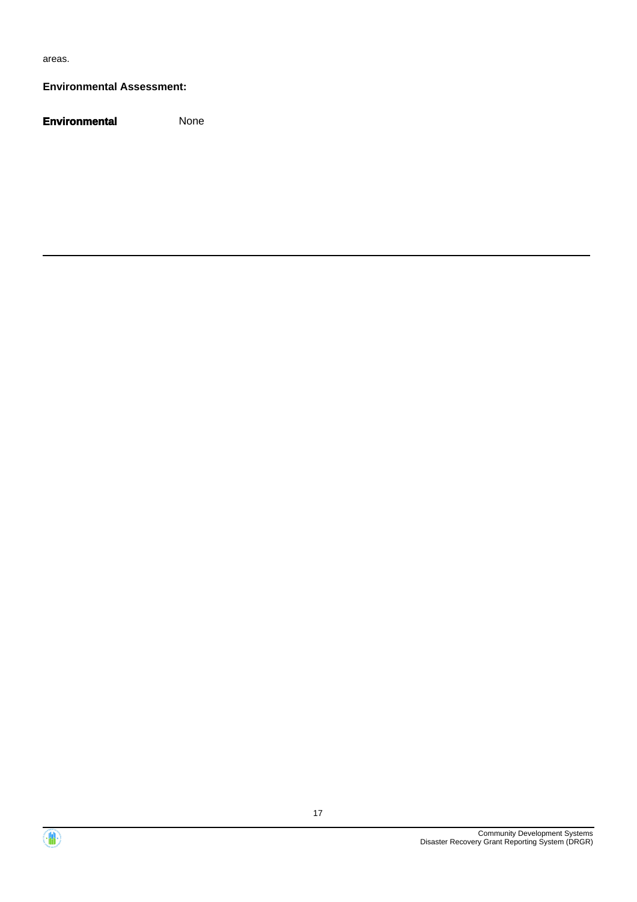areas.

**Environmental Assessment:**

**Environmental** None

---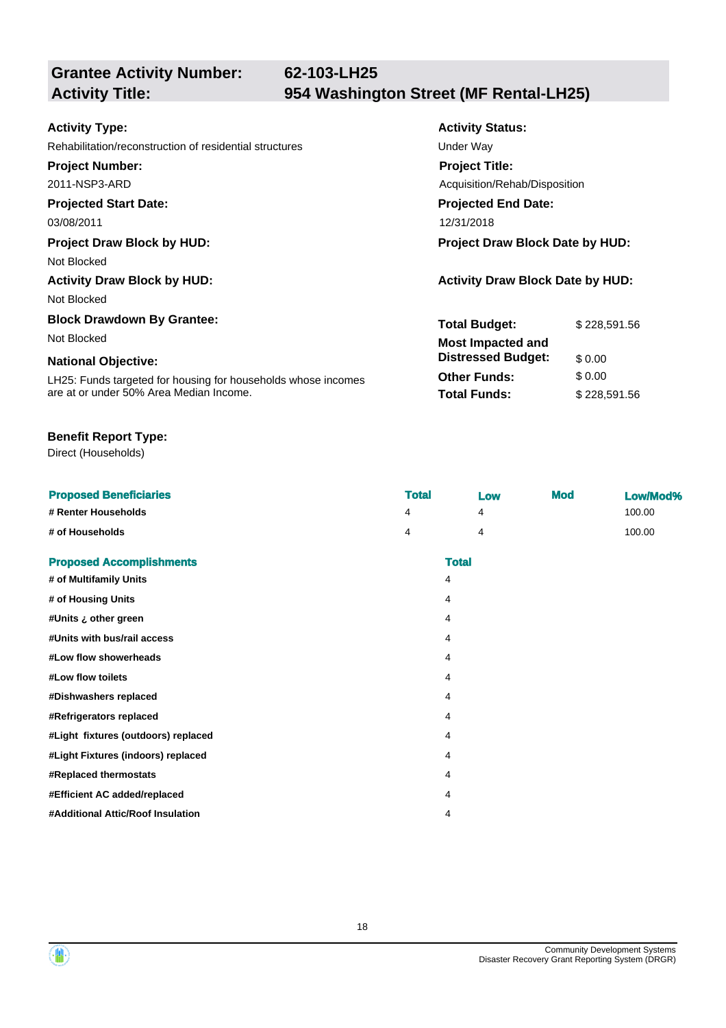## Grantee Activity Number: 62-103-LH25
## Activity Title: 954 Washington Street (MF Rental-LH25)

**Activity Type:**
Rehabilitation/reconstruction of residential structures

**Activity Status:**
Under Way

**Project Number:**
2011-NSP3-ARD

**Project Title:**
Acquisition/Rehab/Disposition

**Projected Start Date:**
03/08/2011

**Projected End Date:**
12/31/2018

**Project Draw Block by HUD:**
Not Blocked

**Project Draw Block Date by HUD:**

**Activity Draw Block by HUD:**
Not Blocked

**Activity Draw Block Date by HUD:**

**Block Drawdown By Grantee:**
Not Blocked

**National Objective:**
LH25: Funds targeted for housing for households whose incomes are at or under 50% Area Median Income.

| | |
|---|---|
| **Total Budget:** | $ 228,591.56 |
| **Most Impacted and Distressed Budget:** | $ 0.00 |
| **Other Funds:** | $ 0.00 |
| **Total Funds:** | $ 228,591.56 |

**Benefit Report Type:**
Direct (Households)

| Proposed Beneficiaries | Total | Low | Mod | Low/Mod% |
|---|---|---|---|---|
| # Renter Households | 4 | 4 | | 100.00 |
| # of Households | 4 | 4 | | 100.00 |

| Proposed Accomplishments | Total |
|---|---|
| # of Multifamily Units | 4 |
| # of Housing Units | 4 |
| #Units ¿ other green | 4 |
| #Units with bus/rail access | 4 |
| #Low flow showerheads | 4 |
| #Low flow toilets | 4 |
| #Dishwashers replaced | 4 |
| #Refrigerators replaced | 4 |
| #Light fixtures (outdoors) replaced | 4 |
| #Light Fixtures (indoors) replaced | 4 |
| #Replaced thermostats | 4 |
| #Efficient AC added/replaced | 4 |
| #Additional Attic/Roof Insulation | 4 |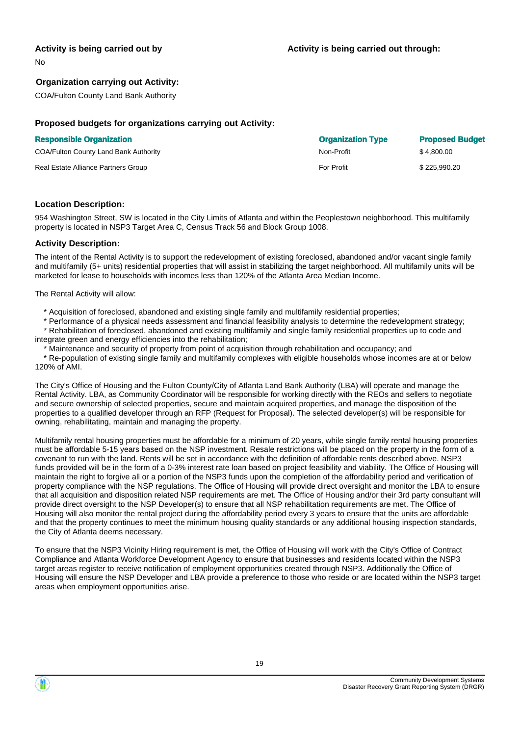**Activity is being carried out by**

No

**Activity is being carried out through:**

**Organization carrying out Activity:**

COA/Fulton County Land Bank Authority

### Proposed budgets for organizations carrying out Activity:

| Responsible Organization | Organization Type | Proposed Budget |
| --- | --- | --- |
| COA/Fulton County Land Bank Authority | Non-Profit | $ 4,800.00 |
| Real Estate Alliance Partners Group | For Profit | $ 225,990.20 |

### Location Description:

954 Washington Street, SW is located in the City Limits of Atlanta and within the Peoplestown neighborhood. This multifamily property is located in NSP3 Target Area C, Census Track 56 and Block Group 1008.

### Activity Description:

The intent of the Rental Activity is to support the redevelopment of existing foreclosed, abandoned and/or vacant single family and multifamily (5+ units) residential properties that will assist in stabilizing the target neighborhood. All multifamily units will be marketed for lease to households with incomes less than 120% of the Atlanta Area Median Income.

The Rental Activity will allow:

* Acquisition of foreclosed, abandoned and existing single family and multifamily residential properties;
* Performance of a physical needs assessment and financial feasibility analysis to determine the redevelopment strategy;
* Rehabilitation of foreclosed, abandoned and existing multifamily and single family residential properties up to code and integrate green and energy efficiencies into the rehabilitation;
* Maintenance and security of property from point of acquisition through rehabilitation and occupancy; and
* Re-population of existing single family and multifamily complexes with eligible households whose incomes are at or below 120% of AMI.

The City's Office of Housing and the Fulton County/City of Atlanta Land Bank Authority (LBA) will operate and manage the Rental Activity. LBA, as Community Coordinator will be responsible for working directly with the REOs and sellers to negotiate and secure ownership of selected properties, secure and maintain acquired properties, and manage the disposition of the properties to a qualified developer through an RFP (Request for Proposal). The selected developer(s) will be responsible for owning, rehabilitating, maintain and managing the property.

Multifamily rental housing properties must be affordable for a minimum of 20 years, while single family rental housing properties must be affordable 5-15 years based on the NSP investment. Resale restrictions will be placed on the property in the form of a covenant to run with the land. Rents will be set in accordance with the definition of affordable rents described above. NSP3 funds provided will be in the form of a 0-3% interest rate loan based on project feasibility and viability. The Office of Housing will maintain the right to forgive all or a portion of the NSP3 funds upon the completion of the affordability period and verification of property compliance with the NSP regulations. The Office of Housing will provide direct oversight and monitor the LBA to ensure that all acquisition and disposition related NSP requirements are met. The Office of Housing and/or their 3rd party consultant will provide direct oversight to the NSP Developer(s) to ensure that all NSP rehabilitation requirements are met. The Office of Housing will also monitor the rental project during the affordability period every 3 years to ensure that the units are affordable and that the property continues to meet the minimum housing quality standards or any additional housing inspection standards, the City of Atlanta deems necessary.

To ensure that the NSP3 Vicinity Hiring requirement is met, the Office of Housing will work with the City's Office of Contract Compliance and Atlanta Workforce Development Agency to ensure that businesses and residents located within the NSP3 target areas register to receive notification of employment opportunities created through NSP3. Additionally the Office of Housing will ensure the NSP Developer and LBA provide a preference to those who reside or are located within the NSP3 target areas when employment opportunities arise.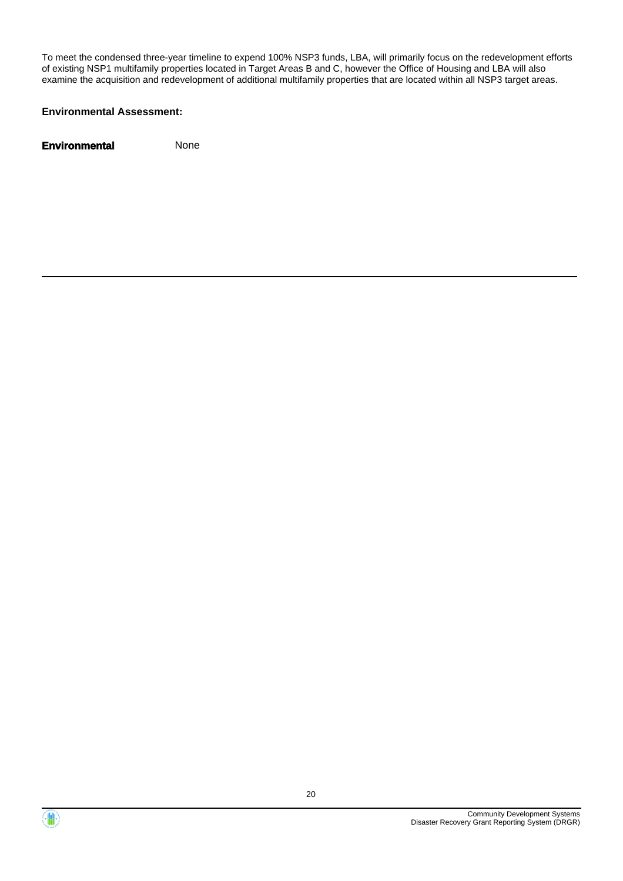To meet the condensed three-year timeline to expend 100% NSP3 funds, LBA, will primarily focus on the redevelopment efforts of existing NSP1 multifamily properties located in Target Areas B and C, however the Office of Housing and LBA will also examine the acquisition and redevelopment of additional multifamily properties that are located within all NSP3 target areas.

**Environmental Assessment:**

**Environmental** None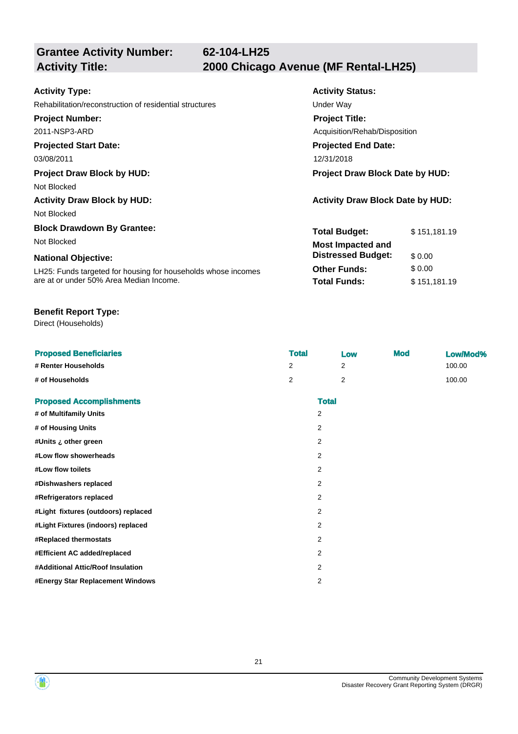## Grantee Activity Number: 62-104-LH25
## Activity Title: 2000 Chicago Avenue (MF Rental-LH25)

**Activity Type:**
Rehabilitation/reconstruction of residential structures

**Activity Status:**
Under Way

**Project Number:**
2011-NSP3-ARD

**Project Title:**
Acquisition/Rehab/Disposition

**Projected Start Date:**
03/08/2011

**Projected End Date:**
12/31/2018

**Project Draw Block by HUD:**
Not Blocked

**Project Draw Block Date by HUD:**

**Activity Draw Block by HUD:**
Not Blocked

**Activity Draw Block Date by HUD:**

**Block Drawdown By Grantee:**
Not Blocked

**National Objective:**
LH25: Funds targeted for housing for households whose incomes are at or under 50% Area Median Income.

| | |
|---|---|
| **Total Budget:** | $ 151,181.19 |
| **Most Impacted and Distressed Budget:** | $ 0.00 |
| **Other Funds:** | $ 0.00 |
| **Total Funds:** | $ 151,181.19 |

**Benefit Report Type:**
Direct (Households)

| Proposed Beneficiaries | Total | Low | Mod | Low/Mod% |
|---|---|---|---|---|
| # Renter Households | 2 | 2 | | 100.00 |
| # of Households | 2 | 2 | | 100.00 |

| Proposed Accomplishments | Total |
|---|---|
| # of Multifamily Units | 2 |
| # of Housing Units | 2 |
| #Units ¿ other green | 2 |
| #Low flow showerheads | 2 |
| #Low flow toilets | 2 |
| #Dishwashers replaced | 2 |
| #Refrigerators replaced | 2 |
| #Light fixtures (outdoors) replaced | 2 |
| #Light Fixtures (indoors) replaced | 2 |
| #Replaced thermostats | 2 |
| #Efficient AC added/replaced | 2 |
| #Additional Attic/Roof Insulation | 2 |
| #Energy Star Replacement Windows | 2 |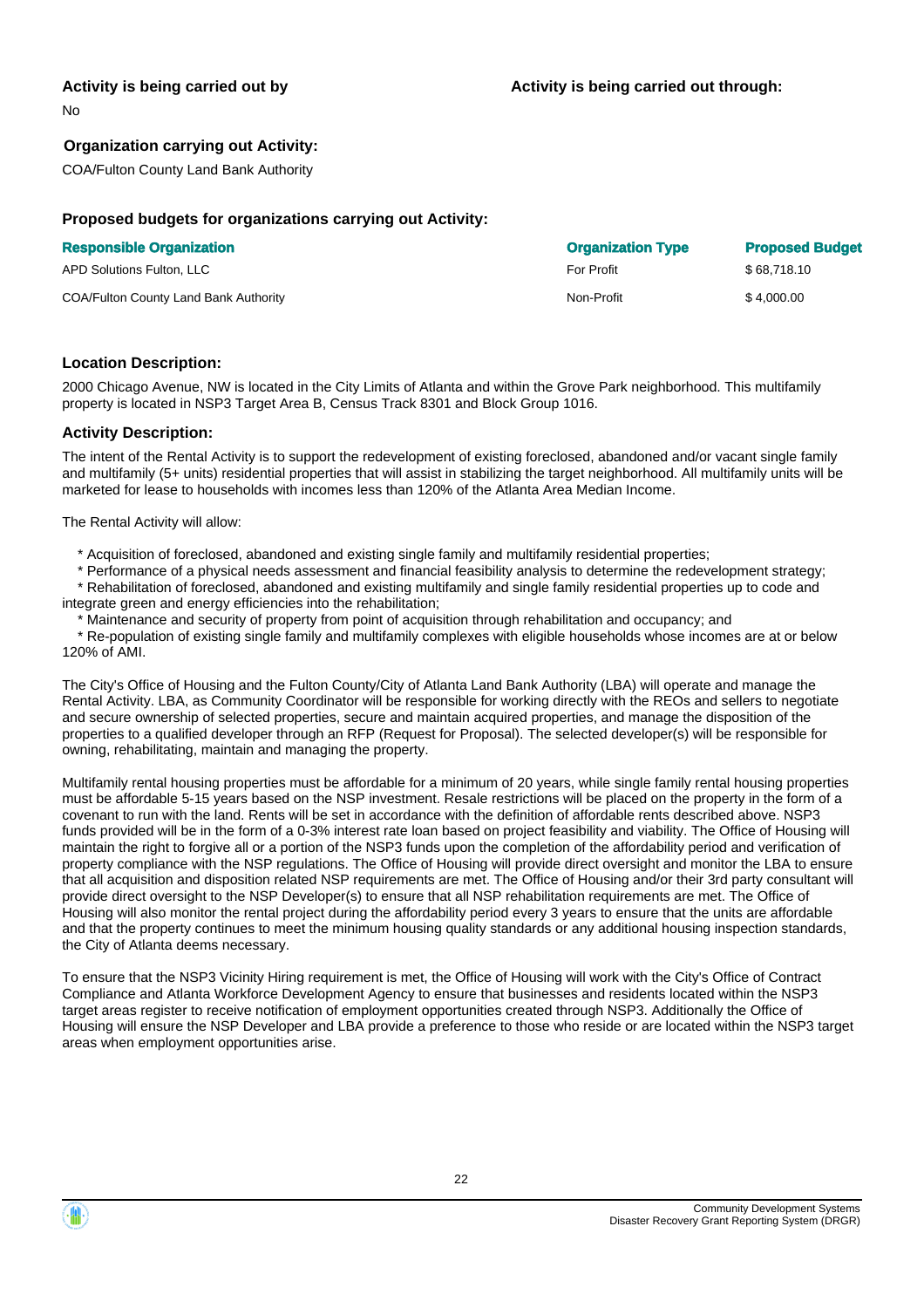**Activity is being carried out by**

No

**Activity is being carried out through:**

**Organization carrying out Activity:**

COA/Fulton County Land Bank Authority

### Proposed budgets for organizations carrying out Activity:

| Responsible Organization | Organization Type | Proposed Budget |
| --- | --- | --- |
| APD Solutions Fulton, LLC | For Profit | $ 68,718.10 |
| COA/Fulton County Land Bank Authority | Non-Profit | $ 4,000.00 |

### Location Description:

2000 Chicago Avenue, NW is located in the City Limits of Atlanta and within the Grove Park neighborhood. This multifamily property is located in NSP3 Target Area B, Census Track 8301 and Block Group 1016.

### Activity Description:

The intent of the Rental Activity is to support the redevelopment of existing foreclosed, abandoned and/or vacant single family and multifamily (5+ units) residential properties that will assist in stabilizing the target neighborhood. All multifamily units will be marketed for lease to households with incomes less than 120% of the Atlanta Area Median Income.

The Rental Activity will allow:

* Acquisition of foreclosed, abandoned and existing single family and multifamily residential properties;
* Performance of a physical needs assessment and financial feasibility analysis to determine the redevelopment strategy;
* Rehabilitation of foreclosed, abandoned and existing multifamily and single family residential properties up to code and integrate green and energy efficiencies into the rehabilitation;
* Maintenance and security of property from point of acquisition through rehabilitation and occupancy; and
* Re-population of existing single family and multifamily complexes with eligible households whose incomes are at or below 120% of AMI.

The City's Office of Housing and the Fulton County/City of Atlanta Land Bank Authority (LBA) will operate and manage the Rental Activity. LBA, as Community Coordinator will be responsible for working directly with the REOs and sellers to negotiate and secure ownership of selected properties, secure and maintain acquired properties, and manage the disposition of the properties to a qualified developer through an RFP (Request for Proposal). The selected developer(s) will be responsible for owning, rehabilitating, maintain and managing the property.

Multifamily rental housing properties must be affordable for a minimum of 20 years, while single family rental housing properties must be affordable 5-15 years based on the NSP investment. Resale restrictions will be placed on the property in the form of a covenant to run with the land. Rents will be set in accordance with the definition of affordable rents described above. NSP3 funds provided will be in the form of a 0-3% interest rate loan based on project feasibility and viability. The Office of Housing will maintain the right to forgive all or a portion of the NSP3 funds upon the completion of the affordability period and verification of property compliance with the NSP regulations. The Office of Housing will provide direct oversight and monitor the LBA to ensure that all acquisition and disposition related NSP requirements are met. The Office of Housing and/or their 3rd party consultant will provide direct oversight to the NSP Developer(s) to ensure that all NSP rehabilitation requirements are met. The Office of Housing will also monitor the rental project during the affordability period every 3 years to ensure that the units are affordable and that the property continues to meet the minimum housing quality standards or any additional housing inspection standards, the City of Atlanta deems necessary.

To ensure that the NSP3 Vicinity Hiring requirement is met, the Office of Housing will work with the City's Office of Contract Compliance and Atlanta Workforce Development Agency to ensure that businesses and residents located within the NSP3 target areas register to receive notification of employment opportunities created through NSP3. Additionally the Office of Housing will ensure the NSP Developer and LBA provide a preference to those who reside or are located within the NSP3 target areas when employment opportunities arise.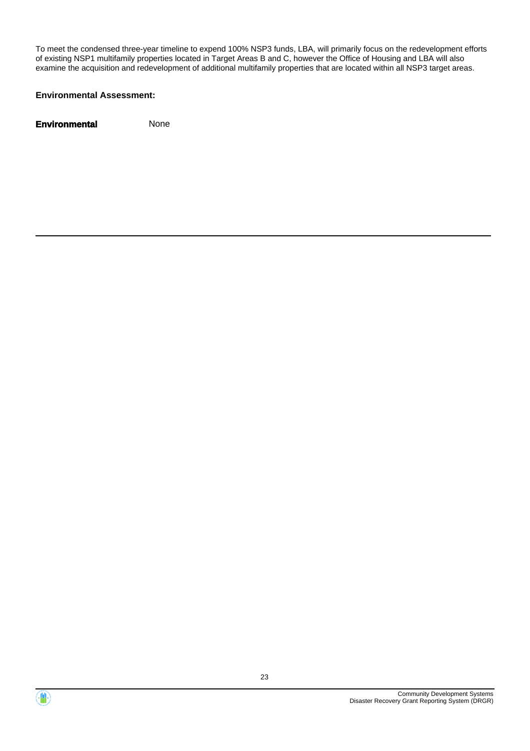To meet the condensed three-year timeline to expend 100% NSP3 funds, LBA, will primarily focus on the redevelopment efforts of existing NSP1 multifamily properties located in Target Areas B and C, however the Office of Housing and LBA will also examine the acquisition and redevelopment of additional multifamily properties that are located within all NSP3 target areas.

**Environmental Assessment:**

**Environmental** None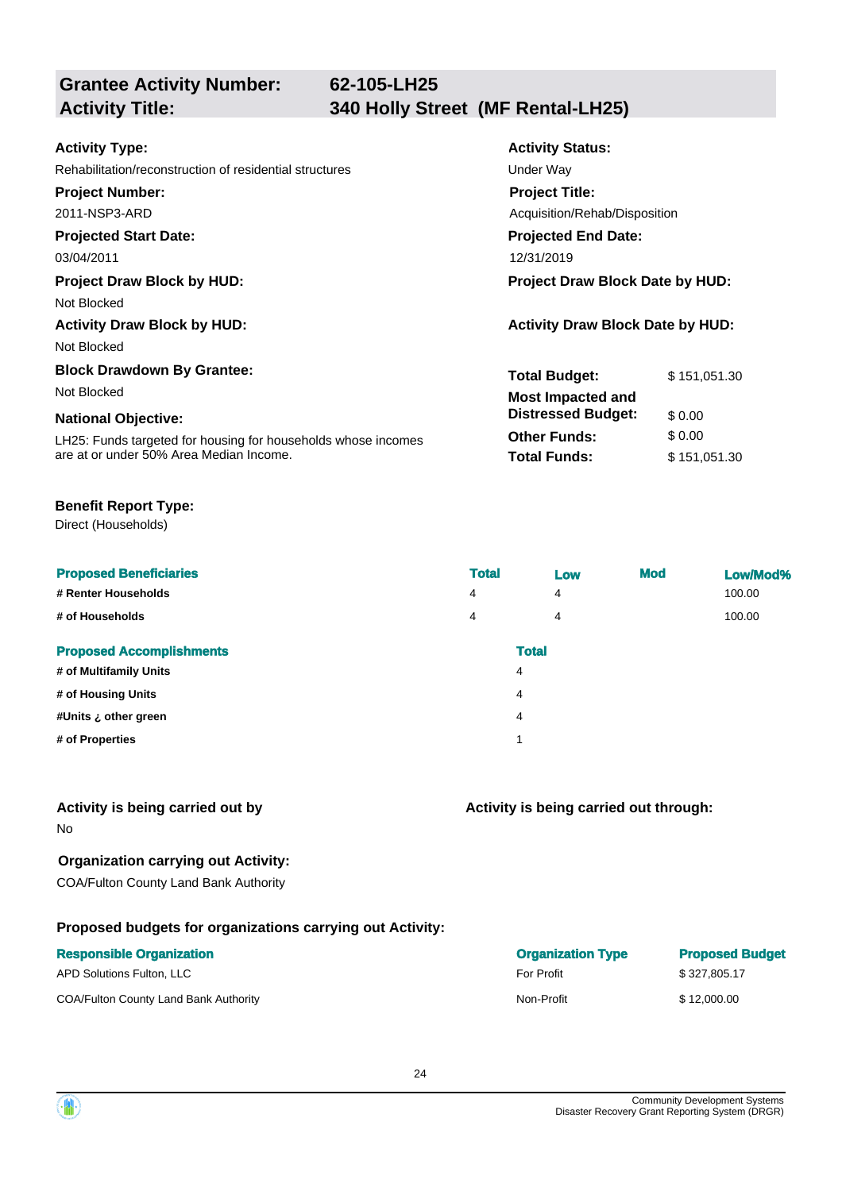## Grantee Activity Number: 62-105-LH25
## Activity Title: 340 Holly Street (MF Rental-LH25)

**Activity Type:**
Rehabilitation/reconstruction of residential structures

**Activity Status:**
Under Way

**Project Number:**
2011-NSP3-ARD

**Project Title:**
Acquisition/Rehab/Disposition

**Projected Start Date:**
03/04/2011

**Projected End Date:**
12/31/2019

**Project Draw Block by HUD:**
Not Blocked

**Project Draw Block Date by HUD:**

**Activity Draw Block by HUD:**
Not Blocked

**Activity Draw Block Date by HUD:**

**Block Drawdown By Grantee:**
Not Blocked

**National Objective:**
LH25: Funds targeted for housing for households whose incomes are at or under 50% Area Median Income.

| | |
|---|---|
| **Total Budget:** | $ 151,051.30 |
| **Most Impacted and Distressed Budget:** | $ 0.00 |
| **Other Funds:** | $ 0.00 |
| **Total Funds:** | $ 151,051.30 |

**Benefit Report Type:**
Direct (Households)

| Proposed Beneficiaries | Total | Low | Mod | Low/Mod% |
|---|---|---|---|---|
| # Renter Households | 4 | 4 | | 100.00 |
| # of Households | 4 | 4 | | 100.00 |

| Proposed Accomplishments | Total |
|---|---|
| # of Multifamily Units | 4 |
| # of Housing Units | 4 |
| #Units ¿ other green | 4 |
| # of Properties | 1 |

**Activity is being carried out by**
No

**Activity is being carried out through:**

**Organization carrying out Activity:**
COA/Fulton County Land Bank Authority

**Proposed budgets for organizations carrying out Activity:**

| Responsible Organization | Organization Type | Proposed Budget |
|---|---|---|
| APD Solutions Fulton, LLC | For Profit | $ 327,805.17 |
| COA/Fulton County Land Bank Authority | Non-Profit | $ 12,000.00 |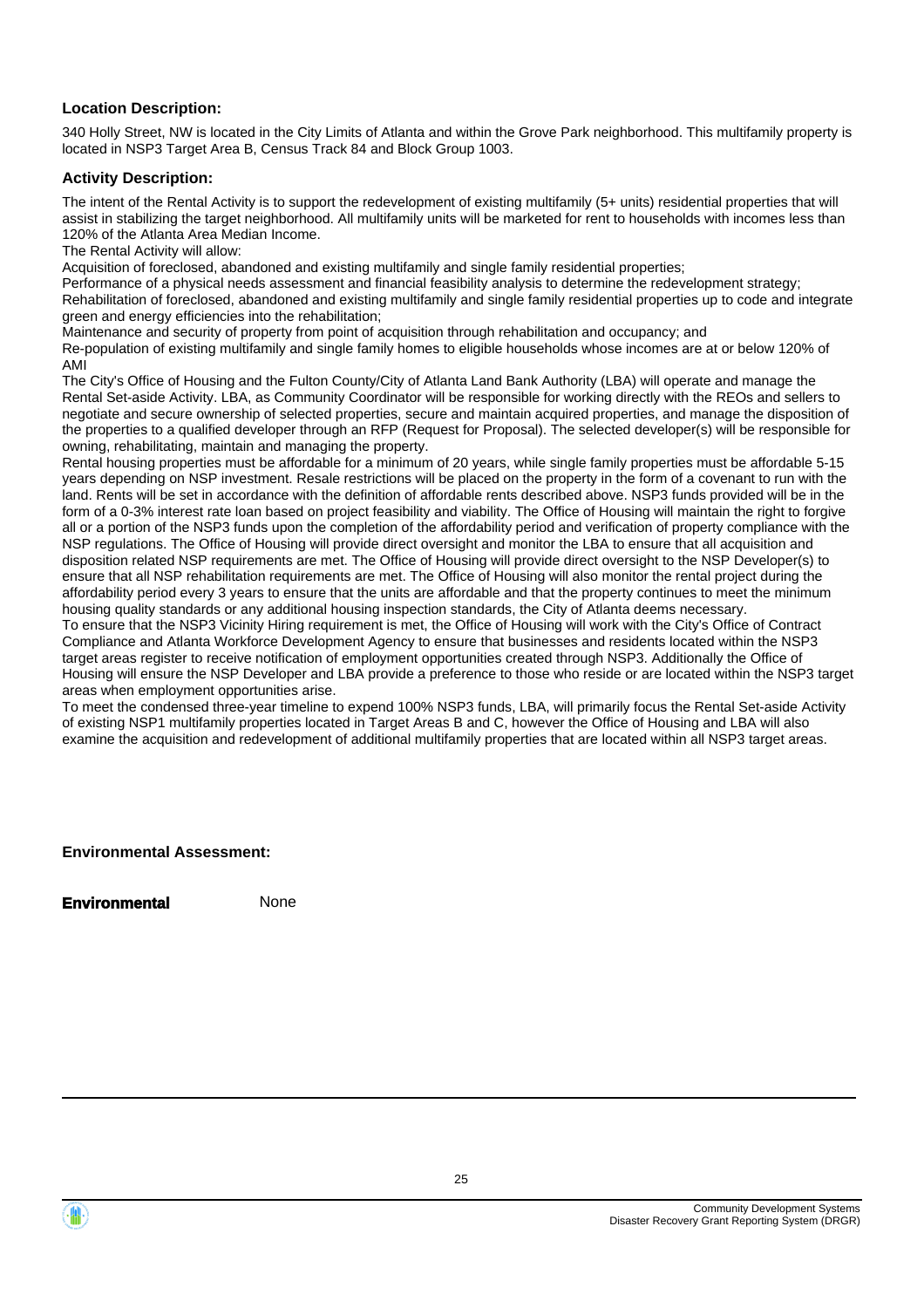**Location Description:**

340 Holly Street, NW is located in the City Limits of Atlanta and within the Grove Park neighborhood. This multifamily property is located in NSP3 Target Area B, Census Track 84 and Block Group 1003.

**Activity Description:**

The intent of the Rental Activity is to support the redevelopment of existing multifamily (5+ units) residential properties that will assist in stabilizing the target neighborhood. All multifamily units will be marketed for rent to households with incomes less than 120% of the Atlanta Area Median Income.

The Rental Activity will allow:

Acquisition of foreclosed, abandoned and existing multifamily and single family residential properties;

Performance of a physical needs assessment and financial feasibility analysis to determine the redevelopment strategy;

Rehabilitation of foreclosed, abandoned and existing multifamily and single family residential properties up to code and integrate green and energy efficiencies into the rehabilitation;

Maintenance and security of property from point of acquisition through rehabilitation and occupancy; and

Re-population of existing multifamily and single family homes to eligible households whose incomes are at or below 120% of AMI

The City's Office of Housing and the Fulton County/City of Atlanta Land Bank Authority (LBA) will operate and manage the Rental Set-aside Activity. LBA, as Community Coordinator will be responsible for working directly with the REOs and sellers to negotiate and secure ownership of selected properties, secure and maintain acquired properties, and manage the disposition of the properties to a qualified developer through an RFP (Request for Proposal). The selected developer(s) will be responsible for owning, rehabilitating, maintain and managing the property.

Rental housing properties must be affordable for a minimum of 20 years, while single family properties must be affordable 5-15 years depending on NSP investment. Resale restrictions will be placed on the property in the form of a covenant to run with the land. Rents will be set in accordance with the definition of affordable rents described above. NSP3 funds provided will be in the form of a 0-3% interest rate loan based on project feasibility and viability. The Office of Housing will maintain the right to forgive all or a portion of the NSP3 funds upon the completion of the affordability period and verification of property compliance with the NSP regulations. The Office of Housing will provide direct oversight and monitor the LBA to ensure that all acquisition and disposition related NSP requirements are met. The Office of Housing will provide direct oversight to the NSP Developer(s) to ensure that all NSP rehabilitation requirements are met. The Office of Housing will also monitor the rental project during the affordability period every 3 years to ensure that the units are affordable and that the property continues to meet the minimum housing quality standards or any additional housing inspection standards, the City of Atlanta deems necessary.

To ensure that the NSP3 Vicinity Hiring requirement is met, the Office of Housing will work with the City's Office of Contract Compliance and Atlanta Workforce Development Agency to ensure that businesses and residents located within the NSP3 target areas register to receive notification of employment opportunities created through NSP3. Additionally the Office of Housing will ensure the NSP Developer and LBA provide a preference to those who reside or are located within the NSP3 target areas when employment opportunities arise.

To meet the condensed three-year timeline to expend 100% NSP3 funds, LBA, will primarily focus the Rental Set-aside Activity of existing NSP1 multifamily properties located in Target Areas B and C, however the Office of Housing and LBA will also examine the acquisition and redevelopment of additional multifamily properties that are located within all NSP3 target areas.

**Environmental Assessment:**

**Environmental** None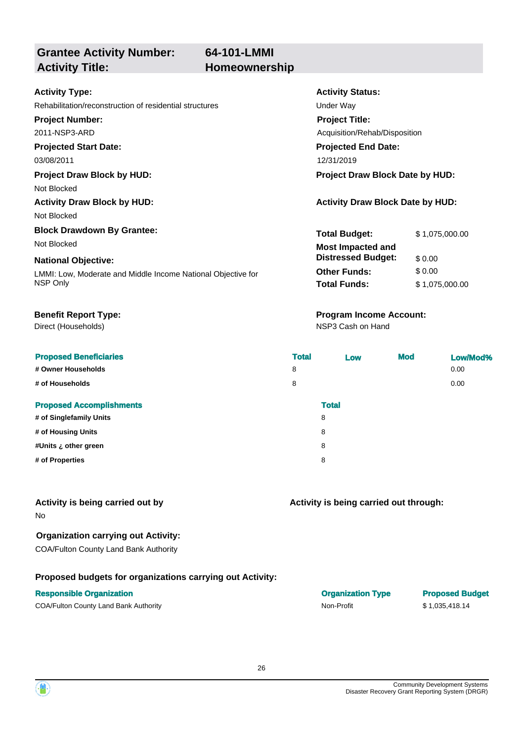| **Grantee Activity Number:** | **64-101-LMMI** |
|---|---|
| **Activity Title:** | **Homeownership** |

**Activity Type:**
Rehabilitation/reconstruction of residential structures

**Activity Status:**
Under Way

**Project Number:**
2011-NSP3-ARD

**Project Title:**
Acquisition/Rehab/Disposition

**Projected Start Date:**
03/08/2011

**Projected End Date:**
12/31/2019

**Project Draw Block by HUD:**
Not Blocked

**Project Draw Block Date by HUD:**

**Activity Draw Block by HUD:**
Not Blocked

**Activity Draw Block Date by HUD:**

**Block Drawdown By Grantee:**
Not Blocked

**National Objective:**
LMMI: Low, Moderate and Middle Income National Objective for NSP Only

| | |
|---|---|
| **Total Budget:** | $ 1,075,000.00 |
| **Most Impacted and Distressed Budget:** | $ 0.00 |
| **Other Funds:** | $ 0.00 |
| **Total Funds:** | $ 1,075,000.00 |

**Benefit Report Type:**
Direct (Households)

**Program Income Account:**
NSP3 Cash on Hand

| Proposed Beneficiaries | Total | Low | Mod | Low/Mod% |
|---|---|---|---|---|
| # Owner Households | 8 | | | 0.00 |
| # of Households | 8 | | | 0.00 |

| Proposed Accomplishments | Total |
|---|---|
| # of Singlefamily Units | 8 |
| # of Housing Units | 8 |
| #Units ¿ other green | 8 |
| # of Properties | 8 |

**Activity is being carried out by**
No

**Activity is being carried out through:**

**Organization carrying out Activity:**
COA/Fulton County Land Bank Authority

**Proposed budgets for organizations carrying out Activity:**

| Responsible Organization | Organization Type | Proposed Budget |
|---|---|---|
| COA/Fulton County Land Bank Authority | Non-Profit | $ 1,035,418.14 |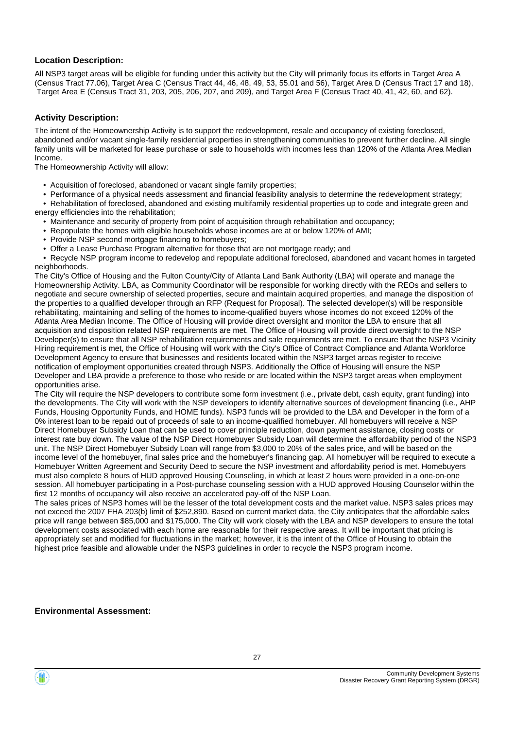**Location Description:**

All NSP3 target areas will be eligible for funding under this activity but the City will primarily focus its efforts in Target Area A (Census Tract 77.06), Target Area C (Census Tract 44, 46, 48, 49, 53, 55.01 and 56), Target Area D (Census Tract 17 and 18), Target Area E (Census Tract 31, 203, 205, 206, 207, and 209), and Target Area F (Census Tract 40, 41, 42, 60, and 62).

**Activity Description:**

The intent of the Homeownership Activity is to support the redevelopment, resale and occupancy of existing foreclosed, abandoned and/or vacant single-family residential properties in strengthening communities to prevent further decline. All single family units will be marketed for lease purchase or sale to households with incomes less than 120% of the Atlanta Area Median Income.

The Homeownership Activity will allow:

- Acquisition of foreclosed, abandoned or vacant single family properties;
- Performance of a physical needs assessment and financial feasibility analysis to determine the redevelopment strategy;
- Rehabilitation of foreclosed, abandoned and existing multifamily residential properties up to code and integrate green and energy efficiencies into the rehabilitation;
- Maintenance and security of property from point of acquisition through rehabilitation and occupancy;
- Repopulate the homes with eligible households whose incomes are at or below 120% of AMI;
- Provide NSP second mortgage financing to homebuyers;
- Offer a Lease Purchase Program alternative for those that are not mortgage ready; and
- Recycle NSP program income to redevelop and repopulate additional foreclosed, abandoned and vacant homes in targeted neighborhoods.

The City's Office of Housing and the Fulton County/City of Atlanta Land Bank Authority (LBA) will operate and manage the Homeownership Activity. LBA, as Community Coordinator will be responsible for working directly with the REOs and sellers to negotiate and secure ownership of selected properties, secure and maintain acquired properties, and manage the disposition of the properties to a qualified developer through an RFP (Request for Proposal). The selected developer(s) will be responsible rehabilitating, maintaining and selling of the homes to income-qualified buyers whose incomes do not exceed 120% of the Atlanta Area Median Income. The Office of Housing will provide direct oversight and monitor the LBA to ensure that all acquisition and disposition related NSP requirements are met. The Office of Housing will provide direct oversight to the NSP Developer(s) to ensure that all NSP rehabilitation requirements and sale requirements are met. To ensure that the NSP3 Vicinity Hiring requirement is met, the Office of Housing will work with the City's Office of Contract Compliance and Atlanta Workforce Development Agency to ensure that businesses and residents located within the NSP3 target areas register to receive notification of employment opportunities created through NSP3. Additionally the Office of Housing will ensure the NSP Developer and LBA provide a preference to those who reside or are located within the NSP3 target areas when employment opportunities arise.

The City will require the NSP developers to contribute some form investment (i.e., private debt, cash equity, grant funding) into the developments. The City will work with the NSP developers to identify alternative sources of development financing (i.e., AHP Funds, Housing Opportunity Funds, and HOME funds). NSP3 funds will be provided to the LBA and Developer in the form of a 0% interest loan to be repaid out of proceeds of sale to an income-qualified homebuyer. All homebuyers will receive a NSP Direct Homebuyer Subsidy Loan that can be used to cover principle reduction, down payment assistance, closing costs or interest rate buy down. The value of the NSP Direct Homebuyer Subsidy Loan will determine the affordability period of the NSP3 unit. The NSP Direct Homebuyer Subsidy Loan will range from $3,000 to 20% of the sales price, and will be based on the income level of the homebuyer, final sales price and the homebuyer's financing gap. All homebuyer will be required to execute a Homebuyer Written Agreement and Security Deed to secure the NSP investment and affordability period is met. Homebuyers must also complete 8 hours of HUD approved Housing Counseling, in which at least 2 hours were provided in a one-on-one session. All homebuyer participating in a Post-purchase counseling session with a HUD approved Housing Counselor within the first 12 months of occupancy will also receive an accelerated pay-off of the NSP Loan.

The sales prices of NSP3 homes will be the lesser of the total development costs and the market value. NSP3 sales prices may not exceed the 2007 FHA 203(b) limit of $252,890. Based on current market data, the City anticipates that the affordable sales price will range between $85,000 and $175,000. The City will work closely with the LBA and NSP developers to ensure the total development costs associated with each home are reasonable for their respective areas. It will be important that pricing is appropriately set and modified for fluctuations in the market; however, it is the intent of the Office of Housing to obtain the highest price feasible and allowable under the NSP3 guidelines in order to recycle the NSP3 program income.

**Environmental Assessment:**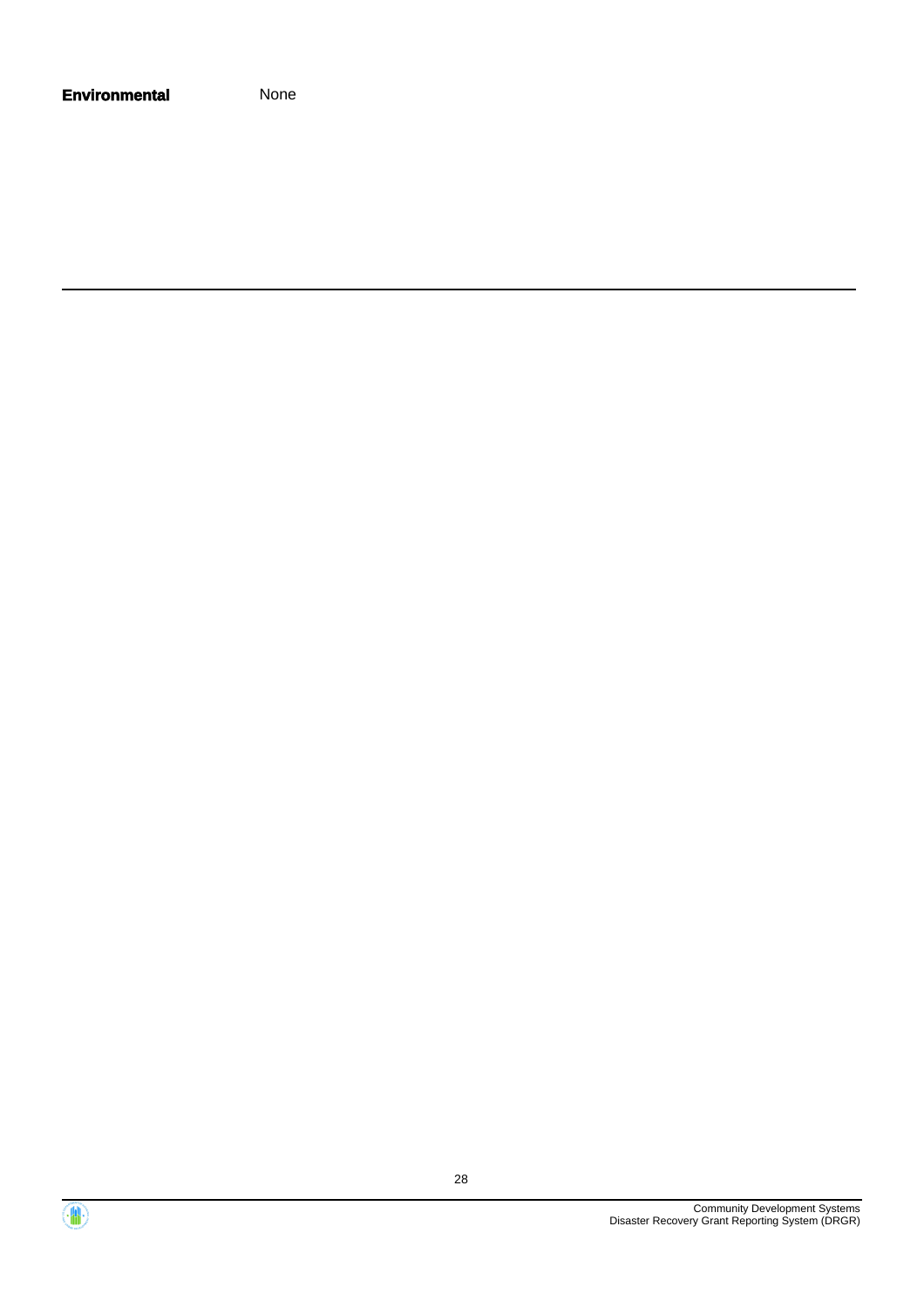**Environmental** None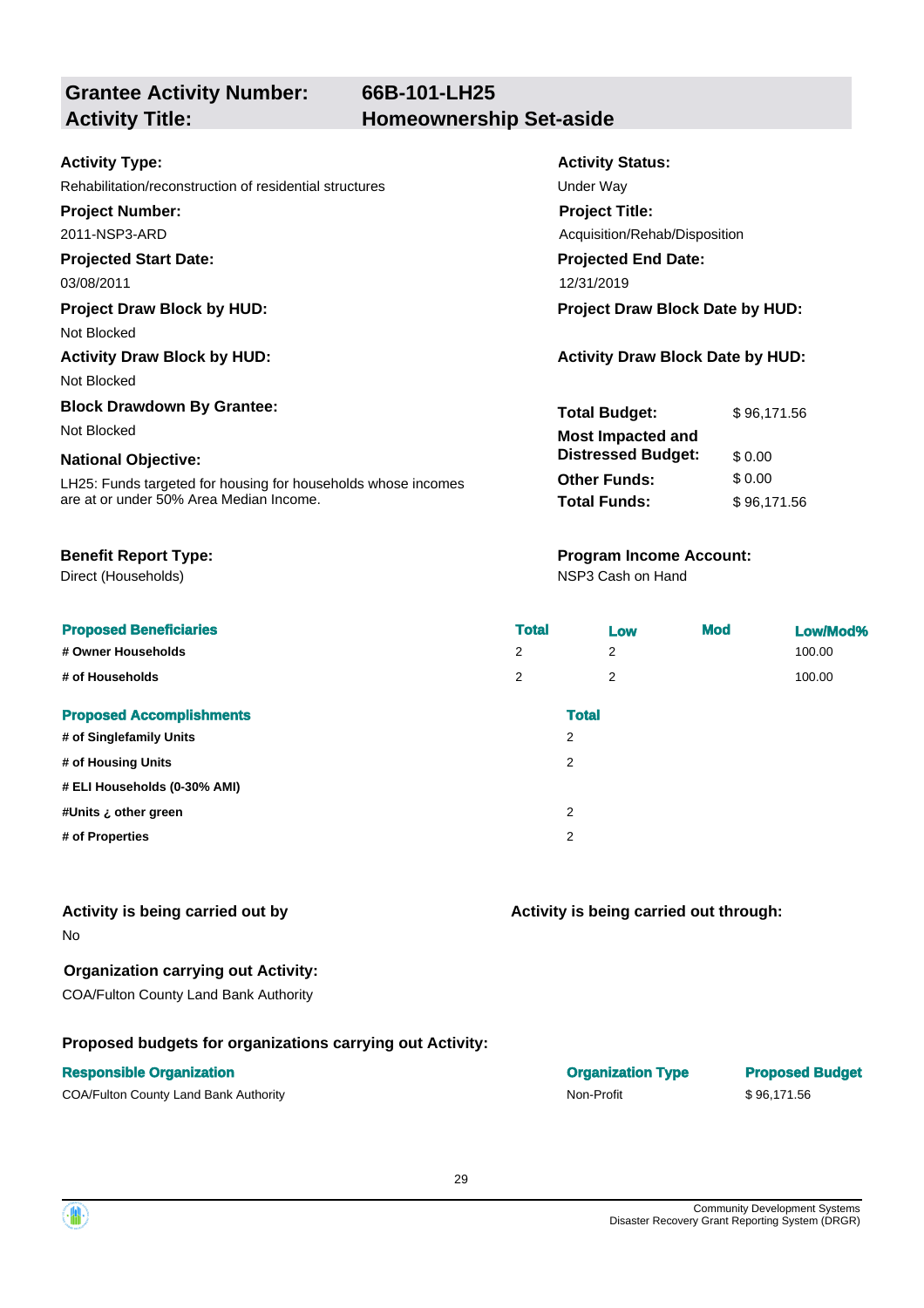## Grantee Activity Number: 66B-101-LH25
## Activity Title: Homeownership Set-aside

**Activity Type:**
Rehabilitation/reconstruction of residential structures

**Activity Status:**
Under Way

**Project Number:**
2011-NSP3-ARD

**Project Title:**
Acquisition/Rehab/Disposition

**Projected Start Date:**
03/08/2011

**Projected End Date:**
12/31/2019

**Project Draw Block by HUD:**
Not Blocked

**Project Draw Block Date by HUD:**

**Activity Draw Block by HUD:**
Not Blocked

**Activity Draw Block Date by HUD:**

**Block Drawdown By Grantee:**
Not Blocked

**National Objective:**
LH25: Funds targeted for housing for households whose incomes are at or under 50% Area Median Income.

| | |
|---|---|
| **Total Budget:** | $ 96,171.56 |
| **Most Impacted and Distressed Budget:** | $ 0.00 |
| **Other Funds:** | $ 0.00 |
| **Total Funds:** | $ 96,171.56 |

**Benefit Report Type:**
Direct (Households)

**Program Income Account:**
NSP3 Cash on Hand

| Proposed Beneficiaries | Total | Low | Mod | Low/Mod% |
|---|---|---|---|---|
| # Owner Households | 2 | 2 | | 100.00 |
| # of Households | 2 | 2 | | 100.00 |

| Proposed Accomplishments | Total |
|---|---|
| # of Singlefamily Units | 2 |
| # of Housing Units | 2 |
| # ELI Households (0-30% AMI) | |
| #Units ¿ other green | 2 |
| # of Properties | 2 |

**Activity is being carried out by**
No

**Activity is being carried out through:**

**Organization carrying out Activity:**
COA/Fulton County Land Bank Authority

**Proposed budgets for organizations carrying out Activity:**

| Responsible Organization | Organization Type | Proposed Budget |
|---|---|---|
| COA/Fulton County Land Bank Authority | Non-Profit | $ 96,171.56 |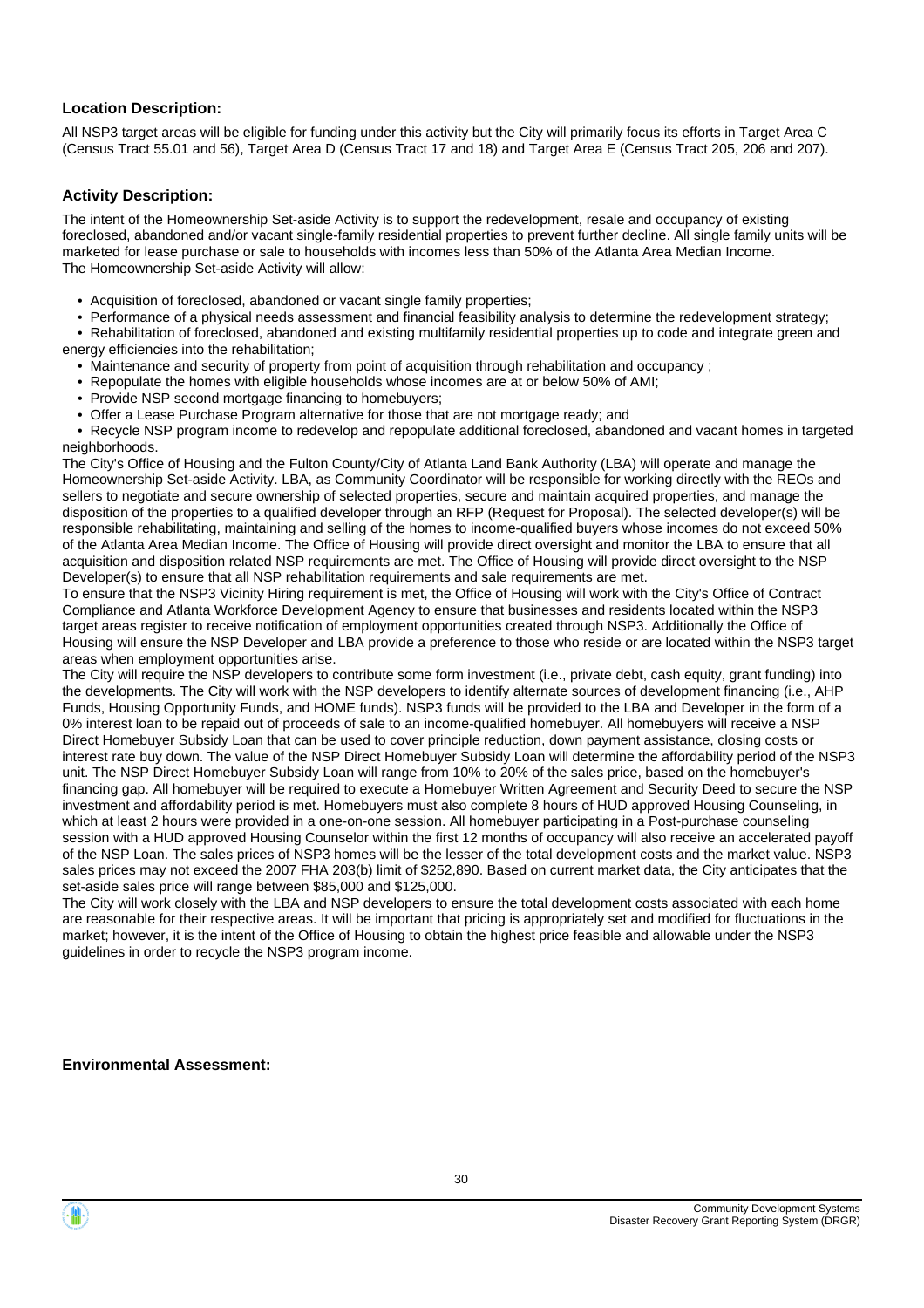**Location Description:**

All NSP3 target areas will be eligible for funding under this activity but the City will primarily focus its efforts in Target Area C (Census Tract 55.01 and 56), Target Area D (Census Tract 17 and 18) and Target Area E (Census Tract 205, 206 and 207).

**Activity Description:**

The intent of the Homeownership Set-aside Activity is to support the redevelopment, resale and occupancy of existing foreclosed, abandoned and/or vacant single-family residential properties to prevent further decline. All single family units will be marketed for lease purchase or sale to households with incomes less than 50% of the Atlanta Area Median Income.
The Homeownership Set-aside Activity will allow:

- Acquisition of foreclosed, abandoned or vacant single family properties;
- Performance of a physical needs assessment and financial feasibility analysis to determine the redevelopment strategy;
- Rehabilitation of foreclosed, abandoned and existing multifamily residential properties up to code and integrate green and energy efficiencies into the rehabilitation;
- Maintenance and security of property from point of acquisition through rehabilitation and occupancy ;
- Repopulate the homes with eligible households whose incomes are at or below 50% of AMI;
- Provide NSP second mortgage financing to homebuyers;
- Offer a Lease Purchase Program alternative for those that are not mortgage ready; and
- Recycle NSP program income to redevelop and repopulate additional foreclosed, abandoned and vacant homes in targeted neighborhoods.

The City's Office of Housing and the Fulton County/City of Atlanta Land Bank Authority (LBA) will operate and manage the Homeownership Set-aside Activity. LBA, as Community Coordinator will be responsible for working directly with the REOs and sellers to negotiate and secure ownership of selected properties, secure and maintain acquired properties, and manage the disposition of the properties to a qualified developer through an RFP (Request for Proposal). The selected developer(s) will be responsible rehabilitating, maintaining and selling of the homes to income-qualified buyers whose incomes do not exceed 50% of the Atlanta Area Median Income. The Office of Housing will provide direct oversight and monitor the LBA to ensure that all acquisition and disposition related NSP requirements are met. The Office of Housing will provide direct oversight to the NSP Developer(s) to ensure that all NSP rehabilitation requirements and sale requirements are met.
To ensure that the NSP3 Vicinity Hiring requirement is met, the Office of Housing will work with the City's Office of Contract Compliance and Atlanta Workforce Development Agency to ensure that businesses and residents located within the NSP3 target areas register to receive notification of employment opportunities created through NSP3. Additionally the Office of Housing will ensure the NSP Developer and LBA provide a preference to those who reside or are located within the NSP3 target areas when employment opportunities arise.
The City will require the NSP developers to contribute some form investment (i.e., private debt, cash equity, grant funding) into the developments. The City will work with the NSP developers to identify alternate sources of development financing (i.e., AHP Funds, Housing Opportunity Funds, and HOME funds). NSP3 funds will be provided to the LBA and Developer in the form of a 0% interest loan to be repaid out of proceeds of sale to an income-qualified homebuyer. All homebuyers will receive a NSP Direct Homebuyer Subsidy Loan that can be used to cover principle reduction, down payment assistance, closing costs or interest rate buy down. The value of the NSP Direct Homebuyer Subsidy Loan will determine the affordability period of the NSP3 unit. The NSP Direct Homebuyer Subsidy Loan will range from 10% to 20% of the sales price, based on the homebuyer's financing gap. All homebuyer will be required to execute a Homebuyer Written Agreement and Security Deed to secure the NSP investment and affordability period is met. Homebuyers must also complete 8 hours of HUD approved Housing Counseling, in which at least 2 hours were provided in a one-on-one session. All homebuyer participating in a Post-purchase counseling session with a HUD approved Housing Counselor within the first 12 months of occupancy will also receive an accelerated payoff of the NSP Loan. The sales prices of NSP3 homes will be the lesser of the total development costs and the market value. NSP3 sales prices may not exceed the 2007 FHA 203(b) limit of $252,890. Based on current market data, the City anticipates that the set-aside sales price will range between $85,000 and $125,000.
The City will work closely with the LBA and NSP developers to ensure the total development costs associated with each home are reasonable for their respective areas. It will be important that pricing is appropriately set and modified for fluctuations in the market; however, it is the intent of the Office of Housing to obtain the highest price feasible and allowable under the NSP3 guidelines in order to recycle the NSP3 program income.

**Environmental Assessment:**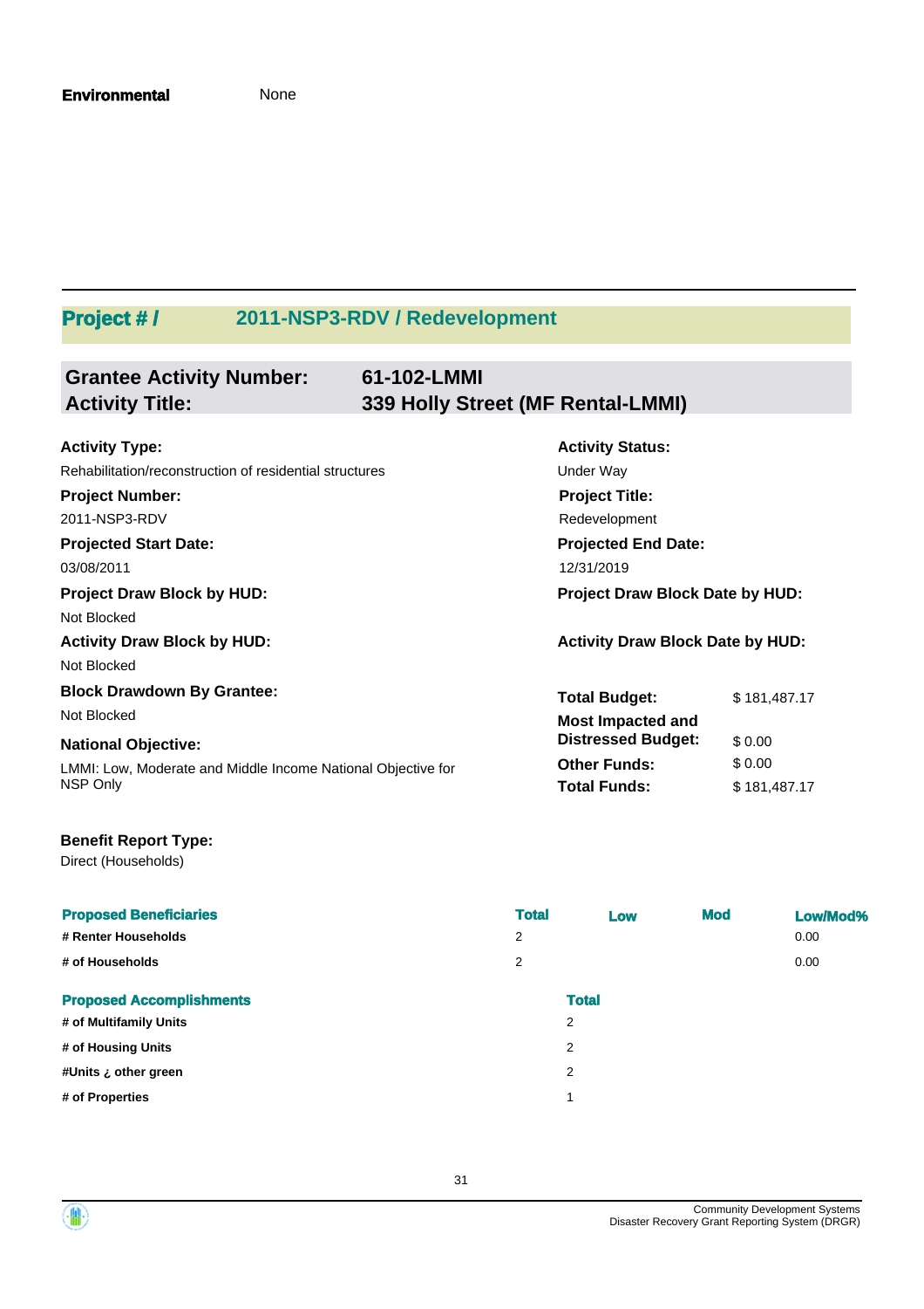**Environmental** None

## Project # / 2011-NSP3-RDV / Redevelopment

**Grantee Activity Number:** 61-102-LMMI
**Activity Title:** 339 Holly Street (MF Rental-LMMI)

**Activity Type:**
Rehabilitation/reconstruction of residential structures

**Activity Status:**
Under Way

**Project Number:**
2011-NSP3-RDV

**Project Title:**
Redevelopment

**Projected Start Date:**
03/08/2011

**Projected End Date:**
12/31/2019

**Project Draw Block by HUD:**
Not Blocked

**Project Draw Block Date by HUD:**

**Activity Draw Block by HUD:**
Not Blocked

**Activity Draw Block Date by HUD:**

**Block Drawdown By Grantee:**
Not Blocked

**National Objective:**
LMMI: Low, Moderate and Middle Income National Objective for NSP Only

| | |
|---|---|
| **Total Budget:** | $ 181,487.17 |
| **Most Impacted and Distressed Budget:** | $ 0.00 |
| **Other Funds:** | $ 0.00 |
| **Total Funds:** | $ 181,487.17 |

**Benefit Report Type:**
Direct (Households)

| Proposed Beneficiaries | Total | Low | Mod | Low/Mod% |
|---|---|---|---|---|
| # Renter Households | 2 | | | 0.00 |
| # of Households | 2 | | | 0.00 |

| Proposed Accomplishments | Total |
|---|---|
| # of Multifamily Units | 2 |
| # of Housing Units | 2 |
| #Units ¿ other green | 2 |
| # of Properties | 1 |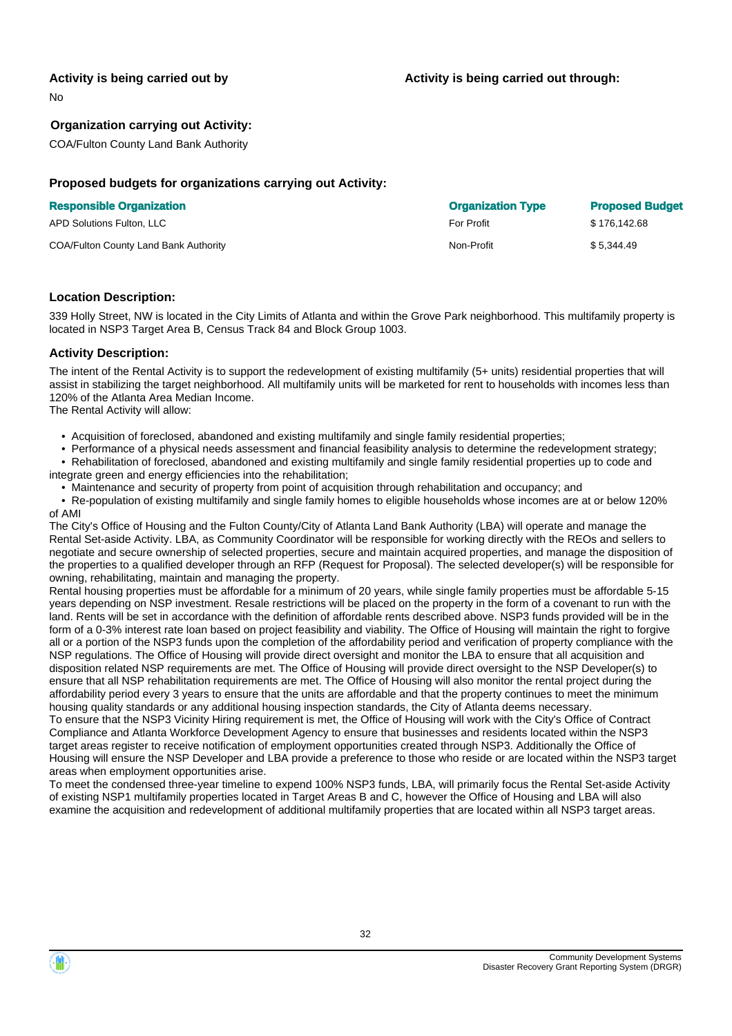**Activity is being carried out by**

No

**Activity is being carried out through:**

**Organization carrying out Activity:**

COA/Fulton County Land Bank Authority

### Proposed budgets for organizations carrying out Activity:

| Responsible Organization | Organization Type | Proposed Budget |
|---|---|---|
| APD Solutions Fulton, LLC | For Profit | $ 176,142.68 |
| COA/Fulton County Land Bank Authority | Non-Profit | $ 5,344.49 |

### Location Description:

339 Holly Street, NW is located in the City Limits of Atlanta and within the Grove Park neighborhood. This multifamily property is located in NSP3 Target Area B, Census Track 84 and Block Group 1003.

### Activity Description:

The intent of the Rental Activity is to support the redevelopment of existing multifamily (5+ units) residential properties that will assist in stabilizing the target neighborhood. All multifamily units will be marketed for rent to households with incomes less than 120% of the Atlanta Area Median Income.

The Rental Activity will allow:

- Acquisition of foreclosed, abandoned and existing multifamily and single family residential properties;
- Performance of a physical needs assessment and financial feasibility analysis to determine the redevelopment strategy;
- Rehabilitation of foreclosed, abandoned and existing multifamily and single family residential properties up to code and integrate green and energy efficiencies into the rehabilitation;
- Maintenance and security of property from point of acquisition through rehabilitation and occupancy; and
- Re-population of existing multifamily and single family homes to eligible households whose incomes are at or below 120% of AMI

The City's Office of Housing and the Fulton County/City of Atlanta Land Bank Authority (LBA) will operate and manage the Rental Set-aside Activity. LBA, as Community Coordinator will be responsible for working directly with the REOs and sellers to negotiate and secure ownership of selected properties, secure and maintain acquired properties, and manage the disposition of the properties to a qualified developer through an RFP (Request for Proposal). The selected developer(s) will be responsible for owning, rehabilitating, maintain and managing the property.

Rental housing properties must be affordable for a minimum of 20 years, while single family properties must be affordable 5-15 years depending on NSP investment. Resale restrictions will be placed on the property in the form of a covenant to run with the land. Rents will be set in accordance with the definition of affordable rents described above. NSP3 funds provided will be in the form of a 0-3% interest rate loan based on project feasibility and viability. The Office of Housing will maintain the right to forgive all or a portion of the NSP3 funds upon the completion of the affordability period and verification of property compliance with the NSP regulations. The Office of Housing will provide direct oversight and monitor the LBA to ensure that all acquisition and disposition related NSP requirements are met. The Office of Housing will provide direct oversight to the NSP Developer(s) to ensure that all NSP rehabilitation requirements are met. The Office of Housing will also monitor the rental project during the affordability period every 3 years to ensure that the units are affordable and that the property continues to meet the minimum housing quality standards or any additional housing inspection standards, the City of Atlanta deems necessary.

To ensure that the NSP3 Vicinity Hiring requirement is met, the Office of Housing will work with the City's Office of Contract Compliance and Atlanta Workforce Development Agency to ensure that businesses and residents located within the NSP3 target areas register to receive notification of employment opportunities created through NSP3. Additionally the Office of Housing will ensure the NSP Developer and LBA provide a preference to those who reside or are located within the NSP3 target areas when employment opportunities arise.

To meet the condensed three-year timeline to expend 100% NSP3 funds, LBA, will primarily focus the Rental Set-aside Activity of existing NSP1 multifamily properties located in Target Areas B and C, however the Office of Housing and LBA will also examine the acquisition and redevelopment of additional multifamily properties that are located within all NSP3 target areas.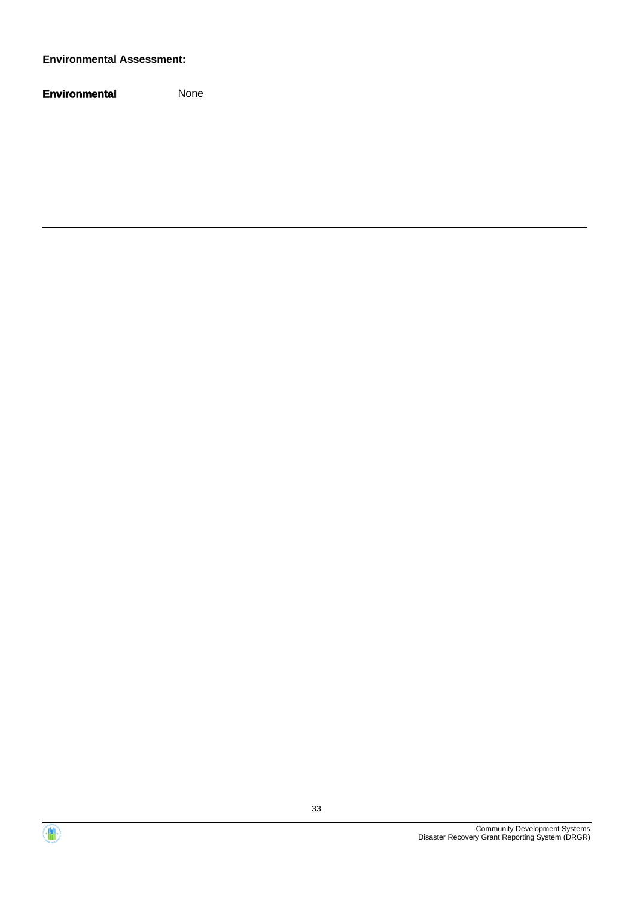**Environmental Assessment:**

| **Environmental** | None |
|---|---|

---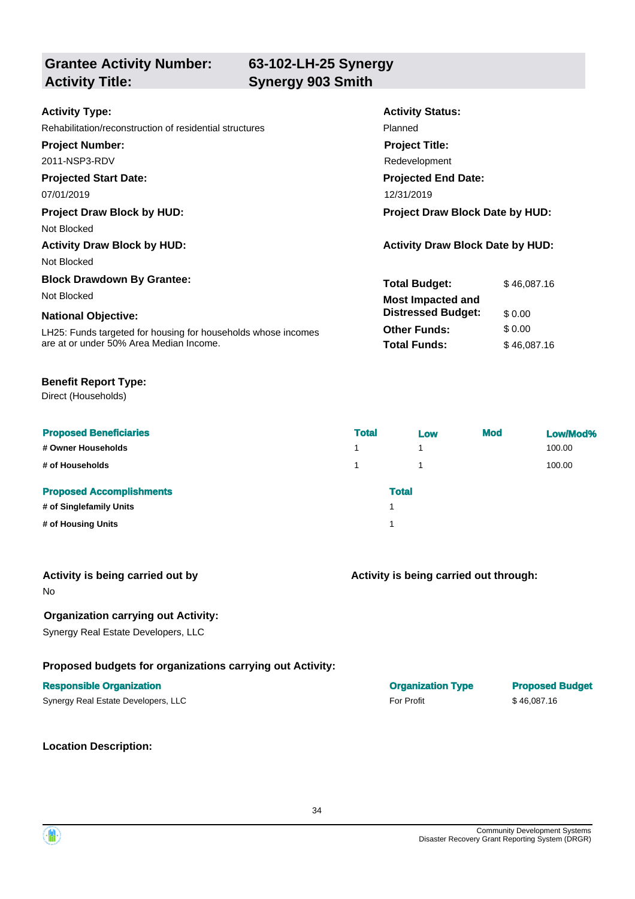| **Grantee Activity Number:** | **63-102-LH-25 Synergy** |
|---|---|
| **Activity Title:** | **Synergy 903 Smith** |

**Activity Type:**
Rehabilitation/reconstruction of residential structures

**Activity Status:**
Planned

**Project Number:**
2011-NSP3-RDV

**Project Title:**
Redevelopment

**Projected Start Date:**
07/01/2019

**Projected End Date:**
12/31/2019

**Project Draw Block by HUD:**
Not Blocked

**Project Draw Block Date by HUD:**

**Activity Draw Block by HUD:**
Not Blocked

**Activity Draw Block Date by HUD:**

**Block Drawdown By Grantee:**
Not Blocked

**National Objective:**
LH25: Funds targeted for housing for households whose incomes are at or under 50% Area Median Income.

| | |
|---|---|
| **Total Budget:** | $ 46,087.16 |
| **Most Impacted and Distressed Budget:** | $ 0.00 |
| **Other Funds:** | $ 0.00 |
| **Total Funds:** | $ 46,087.16 |

**Benefit Report Type:**
Direct (Households)

| **Proposed Beneficiaries** | **Total** | **Low** | **Mod** | **Low/Mod%** |
|---|---|---|---|---|
| # Owner Households | 1 | 1 | | 100.00 |
| # of Households | 1 | 1 | | 100.00 |

| **Proposed Accomplishments** | **Total** |
|---|---|
| # of Singlefamily Units | 1 |
| # of Housing Units | 1 |

**Activity is being carried out by**
No

**Activity is being carried out through:**

**Organization carrying out Activity:**
Synergy Real Estate Developers, LLC

**Proposed budgets for organizations carrying out Activity:**

| **Responsible Organization** | **Organization Type** | **Proposed Budget** |
|---|---|---|
| Synergy Real Estate Developers, LLC | For Profit | $ 46,087.16 |

**Location Description:**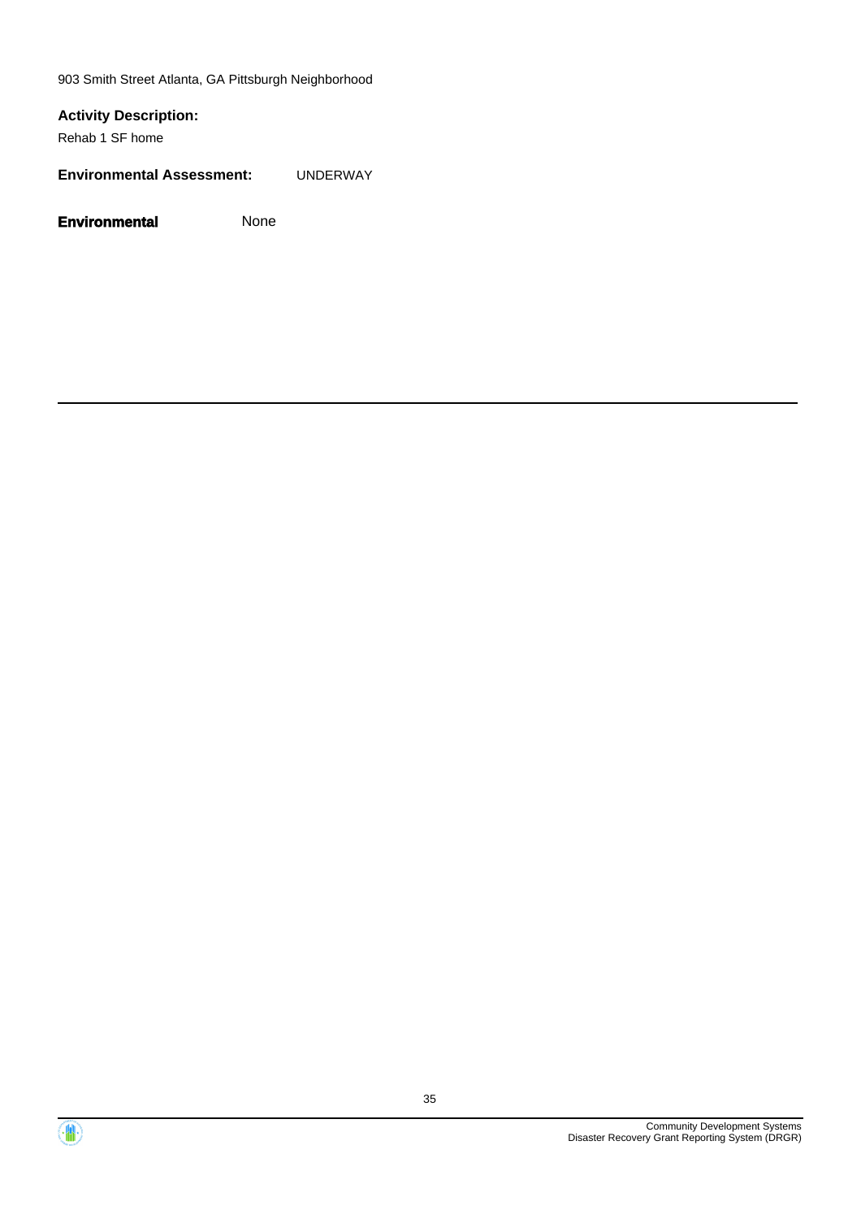903 Smith Street Atlanta, GA Pittsburgh Neighborhood

**Activity Description:**

Rehab 1 SF home

**Environmental Assessment:** UNDERWAY

**Environmental** None

---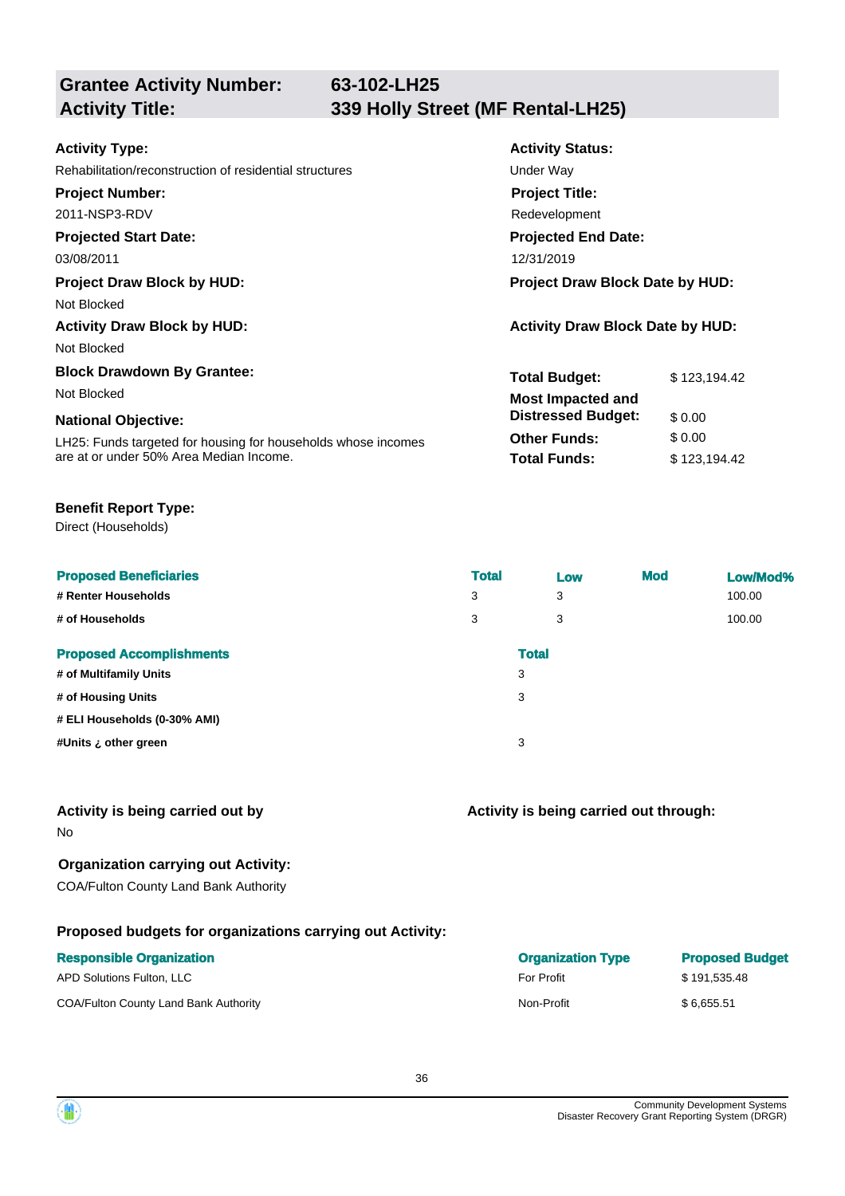## Grantee Activity Number: 63-102-LH25
## Activity Title: 339 Holly Street (MF Rental-LH25)

**Activity Type:**
Rehabilitation/reconstruction of residential structures

**Activity Status:**
Under Way

**Project Number:**
2011-NSP3-RDV

**Project Title:**
Redevelopment

**Projected Start Date:**
03/08/2011

**Projected End Date:**
12/31/2019

**Project Draw Block by HUD:**
Not Blocked

**Project Draw Block Date by HUD:**

**Activity Draw Block by HUD:**
Not Blocked

**Activity Draw Block Date by HUD:**

**Block Drawdown By Grantee:**
Not Blocked

**National Objective:**
LH25: Funds targeted for housing for households whose incomes are at or under 50% Area Median Income.

| | |
|---|---|
| **Total Budget:** | $ 123,194.42 |
| **Most Impacted and Distressed Budget:** | $ 0.00 |
| **Other Funds:** | $ 0.00 |
| **Total Funds:** | $ 123,194.42 |

**Benefit Report Type:**
Direct (Households)

| Proposed Beneficiaries | Total | Low | Mod | Low/Mod% |
|---|---|---|---|---|
| # Renter Households | 3 | 3 | | 100.00 |
| # of Households | 3 | 3 | | 100.00 |

| Proposed Accomplishments | Total |
|---|---|
| # of Multifamily Units | 3 |
| # of Housing Units | 3 |
| # ELI Households (0-30% AMI) | |
| #Units ¿ other green | 3 |

**Activity is being carried out by**
No

**Activity is being carried out through:**

**Organization carrying out Activity:**
COA/Fulton County Land Bank Authority

**Proposed budgets for organizations carrying out Activity:**

| Responsible Organization | Organization Type | Proposed Budget |
|---|---|---|
| APD Solutions Fulton, LLC | For Profit | $ 191,535.48 |
| COA/Fulton County Land Bank Authority | Non-Profit | $ 6,655.51 |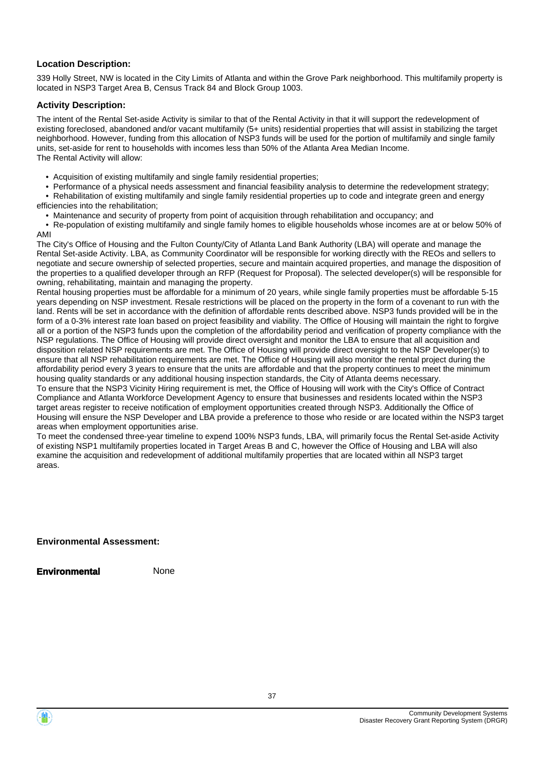**Location Description:**

339 Holly Street, NW is located in the City Limits of Atlanta and within the Grove Park neighborhood. This multifamily property is located in NSP3 Target Area B, Census Track 84 and Block Group 1003.

**Activity Description:**

The intent of the Rental Set-aside Activity is similar to that of the Rental Activity in that it will support the redevelopment of existing foreclosed, abandoned and/or vacant multifamily (5+ units) residential properties that will assist in stabilizing the target neighborhood. However, funding from this allocation of NSP3 funds will be used for the portion of multifamily and single family units, set-aside for rent to households with incomes less than 50% of the Atlanta Area Median Income.
The Rental Activity will allow:

- Acquisition of existing multifamily and single family residential properties;
- Performance of a physical needs assessment and financial feasibility analysis to determine the redevelopment strategy;
- Rehabilitation of existing multifamily and single family residential properties up to code and integrate green and energy efficiencies into the rehabilitation;
- Maintenance and security of property from point of acquisition through rehabilitation and occupancy; and
- Re-population of existing multifamily and single family homes to eligible households whose incomes are at or below 50% of AMI

The City's Office of Housing and the Fulton County/City of Atlanta Land Bank Authority (LBA) will operate and manage the Rental Set-aside Activity. LBA, as Community Coordinator will be responsible for working directly with the REOs and sellers to negotiate and secure ownership of selected properties, secure and maintain acquired properties, and manage the disposition of the properties to a qualified developer through an RFP (Request for Proposal). The selected developer(s) will be responsible for owning, rehabilitating, maintain and managing the property.
Rental housing properties must be affordable for a minimum of 20 years, while single family properties must be affordable 5-15 years depending on NSP investment. Resale restrictions will be placed on the property in the form of a covenant to run with the land. Rents will be set in accordance with the definition of affordable rents described above. NSP3 funds provided will be in the form of a 0-3% interest rate loan based on project feasibility and viability. The Office of Housing will maintain the right to forgive all or a portion of the NSP3 funds upon the completion of the affordability period and verification of property compliance with the NSP regulations. The Office of Housing will provide direct oversight and monitor the LBA to ensure that all acquisition and disposition related NSP requirements are met. The Office of Housing will provide direct oversight to the NSP Developer(s) to ensure that all NSP rehabilitation requirements are met. The Office of Housing will also monitor the rental project during the affordability period every 3 years to ensure that the units are affordable and that the property continues to meet the minimum housing quality standards or any additional housing inspection standards, the City of Atlanta deems necessary.
To ensure that the NSP3 Vicinity Hiring requirement is met, the Office of Housing will work with the City's Office of Contract Compliance and Atlanta Workforce Development Agency to ensure that businesses and residents located within the NSP3 target areas register to receive notification of employment opportunities created through NSP3. Additionally the Office of Housing will ensure the NSP Developer and LBA provide a preference to those who reside or are located within the NSP3 target areas when employment opportunities arise.
To meet the condensed three-year timeline to expend 100% NSP3 funds, LBA, will primarily focus the Rental Set-aside Activity of existing NSP1 multifamily properties located in Target Areas B and C, however the Office of Housing and LBA will also examine the acquisition and redevelopment of additional multifamily properties that are located within all NSP3 target areas.

**Environmental Assessment:**

**Environmental** None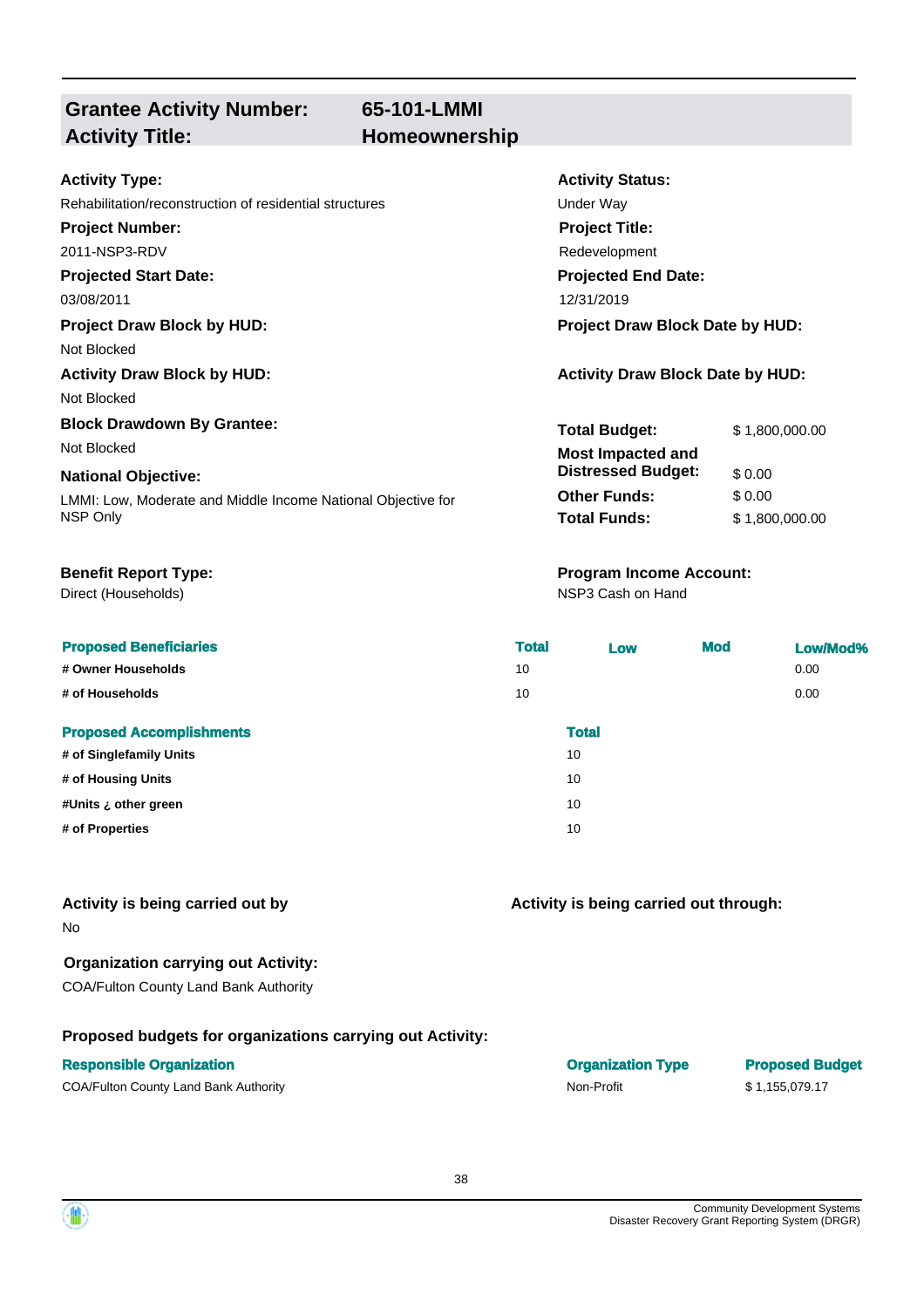## Grantee Activity Number: 65-101-LMMI
## Activity Title: Homeownership

**Activity Type:**
Rehabilitation/reconstruction of residential structures

**Activity Status:**
Under Way

**Project Number:**
2011-NSP3-RDV

**Project Title:**
Redevelopment

**Projected Start Date:**
03/08/2011

**Projected End Date:**
12/31/2019

**Project Draw Block by HUD:**
Not Blocked

**Project Draw Block Date by HUD:**

**Activity Draw Block by HUD:**
Not Blocked

**Activity Draw Block Date by HUD:**

**Block Drawdown By Grantee:**
Not Blocked

**National Objective:**
LMMI: Low, Moderate and Middle Income National Objective for NSP Only

| | |
|---|---|
| **Total Budget:** | $ 1,800,000.00 |
| **Most Impacted and Distressed Budget:** | $ 0.00 |
| **Other Funds:** | $ 0.00 |
| **Total Funds:** | $ 1,800,000.00 |

**Benefit Report Type:**
Direct (Households)

**Program Income Account:**
NSP3 Cash on Hand

| Proposed Beneficiaries | Total | Low | Mod | Low/Mod% |
|---|---|---|---|---|
| # Owner Households | 10 | | | 0.00 |
| # of Households | 10 | | | 0.00 |

| Proposed Accomplishments | Total |
|---|---|
| # of Singlefamily Units | 10 |
| # of Housing Units | 10 |
| #Units ¿ other green | 10 |
| # of Properties | 10 |

**Activity is being carried out by**
No

**Activity is being carried out through:**

**Organization carrying out Activity:**
COA/Fulton County Land Bank Authority

**Proposed budgets for organizations carrying out Activity:**

| Responsible Organization | Organization Type | Proposed Budget |
|---|---|---|
| COA/Fulton County Land Bank Authority | Non-Profit | $ 1,155,079.17 |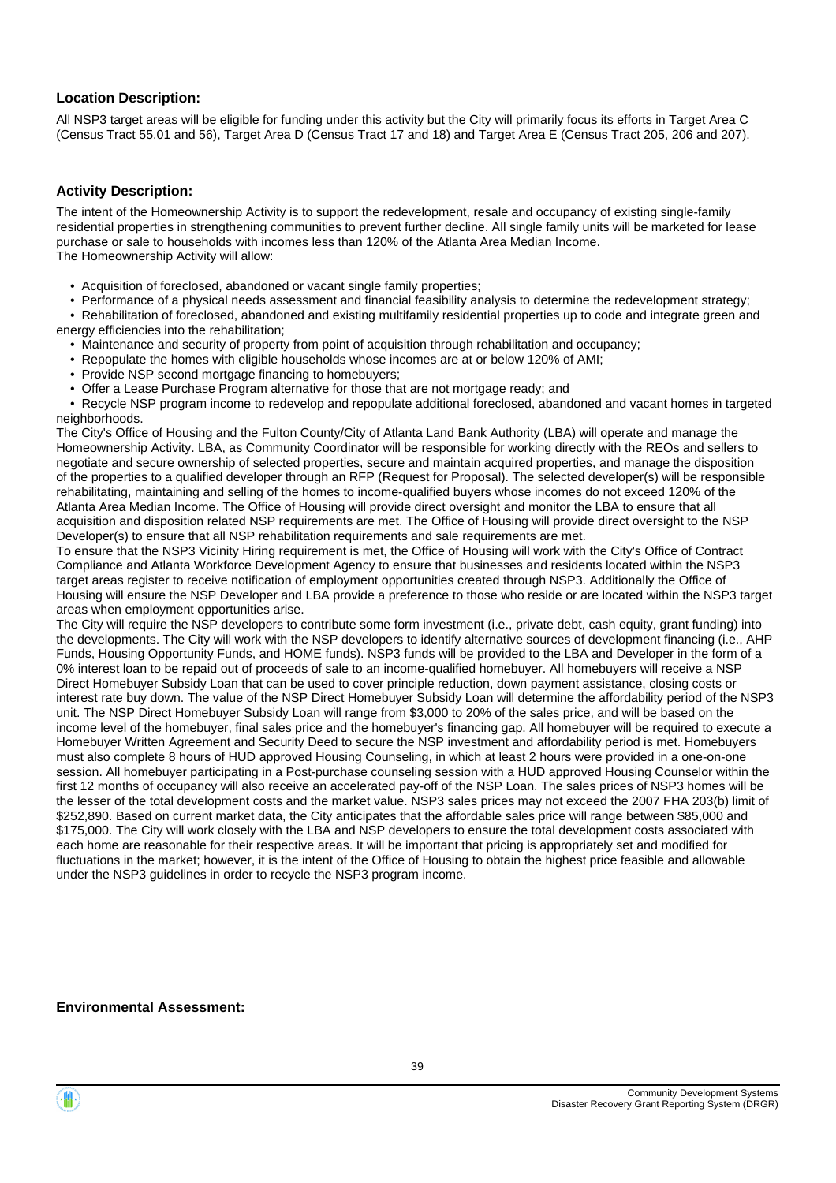**Location Description:**

All NSP3 target areas will be eligible for funding under this activity but the City will primarily focus its efforts in Target Area C (Census Tract 55.01 and 56), Target Area D (Census Tract 17 and 18) and Target Area E (Census Tract 205, 206 and 207).

**Activity Description:**

The intent of the Homeownership Activity is to support the redevelopment, resale and occupancy of existing single-family residential properties in strengthening communities to prevent further decline. All single family units will be marketed for lease purchase or sale to households with incomes less than 120% of the Atlanta Area Median Income.
The Homeownership Activity will allow:

- Acquisition of foreclosed, abandoned or vacant single family properties;
- Performance of a physical needs assessment and financial feasibility analysis to determine the redevelopment strategy;
- Rehabilitation of foreclosed, abandoned and existing multifamily residential properties up to code and integrate green and energy efficiencies into the rehabilitation;
- Maintenance and security of property from point of acquisition through rehabilitation and occupancy;
- Repopulate the homes with eligible households whose incomes are at or below 120% of AMI;
- Provide NSP second mortgage financing to homebuyers;
- Offer a Lease Purchase Program alternative for those that are not mortgage ready; and
- Recycle NSP program income to redevelop and repopulate additional foreclosed, abandoned and vacant homes in targeted neighborhoods.

The City's Office of Housing and the Fulton County/City of Atlanta Land Bank Authority (LBA) will operate and manage the Homeownership Activity. LBA, as Community Coordinator will be responsible for working directly with the REOs and sellers to negotiate and secure ownership of selected properties, secure and maintain acquired properties, and manage the disposition of the properties to a qualified developer through an RFP (Request for Proposal). The selected developer(s) will be responsible rehabilitating, maintaining and selling of the homes to income-qualified buyers whose incomes do not exceed 120% of the Atlanta Area Median Income. The Office of Housing will provide direct oversight and monitor the LBA to ensure that all acquisition and disposition related NSP requirements are met. The Office of Housing will provide direct oversight to the NSP Developer(s) to ensure that all NSP rehabilitation requirements and sale requirements are met.
To ensure that the NSP3 Vicinity Hiring requirement is met, the Office of Housing will work with the City's Office of Contract Compliance and Atlanta Workforce Development Agency to ensure that businesses and residents located within the NSP3 target areas register to receive notification of employment opportunities created through NSP3. Additionally the Office of Housing will ensure the NSP Developer and LBA provide a preference to those who reside or are located within the NSP3 target areas when employment opportunities arise.
The City will require the NSP developers to contribute some form investment (i.e., private debt, cash equity, grant funding) into the developments. The City will work with the NSP developers to identify alternative sources of development financing (i.e., AHP Funds, Housing Opportunity Funds, and HOME funds). NSP3 funds will be provided to the LBA and Developer in the form of a 0% interest loan to be repaid out of proceeds of sale to an income-qualified homebuyer. All homebuyers will receive a NSP Direct Homebuyer Subsidy Loan that can be used to cover principle reduction, down payment assistance, closing costs or interest rate buy down. The value of the NSP Direct Homebuyer Subsidy Loan will determine the affordability period of the NSP3 unit. The NSP Direct Homebuyer Subsidy Loan will range from $3,000 to 20% of the sales price, and will be based on the income level of the homebuyer, final sales price and the homebuyer's financing gap. All homebuyer will be required to execute a Homebuyer Written Agreement and Security Deed to secure the NSP investment and affordability period is met. Homebuyers must also complete 8 hours of HUD approved Housing Counseling, in which at least 2 hours were provided in a one-on-one session. All homebuyer participating in a Post-purchase counseling session with a HUD approved Housing Counselor within the first 12 months of occupancy will also receive an accelerated pay-off of the NSP Loan. The sales prices of NSP3 homes will be the lesser of the total development costs and the market value. NSP3 sales prices may not exceed the 2007 FHA 203(b) limit of $252,890. Based on current market data, the City anticipates that the affordable sales price will range between $85,000 and $175,000. The City will work closely with the LBA and NSP developers to ensure the total development costs associated with each home are reasonable for their respective areas. It will be important that pricing is appropriately set and modified for fluctuations in the market; however, it is the intent of the Office of Housing to obtain the highest price feasible and allowable under the NSP3 guidelines in order to recycle the NSP3 program income.

**Environmental Assessment:**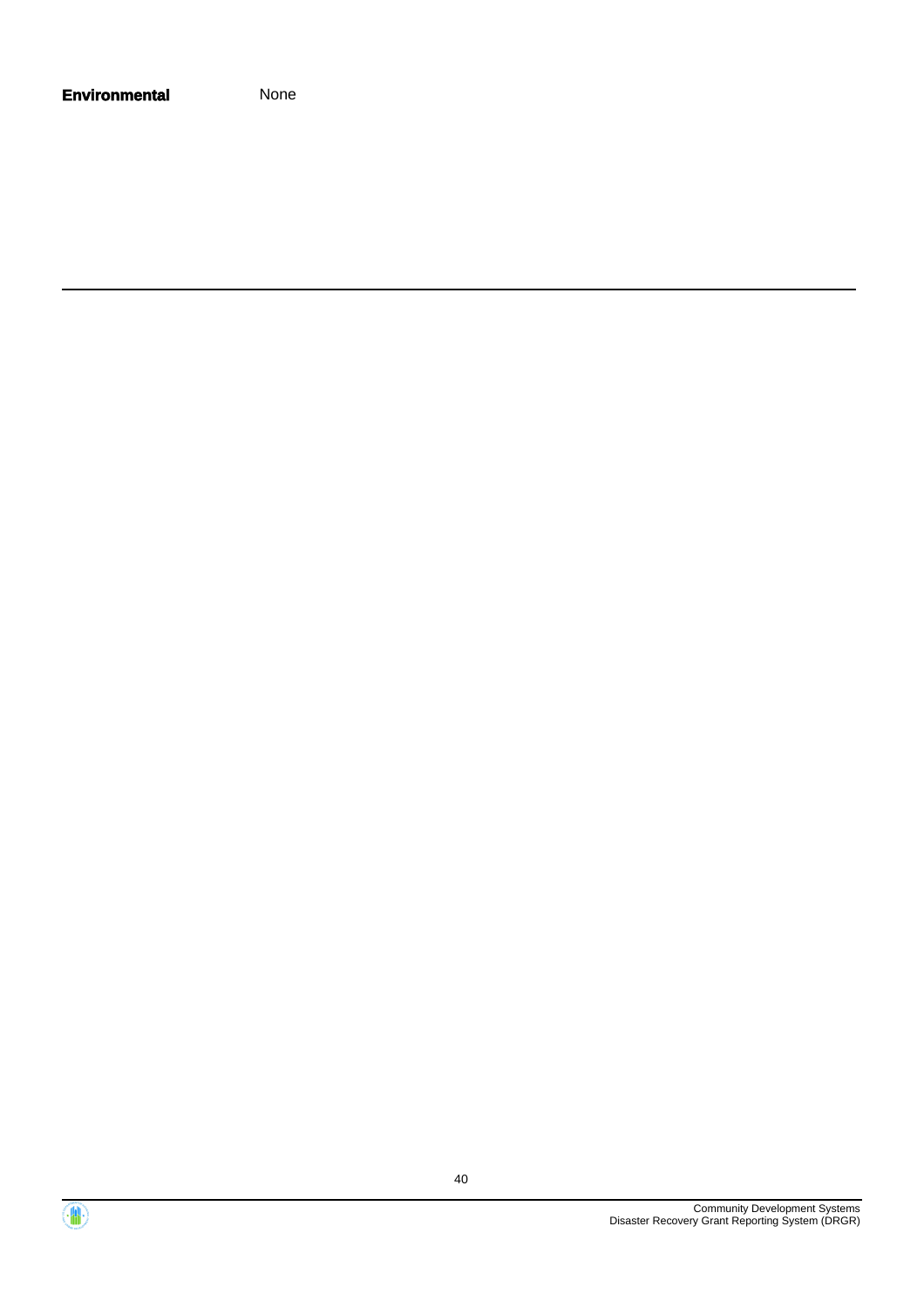**Environmental** None

---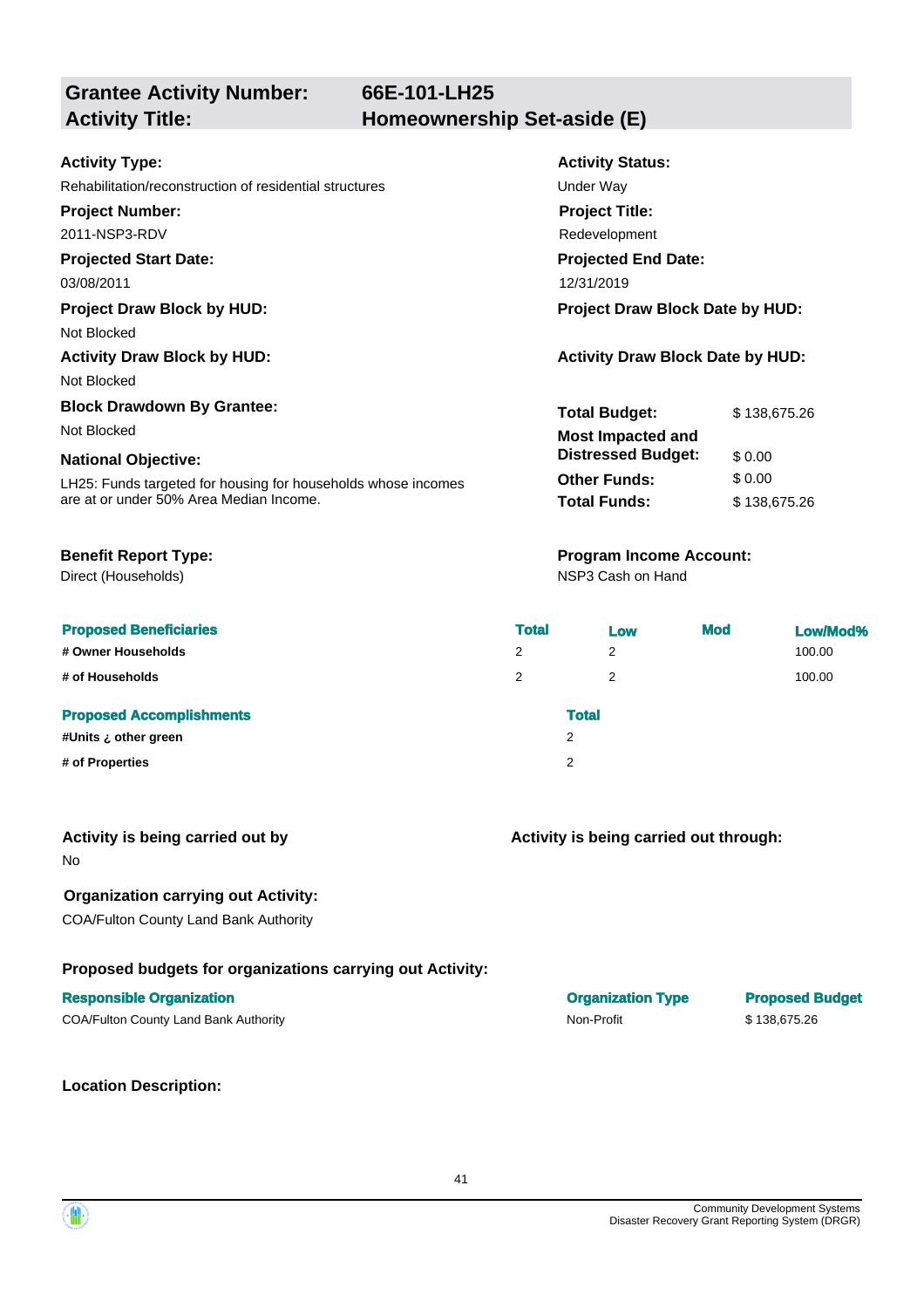| | |
|---|---|
| **Grantee Activity Number:** | **66E-101-LH25** |
| **Activity Title:** | **Homeownership Set-aside (E)** |

**Activity Type:**
Rehabilitation/reconstruction of residential structures

**Activity Status:**
Under Way

**Project Number:**
2011-NSP3-RDV

**Project Title:**
Redevelopment

**Projected Start Date:**
03/08/2011

**Projected End Date:**
12/31/2019

**Project Draw Block by HUD:**
Not Blocked

**Project Draw Block Date by HUD:**

**Activity Draw Block by HUD:**
Not Blocked

**Activity Draw Block Date by HUD:**

**Block Drawdown By Grantee:**
Not Blocked

**National Objective:**
LH25: Funds targeted for housing for households whose incomes are at or under 50% Area Median Income.

| | |
|---|---|
| **Total Budget:** | $ 138,675.26 |
| **Most Impacted and Distressed Budget:** | $ 0.00 |
| **Other Funds:** | $ 0.00 |
| **Total Funds:** | $ 138,675.26 |

**Benefit Report Type:**
Direct (Households)

**Program Income Account:**
NSP3 Cash on Hand

| Proposed Beneficiaries | Total | Low | Mod | Low/Mod% |
|---|---|---|---|---|
| # Owner Households | 2 | 2 | | 100.00 |
| # of Households | 2 | 2 | | 100.00 |

| Proposed Accomplishments | Total |
|---|---|
| #Units ¿ other green | 2 |
| # of Properties | 2 |

**Activity is being carried out by**
No

**Activity is being carried out through:**

**Organization carrying out Activity:**
COA/Fulton County Land Bank Authority

**Proposed budgets for organizations carrying out Activity:**

| Responsible Organization | Organization Type | Proposed Budget |
|---|---|---|
| COA/Fulton County Land Bank Authority | Non-Profit | $ 138,675.26 |

**Location Description:**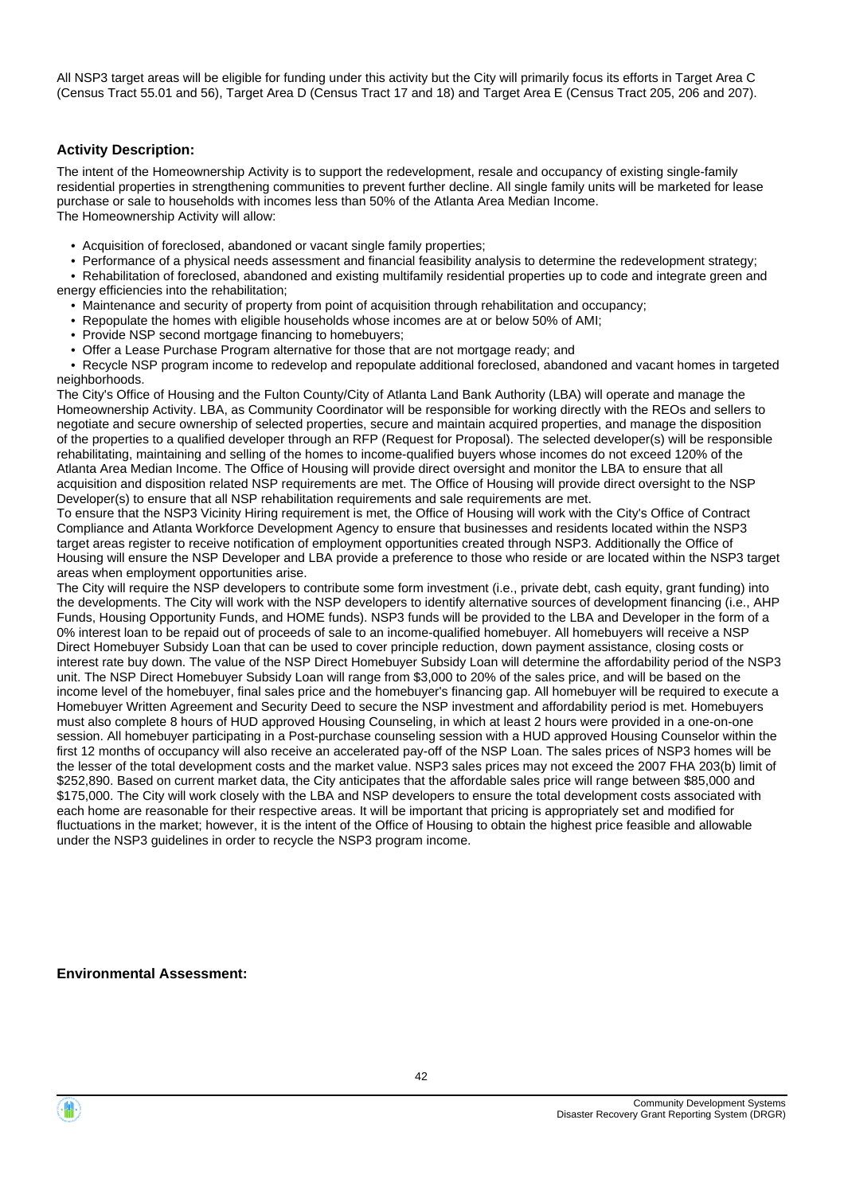All NSP3 target areas will be eligible for funding under this activity but the City will primarily focus its efforts in Target Area C (Census Tract 55.01 and 56), Target Area D (Census Tract 17 and 18) and Target Area E (Census Tract 205, 206 and 207).

### Activity Description:

The intent of the Homeownership Activity is to support the redevelopment, resale and occupancy of existing single-family residential properties in strengthening communities to prevent further decline. All single family units will be marketed for lease purchase or sale to households with incomes less than 50% of the Atlanta Area Median Income.
The Homeownership Activity will allow:

- Acquisition of foreclosed, abandoned or vacant single family properties;
- Performance of a physical needs assessment and financial feasibility analysis to determine the redevelopment strategy;
- Rehabilitation of foreclosed, abandoned and existing multifamily residential properties up to code and integrate green and energy efficiencies into the rehabilitation;
- Maintenance and security of property from point of acquisition through rehabilitation and occupancy;
- Repopulate the homes with eligible households whose incomes are at or below 50% of AMI;
- Provide NSP second mortgage financing to homebuyers;
- Offer a Lease Purchase Program alternative for those that are not mortgage ready; and
- Recycle NSP program income to redevelop and repopulate additional foreclosed, abandoned and vacant homes in targeted neighborhoods.

The City's Office of Housing and the Fulton County/City of Atlanta Land Bank Authority (LBA) will operate and manage the Homeownership Activity. LBA, as Community Coordinator will be responsible for working directly with the REOs and sellers to negotiate and secure ownership of selected properties, secure and maintain acquired properties, and manage the disposition of the properties to a qualified developer through an RFP (Request for Proposal). The selected developer(s) will be responsible rehabilitating, maintaining and selling of the homes to income-qualified buyers whose incomes do not exceed 120% of the Atlanta Area Median Income. The Office of Housing will provide direct oversight and monitor the LBA to ensure that all acquisition and disposition related NSP requirements are met. The Office of Housing will provide direct oversight to the NSP Developer(s) to ensure that all NSP rehabilitation requirements and sale requirements are met.
To ensure that the NSP3 Vicinity Hiring requirement is met, the Office of Housing will work with the City's Office of Contract Compliance and Atlanta Workforce Development Agency to ensure that businesses and residents located within the NSP3 target areas register to receive notification of employment opportunities created through NSP3. Additionally the Office of Housing will ensure the NSP Developer and LBA provide a preference to those who reside or are located within the NSP3 target areas when employment opportunities arise.
The City will require the NSP developers to contribute some form investment (i.e., private debt, cash equity, grant funding) into the developments. The City will work with the NSP developers to identify alternative sources of development financing (i.e., AHP Funds, Housing Opportunity Funds, and HOME funds). NSP3 funds will be provided to the LBA and Developer in the form of a 0% interest loan to be repaid out of proceeds of sale to an income-qualified homebuyer. All homebuyers will receive a NSP Direct Homebuyer Subsidy Loan that can be used to cover principle reduction, down payment assistance, closing costs or interest rate buy down. The value of the NSP Direct Homebuyer Subsidy Loan will determine the affordability period of the NSP3 unit. The NSP Direct Homebuyer Subsidy Loan will range from $3,000 to 20% of the sales price, and will be based on the income level of the homebuyer, final sales price and the homebuyer's financing gap. All homebuyer will be required to execute a Homebuyer Written Agreement and Security Deed to secure the NSP investment and affordability period is met. Homebuyers must also complete 8 hours of HUD approved Housing Counseling, in which at least 2 hours were provided in a one-on-one session. All homebuyer participating in a Post-purchase counseling session with a HUD approved Housing Counselor within the first 12 months of occupancy will also receive an accelerated pay-off of the NSP Loan. The sales prices of NSP3 homes will be the lesser of the total development costs and the market value. NSP3 sales prices may not exceed the 2007 FHA 203(b) limit of $252,890. Based on current market data, the City anticipates that the affordable sales price will range between $85,000 and $175,000. The City will work closely with the LBA and NSP developers to ensure the total development costs associated with each home are reasonable for their respective areas. It will be important that pricing is appropriately set and modified for fluctuations in the market; however, it is the intent of the Office of Housing to obtain the highest price feasible and allowable under the NSP3 guidelines in order to recycle the NSP3 program income.

### Environmental Assessment: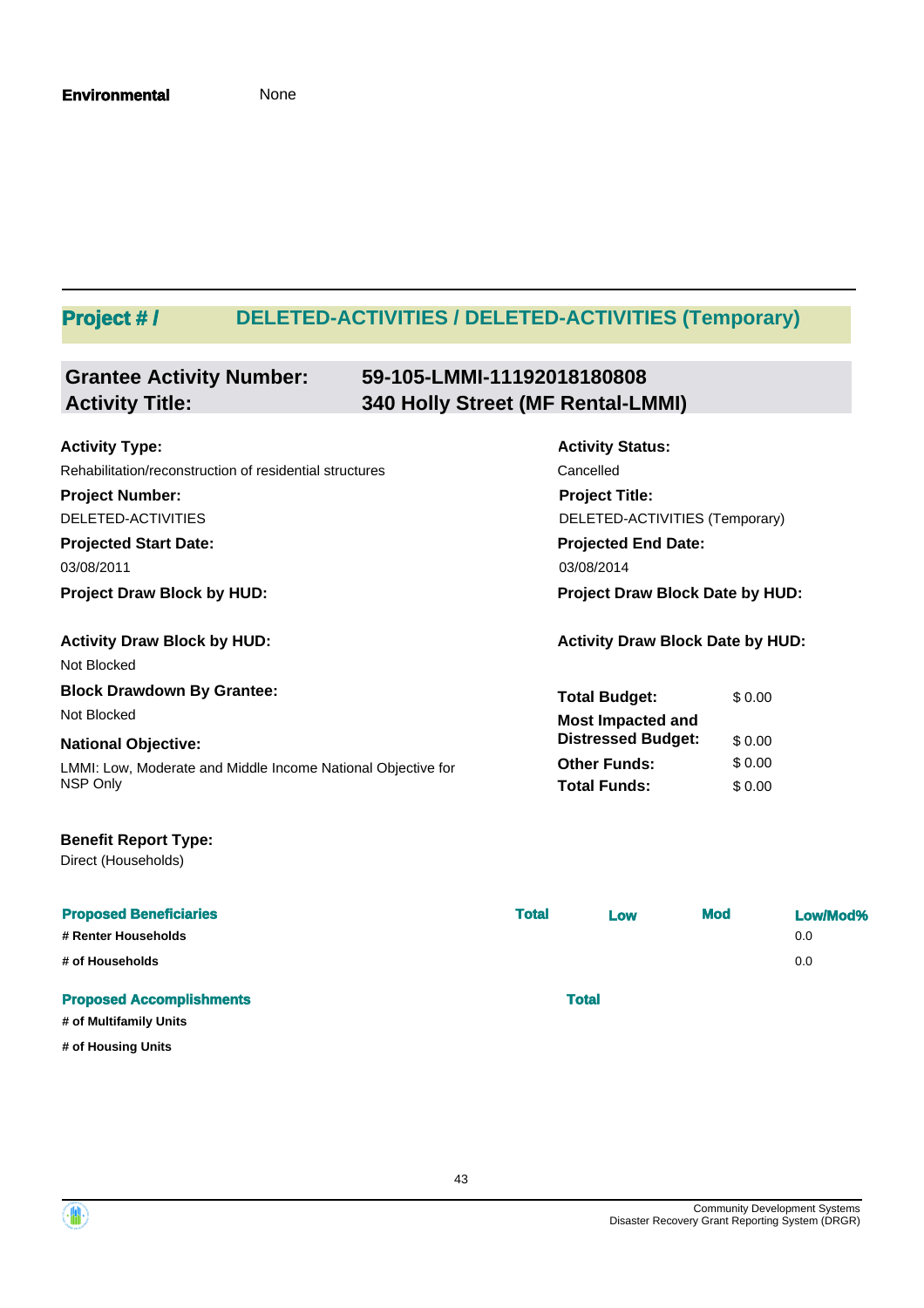**Environmental** None

## Project # / DELETED-ACTIVITIES / DELETED-ACTIVITIES (Temporary)

**Grantee Activity Number:** 59-105-LMMI-11192018180808
**Activity Title:** 340 Holly Street (MF Rental-LMMI)

**Activity Type:**
Rehabilitation/reconstruction of residential structures

**Activity Status:**
Cancelled

**Project Number:**
DELETED-ACTIVITIES

**Project Title:**
DELETED-ACTIVITIES (Temporary)

**Projected Start Date:**
03/08/2011

**Projected End Date:**
03/08/2014

**Project Draw Block by HUD:**

**Project Draw Block Date by HUD:**

**Activity Draw Block by HUD:**
Not Blocked

**Activity Draw Block Date by HUD:**

**Block Drawdown By Grantee:**
Not Blocked

**National Objective:**
LMMI: Low, Moderate and Middle Income National Objective for NSP Only

| | |
|---|---|
| **Total Budget:** | $ 0.00 |
| **Most Impacted and Distressed Budget:** | $ 0.00 |
| **Other Funds:** | $ 0.00 |
| **Total Funds:** | $ 0.00 |

**Benefit Report Type:**
Direct (Households)

| Proposed Beneficiaries | Total | Low | Mod | Low/Mod% |
|---|---|---|---|---|
| # Renter Households | | | | 0.0 |
| # of Households | | | | 0.0 |

| Proposed Accomplishments | Total |
|---|---|
| # of Multifamily Units | |
| # of Housing Units | |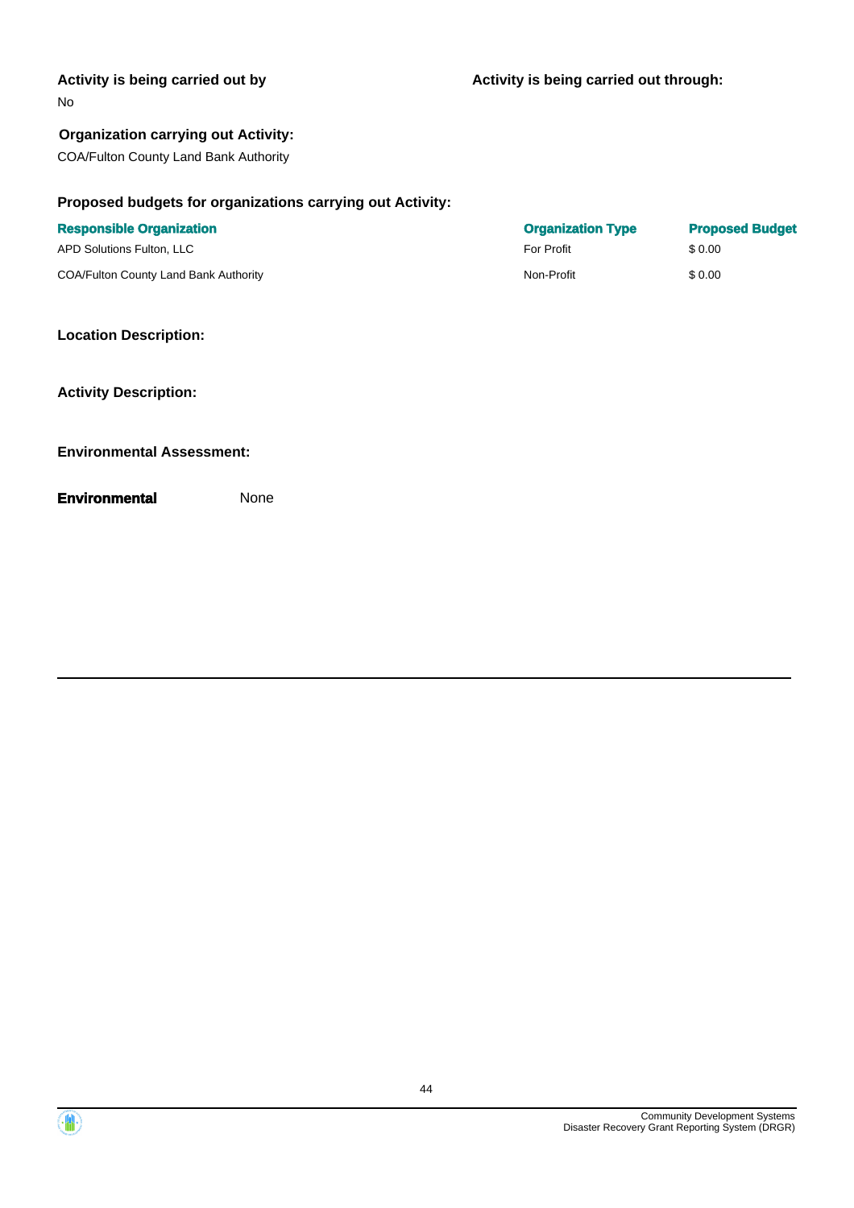**Activity is being carried out by**

No

**Activity is being carried out through:**

**Organization carrying out Activity:**

COA/Fulton County Land Bank Authority

**Proposed budgets for organizations carrying out Activity:**

| Responsible Organization | Organization Type | Proposed Budget |
| --- | --- | --- |
| APD Solutions Fulton, LLC | For Profit | $ 0.00 |
| COA/Fulton County Land Bank Authority | Non-Profit | $ 0.00 |

**Location Description:**

**Activity Description:**

**Environmental Assessment:**

**Environmental** None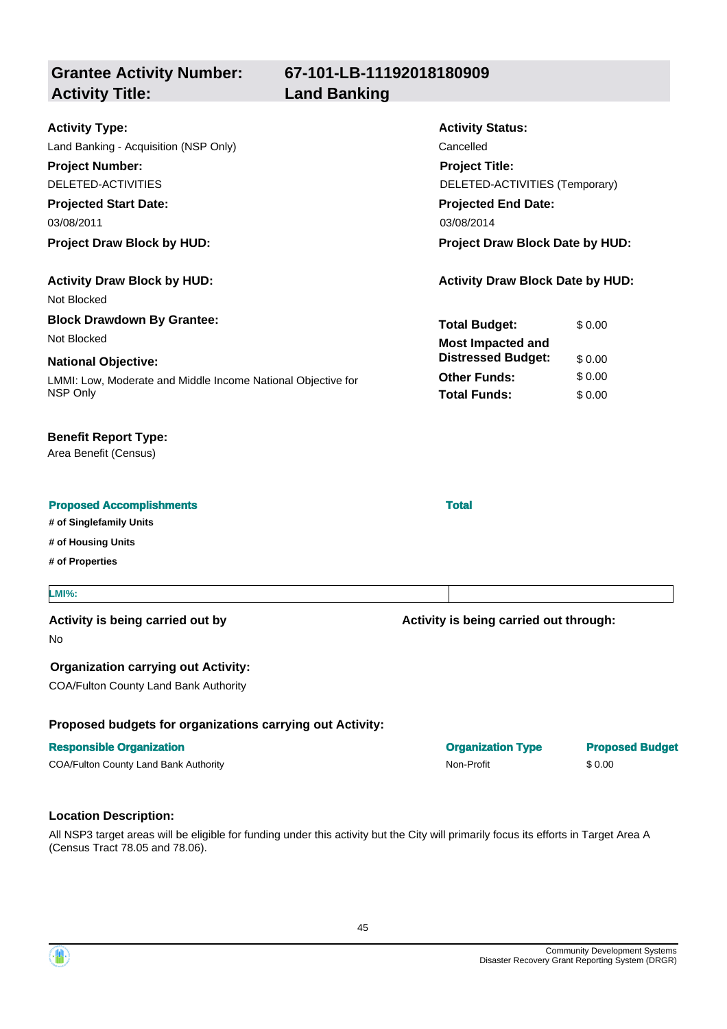## Grantee Activity Number: 67-101-LB-11192018180909
## Activity Title: Land Banking

**Activity Type:**
Land Banking - Acquisition (NSP Only)

**Activity Status:**
Cancelled

**Project Number:**
DELETED-ACTIVITIES

**Project Title:**
DELETED-ACTIVITIES (Temporary)

**Projected Start Date:**
03/08/2011

**Projected End Date:**
03/08/2014

**Project Draw Block by HUD:**

**Project Draw Block Date by HUD:**

**Activity Draw Block by HUD:**
Not Blocked

**Activity Draw Block Date by HUD:**

**Block Drawdown By Grantee:**
Not Blocked

**National Objective:**
LMMI: Low, Moderate and Middle Income National Objective for NSP Only

| | |
|---|---|
| **Total Budget:** | $ 0.00 |
| **Most Impacted and Distressed Budget:** | $ 0.00 |
| **Other Funds:** | $ 0.00 |
| **Total Funds:** | $ 0.00 |

**Benefit Report Type:**
Area Benefit (Census)

| Proposed Accomplishments | Total |
|---|---|
| # of Singlefamily Units | |
| # of Housing Units | |
| # of Properties | |

| LMI%: | |
|---|---|

**Activity is being carried out by**
No

**Activity is being carried out through:**

**Organization carrying out Activity:**
COA/Fulton County Land Bank Authority

**Proposed budgets for organizations carrying out Activity:**

| Responsible Organization | Organization Type | Proposed Budget |
|---|---|---|
| COA/Fulton County Land Bank Authority | Non-Profit | $ 0.00 |

**Location Description:**

All NSP3 target areas will be eligible for funding under this activity but the City will primarily focus its efforts in Target Area A (Census Tract 78.05 and 78.06).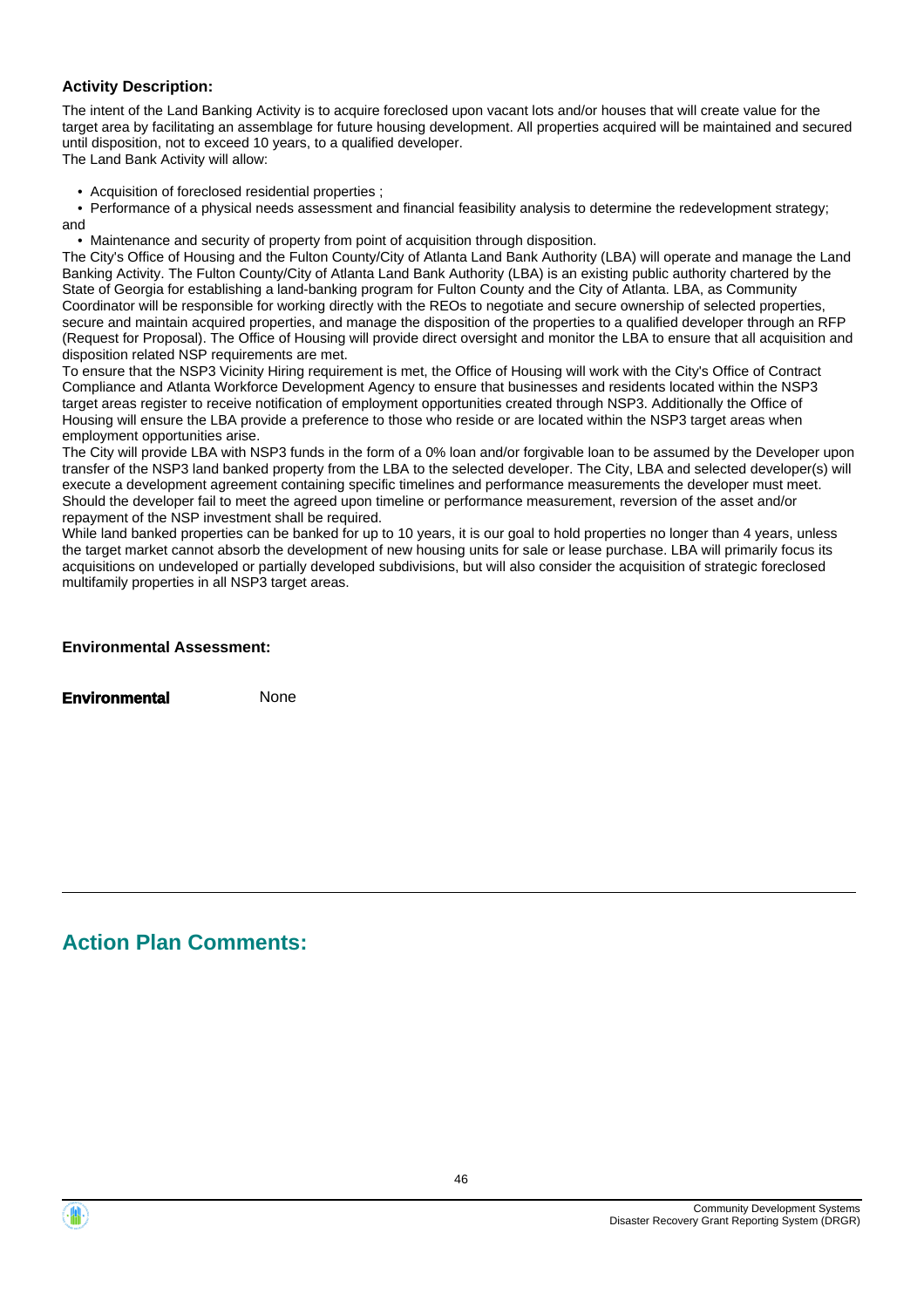**Activity Description:**

The intent of the Land Banking Activity is to acquire foreclosed upon vacant lots and/or houses that will create value for the target area by facilitating an assemblage for future housing development. All properties acquired will be maintained and secured until disposition, not to exceed 10 years, to a qualified developer.
The Land Bank Activity will allow:

- Acquisition of foreclosed residential properties ;
- Performance of a physical needs assessment and financial feasibility analysis to determine the redevelopment strategy; and
- Maintenance and security of property from point of acquisition through disposition.

The City's Office of Housing and the Fulton County/City of Atlanta Land Bank Authority (LBA) will operate and manage the Land Banking Activity. The Fulton County/City of Atlanta Land Bank Authority (LBA) is an existing public authority chartered by the State of Georgia for establishing a land-banking program for Fulton County and the City of Atlanta. LBA, as Community Coordinator will be responsible for working directly with the REOs to negotiate and secure ownership of selected properties, secure and maintain acquired properties, and manage the disposition of the properties to a qualified developer through an RFP (Request for Proposal). The Office of Housing will provide direct oversight and monitor the LBA to ensure that all acquisition and disposition related NSP requirements are met.
To ensure that the NSP3 Vicinity Hiring requirement is met, the Office of Housing will work with the City's Office of Contract Compliance and Atlanta Workforce Development Agency to ensure that businesses and residents located within the NSP3 target areas register to receive notification of employment opportunities created through NSP3. Additionally the Office of Housing will ensure the LBA provide a preference to those who reside or are located within the NSP3 target areas when employment opportunities arise.
The City will provide LBA with NSP3 funds in the form of a 0% loan and/or forgivable loan to be assumed by the Developer upon transfer of the NSP3 land banked property from the LBA to the selected developer. The City, LBA and selected developer(s) will execute a development agreement containing specific timelines and performance measurements the developer must meet. Should the developer fail to meet the agreed upon timeline or performance measurement, reversion of the asset and/or repayment of the NSP investment shall be required.
While land banked properties can be banked for up to 10 years, it is our goal to hold properties no longer than 4 years, unless the target market cannot absorb the development of new housing units for sale or lease purchase. LBA will primarily focus its acquisitions on undeveloped or partially developed subdivisions, but will also consider the acquisition of strategic foreclosed multifamily properties in all NSP3 target areas.

**Environmental Assessment:**

**Environmental** None

## Action Plan Comments: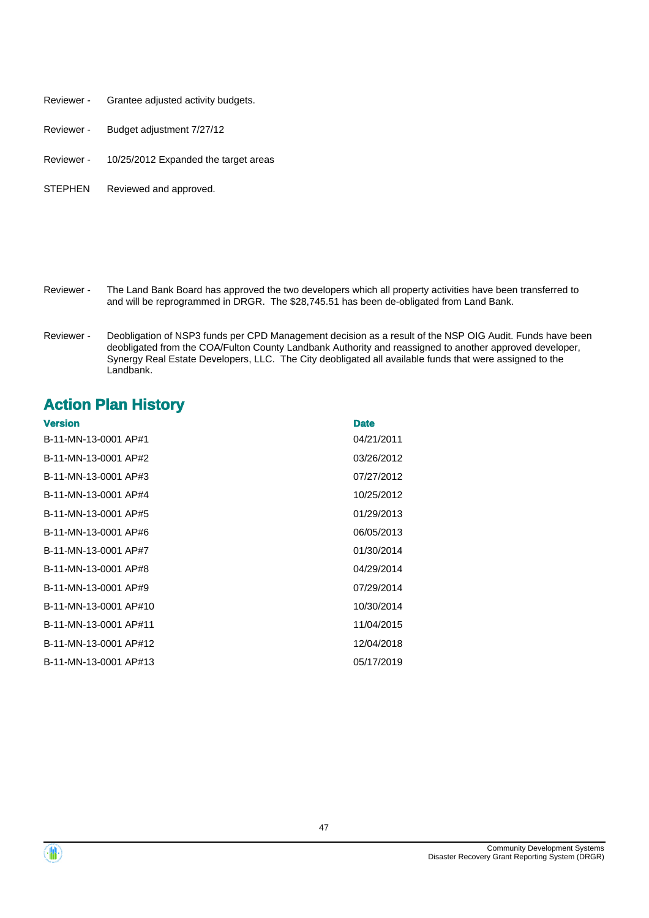Reviewer - Grantee adjusted activity budgets.

Reviewer - Budget adjustment 7/27/12

Reviewer - 10/25/2012 Expanded the target areas

STEPHEN Reviewed and approved.

Reviewer - The Land Bank Board has approved the two developers which all property activities have been transferred to and will be reprogrammed in DRGR. The $28,745.51 has been de-obligated from Land Bank.

Reviewer - Deobligation of NSP3 funds per CPD Management decision as a result of the NSP OIG Audit. Funds have been deobligated from the COA/Fulton County Landbank Authority and reassigned to another approved developer, Synergy Real Estate Developers, LLC. The City deobligated all available funds that were assigned to the Landbank.

## Action Plan History

| Version | Date |
|---|---|
| B-11-MN-13-0001 AP#1 | 04/21/2011 |
| B-11-MN-13-0001 AP#2 | 03/26/2012 |
| B-11-MN-13-0001 AP#3 | 07/27/2012 |
| B-11-MN-13-0001 AP#4 | 10/25/2012 |
| B-11-MN-13-0001 AP#5 | 01/29/2013 |
| B-11-MN-13-0001 AP#6 | 06/05/2013 |
| B-11-MN-13-0001 AP#7 | 01/30/2014 |
| B-11-MN-13-0001 AP#8 | 04/29/2014 |
| B-11-MN-13-0001 AP#9 | 07/29/2014 |
| B-11-MN-13-0001 AP#10 | 10/30/2014 |
| B-11-MN-13-0001 AP#11 | 11/04/2015 |
| B-11-MN-13-0001 AP#12 | 12/04/2018 |
| B-11-MN-13-0001 AP#13 | 05/17/2019 |